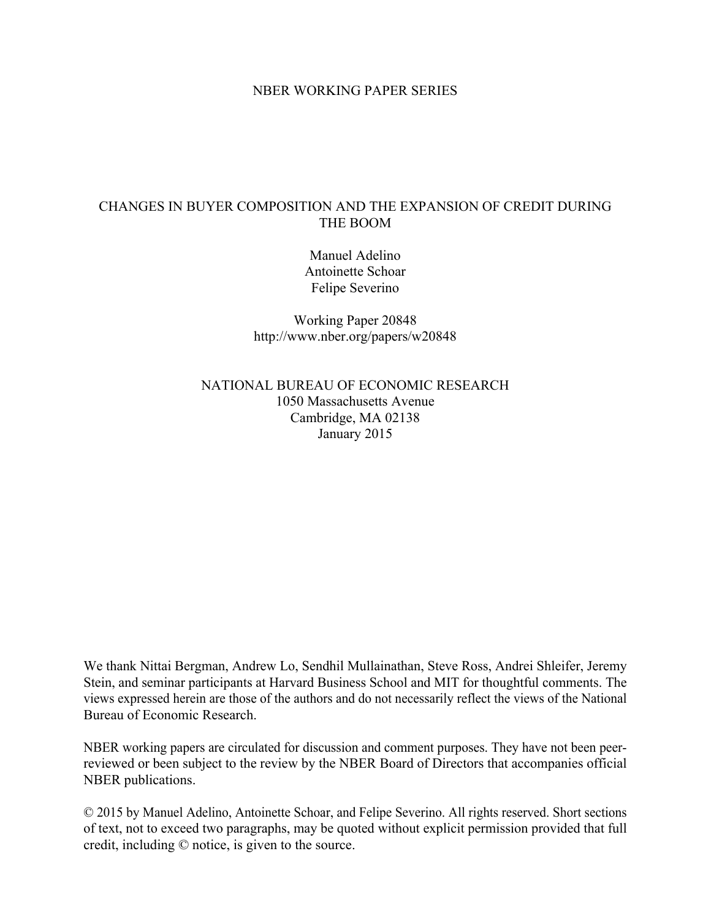NBER WORKING PAPER SERIES

# CHANGES IN BUYER COMPOSITION AND THE EXPANSION OF CREDIT DURING THE BOOM

Manuel Adelino  
Antoinette Schoar  
Felipe Severino

Working Paper 20848  
http://www.nber.org/papers/w20848

NATIONAL BUREAU OF ECONOMIC RESEARCH  
1050 Massachusetts Avenue  
Cambridge, MA 02138  
January 2015

We thank Nittai Bergman, Andrew Lo, Sendhil Mullainathan, Steve Ross, Andrei Shleifer, Jeremy Stein, and seminar participants at Harvard Business School and MIT for thoughtful comments. The views expressed herein are those of the authors and do not necessarily reflect the views of the National Bureau of Economic Research.

NBER working papers are circulated for discussion and comment purposes. They have not been peer-reviewed or been subject to the review by the NBER Board of Directors that accompanies official NBER publications.

© 2015 by Manuel Adelino, Antoinette Schoar, and Felipe Severino. All rights reserved. Short sections of text, not to exceed two paragraphs, may be quoted without explicit permission provided that full credit, including © notice, is given to the source.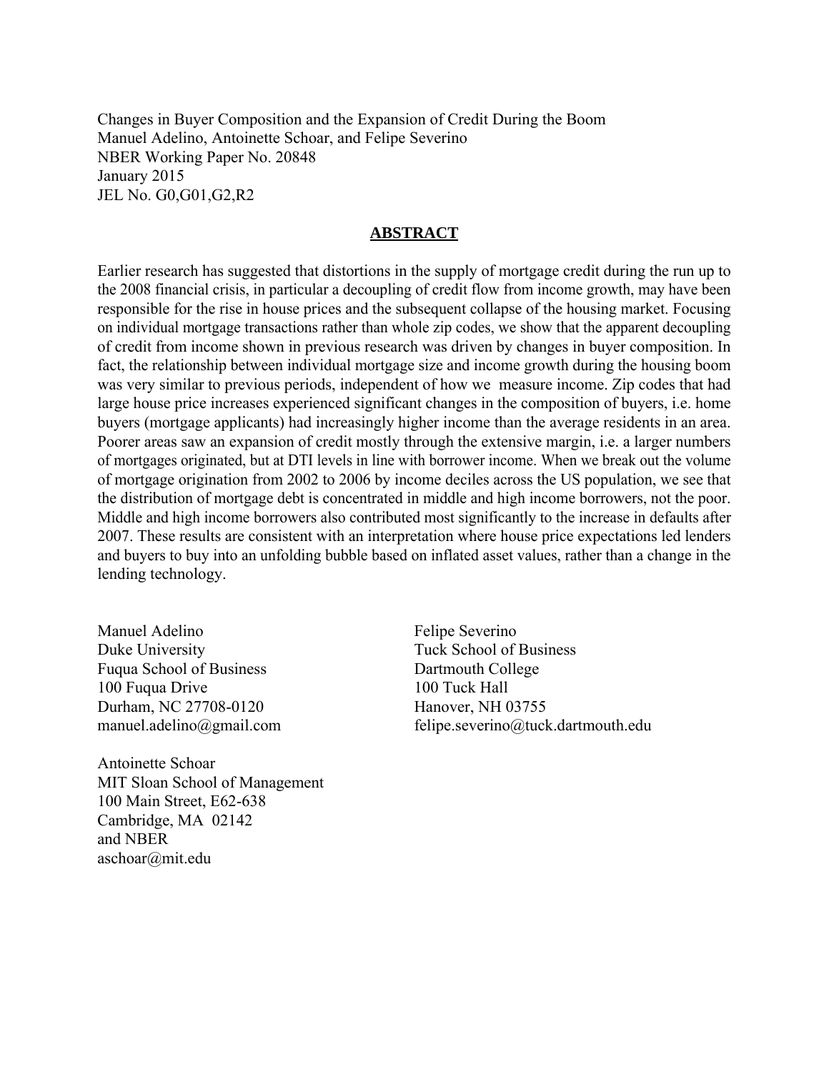Changes in Buyer Composition and the Expansion of Credit During the Boom
Manuel Adelino, Antoinette Schoar, and Felipe Severino
NBER Working Paper No. 20848
January 2015
JEL No. G0,G01,G2,R2

## ABSTRACT

Earlier research has suggested that distortions in the supply of mortgage credit during the run up to the 2008 financial crisis, in particular a decoupling of credit flow from income growth, may have been responsible for the rise in house prices and the subsequent collapse of the housing market. Focusing on individual mortgage transactions rather than whole zip codes, we show that the apparent decoupling of credit from income shown in previous research was driven by changes in buyer composition. In fact, the relationship between individual mortgage size and income growth during the housing boom was very similar to previous periods, independent of how we measure income. Zip codes that had large house price increases experienced significant changes in the composition of buyers, i.e. home buyers (mortgage applicants) had increasingly higher income than the average residents in an area. Poorer areas saw an expansion of credit mostly through the extensive margin, i.e. a larger numbers of mortgages originated, but at DTI levels in line with borrower income. When we break out the volume of mortgage origination from 2002 to 2006 by income deciles across the US population, we see that the distribution of mortgage debt is concentrated in middle and high income borrowers, not the poor. Middle and high income borrowers also contributed most significantly to the increase in defaults after 2007. These results are consistent with an interpretation where house price expectations led lenders and buyers to buy into an unfolding bubble based on inflated asset values, rather than a change in the lending technology.

Manuel Adelino
Duke University
Fuqua School of Business
100 Fuqua Drive
Durham, NC 27708-0120
manuel.adelino@gmail.com

Antoinette Schoar
MIT Sloan School of Management
100 Main Street, E62-638
Cambridge, MA 02142
and NBER
aschoar@mit.edu

Felipe Severino
Tuck School of Business
Dartmouth College
100 Tuck Hall
Hanover, NH 03755
felipe.severino@tuck.dartmouth.edu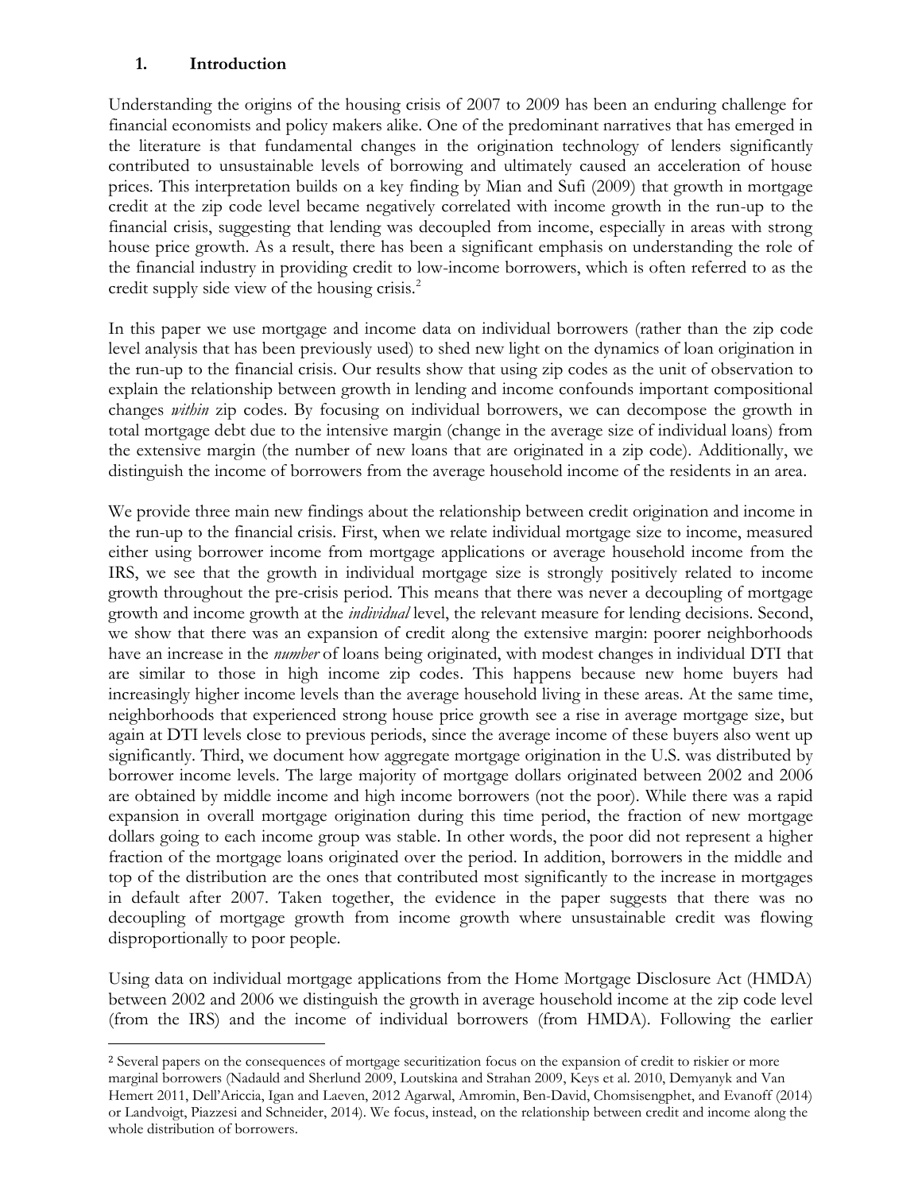## 1. Introduction

Understanding the origins of the housing crisis of 2007 to 2009 has been an enduring challenge for financial economists and policy makers alike. One of the predominant narratives that has emerged in the literature is that fundamental changes in the origination technology of lenders significantly contributed to unsustainable levels of borrowing and ultimately caused an acceleration of house prices. This interpretation builds on a key finding by Mian and Sufi (2009) that growth in mortgage credit at the zip code level became negatively correlated with income growth in the run-up to the financial crisis, suggesting that lending was decoupled from income, especially in areas with strong house price growth. As a result, there has been a significant emphasis on understanding the role of the financial industry in providing credit to low-income borrowers, which is often referred to as the credit supply side view of the housing crisis.[2]

In this paper we use mortgage and income data on individual borrowers (rather than the zip code level analysis that has been previously used) to shed new light on the dynamics of loan origination in the run-up to the financial crisis. Our results show that using zip codes as the unit of observation to explain the relationship between growth in lending and income confounds important compositional changes *within* zip codes. By focusing on individual borrowers, we can decompose the growth in total mortgage debt due to the intensive margin (change in the average size of individual loans) from the extensive margin (the number of new loans that are originated in a zip code). Additionally, we distinguish the income of borrowers from the average household income of the residents in an area.

We provide three main new findings about the relationship between credit origination and income in the run-up to the financial crisis. First, when we relate individual mortgage size to income, measured either using borrower income from mortgage applications or average household income from the IRS, we see that the growth in individual mortgage size is strongly positively related to income growth throughout the pre-crisis period. This means that there was never a decoupling of mortgage growth and income growth at the *individual* level, the relevant measure for lending decisions. Second, we show that there was an expansion of credit along the extensive margin: poorer neighborhoods have an increase in the *number* of loans being originated, with modest changes in individual DTI that are similar to those in high income zip codes. This happens because new home buyers had increasingly higher income levels than the average household living in these areas. At the same time, neighborhoods that experienced strong house price growth see a rise in average mortgage size, but again at DTI levels close to previous periods, since the average income of these buyers also went up significantly. Third, we document how aggregate mortgage origination in the U.S. was distributed by borrower income levels. The large majority of mortgage dollars originated between 2002 and 2006 are obtained by middle income and high income borrowers (not the poor). While there was a rapid expansion in overall mortgage origination during this time period, the fraction of new mortgage dollars going to each income group was stable. In other words, the poor did not represent a higher fraction of the mortgage loans originated over the period. In addition, borrowers in the middle and top of the distribution are the ones that contributed most significantly to the increase in mortgages in default after 2007. Taken together, the evidence in the paper suggests that there was no decoupling of mortgage growth from income growth where unsustainable credit was flowing disproportionally to poor people.

Using data on individual mortgage applications from the Home Mortgage Disclosure Act (HMDA) between 2002 and 2006 we distinguish the growth in average household income at the zip code level (from the IRS) and the income of individual borrowers (from HMDA). Following the earlier

[2] Several papers on the consequences of mortgage securitization focus on the expansion of credit to riskier or more marginal borrowers (Nadauld and Sherlund 2009, Loutskina and Strahan 2009, Keys et al. 2010, Demyanyk and Van Hemert 2011, Dell'Ariccia, Igan and Laeven, 2012 Agarwal, Amromin, Ben-David, Chomsisengphet, and Evanoff (2014) or Landvoigt, Piazzesi and Schneider, 2014). We focus, instead, on the relationship between credit and income along the whole distribution of borrowers.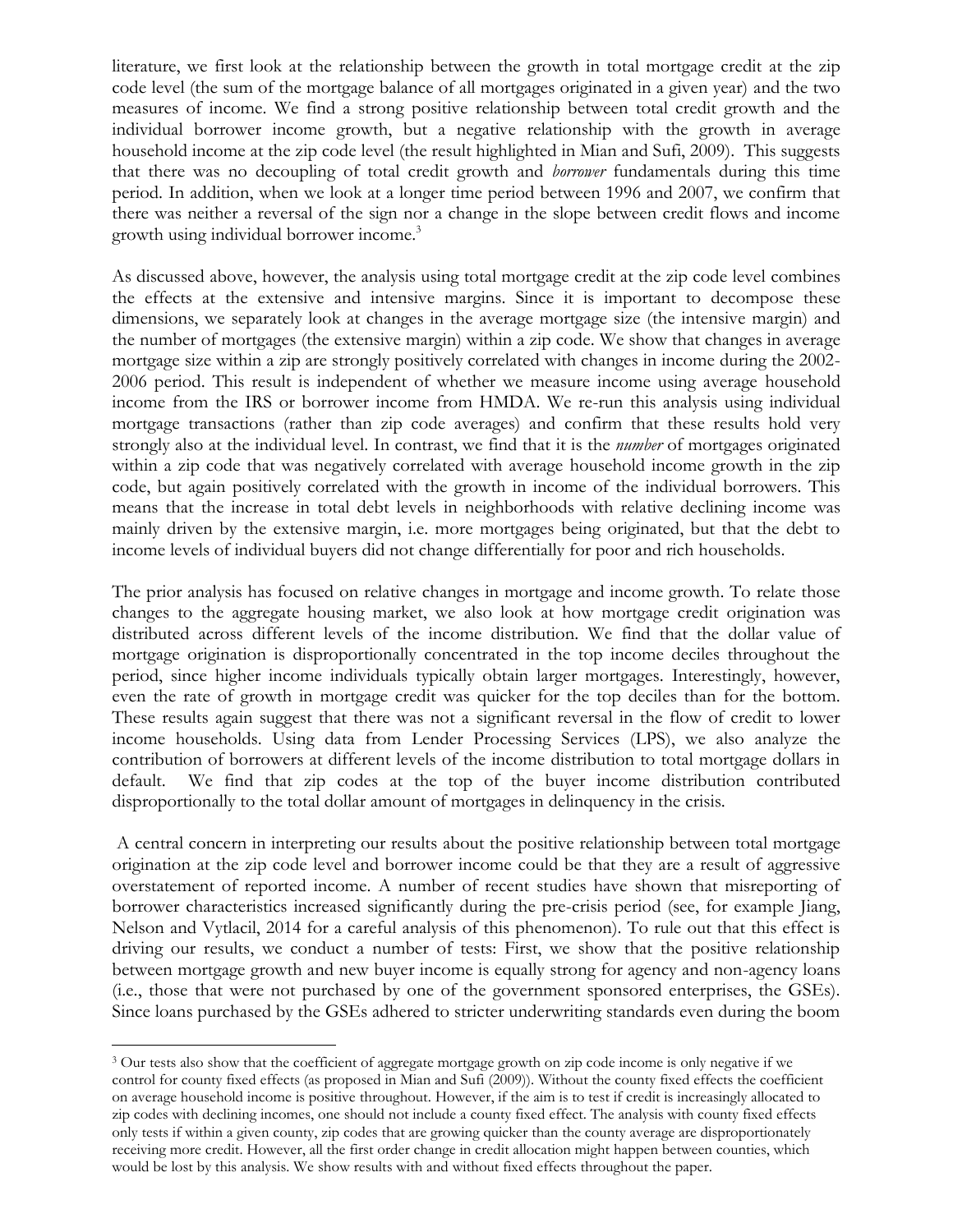literature, we first look at the relationship between the growth in total mortgage credit at the zip code level (the sum of the mortgage balance of all mortgages originated in a given year) and the two measures of income. We find a strong positive relationship between total credit growth and the individual borrower income growth, but a negative relationship with the growth in average household income at the zip code level (the result highlighted in Mian and Sufi, 2009). This suggests that there was no decoupling of total credit growth and *borrower* fundamentals during this time period. In addition, when we look at a longer time period between 1996 and 2007, we confirm that there was neither a reversal of the sign nor a change in the slope between credit flows and income growth using individual borrower income.[3]

As discussed above, however, the analysis using total mortgage credit at the zip code level combines the effects at the extensive and intensive margins. Since it is important to decompose these dimensions, we separately look at changes in the average mortgage size (the intensive margin) and the number of mortgages (the extensive margin) within a zip code. We show that changes in average mortgage size within a zip are strongly positively correlated with changes in income during the 2002-2006 period. This result is independent of whether we measure income using average household income from the IRS or borrower income from HMDA. We re-run this analysis using individual mortgage transactions (rather than zip code averages) and confirm that these results hold very strongly also at the individual level. In contrast, we find that it is the *number* of mortgages originated within a zip code that was negatively correlated with average household income growth in the zip code, but again positively correlated with the growth in income of the individual borrowers. This means that the increase in total debt levels in neighborhoods with relative declining income was mainly driven by the extensive margin, i.e. more mortgages being originated, but that the debt to income levels of individual buyers did not change differentially for poor and rich households.

The prior analysis has focused on relative changes in mortgage and income growth. To relate those changes to the aggregate housing market, we also look at how mortgage credit origination was distributed across different levels of the income distribution. We find that the dollar value of mortgage origination is disproportionally concentrated in the top income deciles throughout the period, since higher income individuals typically obtain larger mortgages. Interestingly, however, even the rate of growth in mortgage credit was quicker for the top deciles than for the bottom. These results again suggest that there was not a significant reversal in the flow of credit to lower income households. Using data from Lender Processing Services (LPS), we also analyze the contribution of borrowers at different levels of the income distribution to total mortgage dollars in default. We find that zip codes at the top of the buyer income distribution contributed disproportionally to the total dollar amount of mortgages in delinquency in the crisis.

A central concern in interpreting our results about the positive relationship between total mortgage origination at the zip code level and borrower income could be that they are a result of aggressive overstatement of reported income. A number of recent studies have shown that misreporting of borrower characteristics increased significantly during the pre-crisis period (see, for example Jiang, Nelson and Vytlacil, 2014 for a careful analysis of this phenomenon). To rule out that this effect is driving our results, we conduct a number of tests: First, we show that the positive relationship between mortgage growth and new buyer income is equally strong for agency and non-agency loans (i.e., those that were not purchased by one of the government sponsored enterprises, the GSEs). Since loans purchased by the GSEs adhered to stricter underwriting standards even during the boom

[3] Our tests also show that the coefficient of aggregate mortgage growth on zip code income is only negative if we control for county fixed effects (as proposed in Mian and Sufi (2009)). Without the county fixed effects the coefficient on average household income is positive throughout. However, if the aim is to test if credit is increasingly allocated to zip codes with declining incomes, one should not include a county fixed effect. The analysis with county fixed effects only tests if within a given county, zip codes that are growing quicker than the county average are disproportionately receiving more credit. However, all the first order change in credit allocation might happen between counties, which would be lost by this analysis. We show results with and without fixed effects throughout the paper.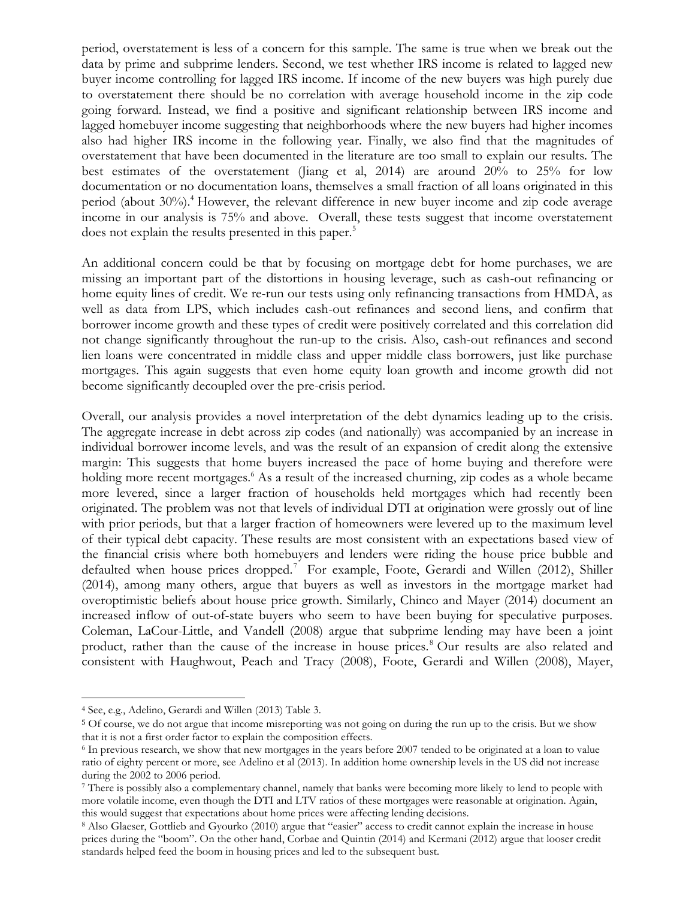period, overstatement is less of a concern for this sample. The same is true when we break out the data by prime and subprime lenders. Second, we test whether IRS income is related to lagged new buyer income controlling for lagged IRS income. If income of the new buyers was high purely due to overstatement there should be no correlation with average household income in the zip code going forward. Instead, we find a positive and significant relationship between IRS income and lagged homebuyer income suggesting that neighborhoods where the new buyers had higher incomes also had higher IRS income in the following year. Finally, we also find that the magnitudes of overstatement that have been documented in the literature are too small to explain our results. The best estimates of the overstatement (Jiang et al, 2014) are around 20% to 25% for low documentation or no documentation loans, themselves a small fraction of all loans originated in this period (about 30%).[4] However, the relevant difference in new buyer income and zip code average income in our analysis is 75% and above. Overall, these tests suggest that income overstatement does not explain the results presented in this paper.[5]

An additional concern could be that by focusing on mortgage debt for home purchases, we are missing an important part of the distortions in housing leverage, such as cash-out refinancing or home equity lines of credit. We re-run our tests using only refinancing transactions from HMDA, as well as data from LPS, which includes cash-out refinances and second liens, and confirm that borrower income growth and these types of credit were positively correlated and this correlation did not change significantly throughout the run-up to the crisis. Also, cash-out refinances and second lien loans were concentrated in middle class and upper middle class borrowers, just like purchase mortgages. This again suggests that even home equity loan growth and income growth did not become significantly decoupled over the pre-crisis period.

Overall, our analysis provides a novel interpretation of the debt dynamics leading up to the crisis. The aggregate increase in debt across zip codes (and nationally) was accompanied by an increase in individual borrower income levels, and was the result of an expansion of credit along the extensive margin: This suggests that home buyers increased the pace of home buying and therefore were holding more recent mortgages.[6] As a result of the increased churning, zip codes as a whole became more levered, since a larger fraction of households held mortgages which had recently been originated. The problem was not that levels of individual DTI at origination were grossly out of line with prior periods, but that a larger fraction of homeowners were levered up to the maximum level of their typical debt capacity. These results are most consistent with an expectations based view of the financial crisis where both homebuyers and lenders were riding the house price bubble and defaulted when house prices dropped.[7] For example, Foote, Gerardi and Willen (2012), Shiller (2014), among many others, argue that buyers as well as investors in the mortgage market had overoptimistic beliefs about house price growth. Similarly, Chinco and Mayer (2014) document an increased inflow of out-of-state buyers who seem to have been buying for speculative purposes. Coleman, LaCour-Little, and Vandell (2008) argue that subprime lending may have been a joint product, rather than the cause of the increase in house prices.[8] Our results are also related and consistent with Haughwout, Peach and Tracy (2008), Foote, Gerardi and Willen (2008), Mayer,

---

[4] See, e.g., Adelino, Gerardi and Willen (2013) Table 3.

[5] Of course, we do not argue that income misreporting was not going on during the run up to the crisis. But we show that it is not a first order factor to explain the composition effects.

[6] In previous research, we show that new mortgages in the years before 2007 tended to be originated at a loan to value ratio of eighty percent or more, see Adelino et al (2013). In addition home ownership levels in the US did not increase during the 2002 to 2006 period.

[7] There is possibly also a complementary channel, namely that banks were becoming more likely to lend to people with more volatile income, even though the DTI and LTV ratios of these mortgages were reasonable at origination. Again, this would suggest that expectations about home prices were affecting lending decisions.

[8] Also Glaeser, Gottlieb and Gyourko (2010) argue that "easier" access to credit cannot explain the increase in house prices during the "boom". On the other hand, Corbae and Quintin (2014) and Kermani (2012) argue that looser credit standards helped feed the boom in housing prices and led to the subsequent bust.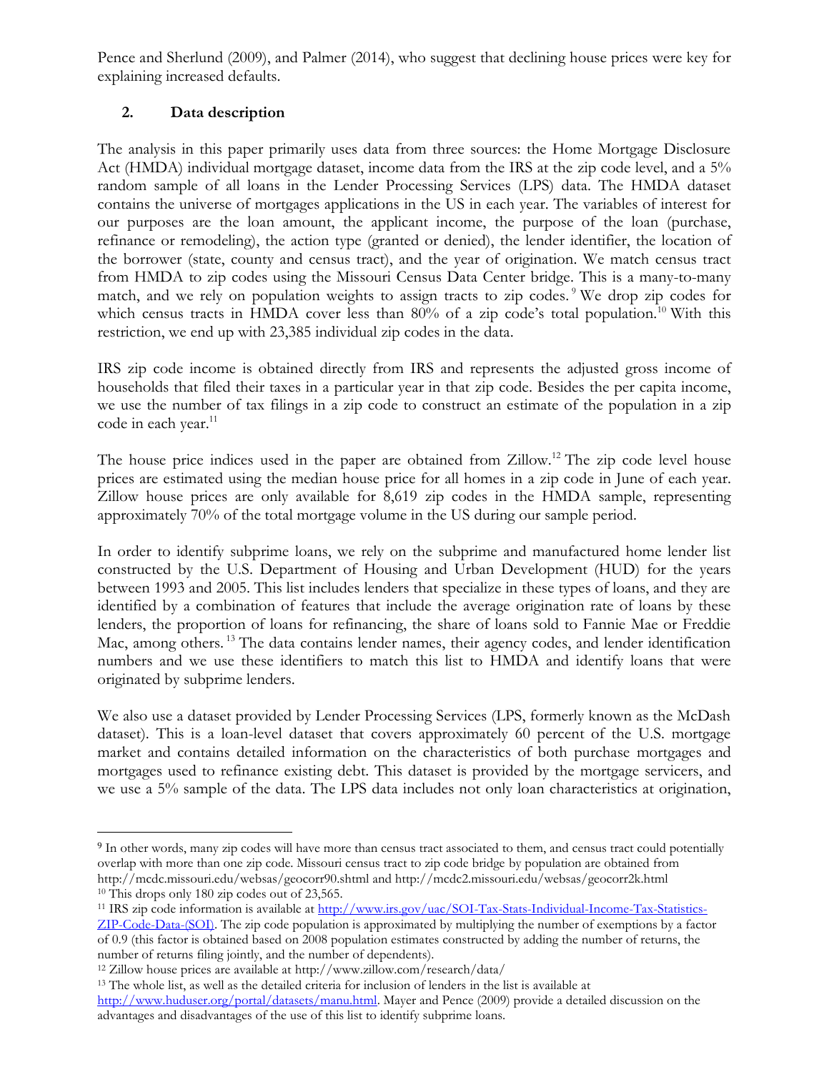Pence and Sherlund (2009), and Palmer (2014), who suggest that declining house prices were key for explaining increased defaults.

## 2. Data description

The analysis in this paper primarily uses data from three sources: the Home Mortgage Disclosure Act (HMDA) individual mortgage dataset, income data from the IRS at the zip code level, and a 5% random sample of all loans in the Lender Processing Services (LPS) data. The HMDA dataset contains the universe of mortgages applications in the US in each year. The variables of interest for our purposes are the loan amount, the applicant income, the purpose of the loan (purchase, refinance or remodeling), the action type (granted or denied), the lender identifier, the location of the borrower (state, county and census tract), and the year of origination. We match census tract from HMDA to zip codes using the Missouri Census Data Center bridge. This is a many-to-many match, and we rely on population weights to assign tracts to zip codes.[9] We drop zip codes for which census tracts in HMDA cover less than 80% of a zip code's total population.[10] With this restriction, we end up with 23,385 individual zip codes in the data.

IRS zip code income is obtained directly from IRS and represents the adjusted gross income of households that filed their taxes in a particular year in that zip code. Besides the per capita income, we use the number of tax filings in a zip code to construct an estimate of the population in a zip code in each year.[11]

The house price indices used in the paper are obtained from Zillow.[12] The zip code level house prices are estimated using the median house price for all homes in a zip code in June of each year. Zillow house prices are only available for 8,619 zip codes in the HMDA sample, representing approximately 70% of the total mortgage volume in the US during our sample period.

In order to identify subprime loans, we rely on the subprime and manufactured home lender list constructed by the U.S. Department of Housing and Urban Development (HUD) for the years between 1993 and 2005. This list includes lenders that specialize in these types of loans, and they are identified by a combination of features that include the average origination rate of loans by these lenders, the proportion of loans for refinancing, the share of loans sold to Fannie Mae or Freddie Mac, among others.[13] The data contains lender names, their agency codes, and lender identification numbers and we use these identifiers to match this list to HMDA and identify loans that were originated by subprime lenders.

We also use a dataset provided by Lender Processing Services (LPS, formerly known as the McDash dataset). This is a loan-level dataset that covers approximately 60 percent of the U.S. mortgage market and contains detailed information on the characteristics of both purchase mortgages and mortgages used to refinance existing debt. This dataset is provided by the mortgage servicers, and we use a 5% sample of the data. The LPS data includes not only loan characteristics at origination,

---

[9] In other words, many zip codes will have more than census tract associated to them, and census tract could potentially overlap with more than one zip code. Missouri census tract to zip code bridge by population are obtained from http://mcdc.missouri.edu/websas/geocorr90.shtml and http://mcdc2.missouri.edu/websas/geocorr2k.html

[10] This drops only 180 zip codes out of 23,565.

[11] IRS zip code information is available at http://www.irs.gov/uac/SOI-Tax-Stats-Individual-Income-Tax-Statistics-ZIP-Code-Data-(SOI). The zip code population is approximated by multiplying the number of exemptions by a factor of 0.9 (this factor is obtained based on 2008 population estimates constructed by adding the number of returns, the number of returns filing jointly, and the number of dependents).

[12] Zillow house prices are available at http://www.zillow.com/research/data/

[13] The whole list, as well as the detailed criteria for inclusion of lenders in the list is available at http://www.huduser.org/portal/datasets/manu.html. Mayer and Pence (2009) provide a detailed discussion on the advantages and disadvantages of the use of this list to identify subprime loans.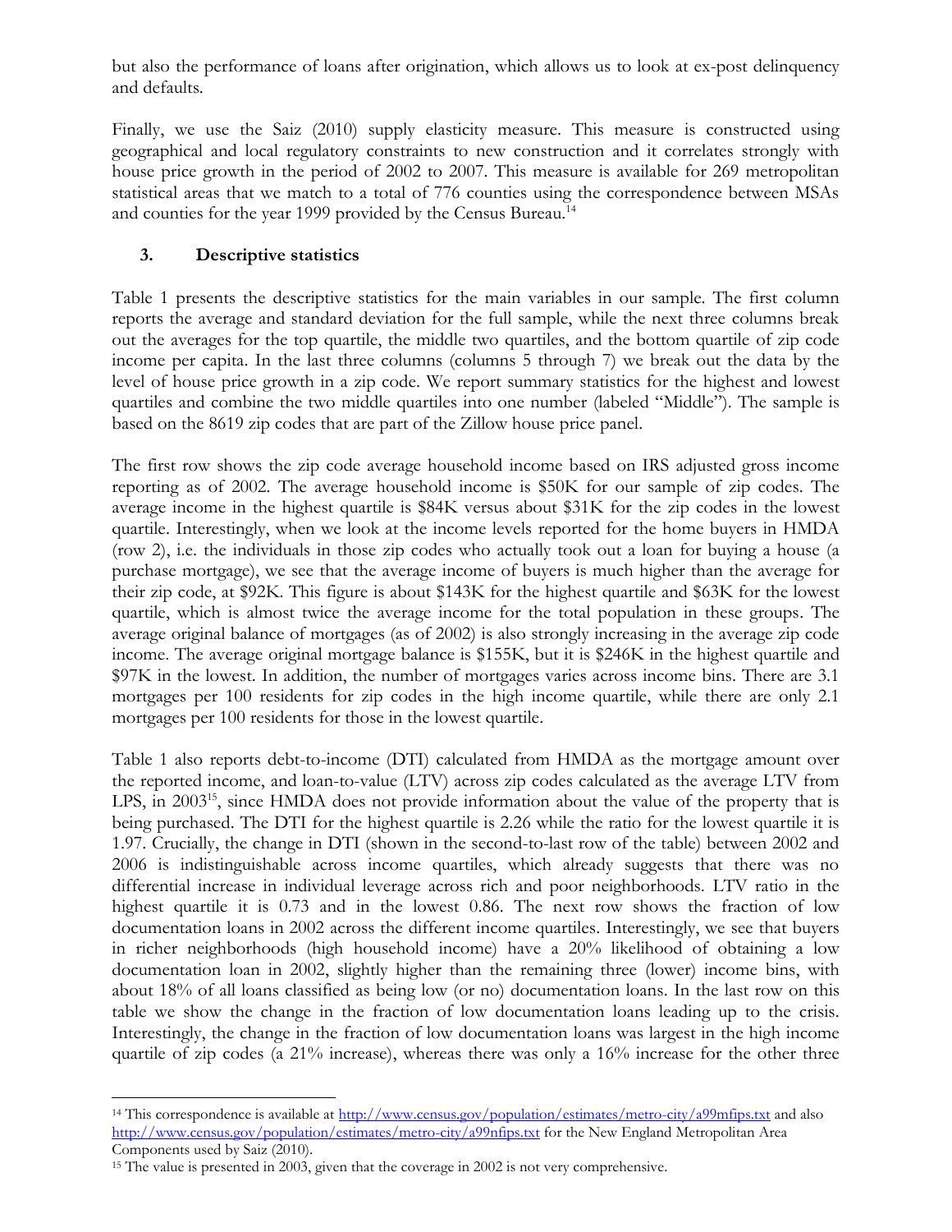but also the performance of loans after origination, which allows us to look at ex-post delinquency and defaults.

Finally, we use the Saiz (2010) supply elasticity measure. This measure is constructed using geographical and local regulatory constraints to new construction and it correlates strongly with house price growth in the period of 2002 to 2007. This measure is available for 269 metropolitan statistical areas that we match to a total of 776 counties using the correspondence between MSAs and counties for the year 1999 provided by the Census Bureau.[14]

## 3. Descriptive statistics

Table 1 presents the descriptive statistics for the main variables in our sample. The first column reports the average and standard deviation for the full sample, while the next three columns break out the averages for the top quartile, the middle two quartiles, and the bottom quartile of zip code income per capita. In the last three columns (columns 5 through 7) we break out the data by the level of house price growth in a zip code. We report summary statistics for the highest and lowest quartiles and combine the two middle quartiles into one number (labeled "Middle"). The sample is based on the 8619 zip codes that are part of the Zillow house price panel.

The first row shows the zip code average household income based on IRS adjusted gross income reporting as of 2002. The average household income is \$50K for our sample of zip codes. The average income in the highest quartile is \$84K versus about \$31K for the zip codes in the lowest quartile. Interestingly, when we look at the income levels reported for the home buyers in HMDA (row 2), i.e. the individuals in those zip codes who actually took out a loan for buying a house (a purchase mortgage), we see that the average income of buyers is much higher than the average for their zip code, at \$92K. This figure is about \$143K for the highest quartile and \$63K for the lowest quartile, which is almost twice the average income for the total population in these groups. The average original balance of mortgages (as of 2002) is also strongly increasing in the average zip code income. The average original mortgage balance is \$155K, but it is \$246K in the highest quartile and \$97K in the lowest. In addition, the number of mortgages varies across income bins. There are 3.1 mortgages per 100 residents for zip codes in the high income quartile, while there are only 2.1 mortgages per 100 residents for those in the lowest quartile.

Table 1 also reports debt-to-income (DTI) calculated from HMDA as the mortgage amount over the reported income, and loan-to-value (LTV) across zip codes calculated as the average LTV from LPS, in 2003[15], since HMDA does not provide information about the value of the property that is being purchased. The DTI for the highest quartile is 2.26 while the ratio for the lowest quartile it is 1.97. Crucially, the change in DTI (shown in the second-to-last row of the table) between 2002 and 2006 is indistinguishable across income quartiles, which already suggests that there was no differential increase in individual leverage across rich and poor neighborhoods. LTV ratio in the highest quartile it is 0.73 and in the lowest 0.86. The next row shows the fraction of low documentation loans in 2002 across the different income quartiles. Interestingly, we see that buyers in richer neighborhoods (high household income) have a 20% likelihood of obtaining a low documentation loan in 2002, slightly higher than the remaining three (lower) income bins, with about 18% of all loans classified as being low (or no) documentation loans. In the last row on this table we show the change in the fraction of low documentation loans leading up to the crisis. Interestingly, the change in the fraction of low documentation loans was largest in the high income quartile of zip codes (a 21% increase), whereas there was only a 16% increase for the other three

---

[14] This correspondence is available at http://www.census.gov/population/estimates/metro-city/a99mfips.txt and also http://www.census.gov/population/estimates/metro-city/a99nfips.txt for the New England Metropolitan Area Components used by Saiz (2010).

[15] The value is presented in 2003, given that the coverage in 2002 is not very comprehensive.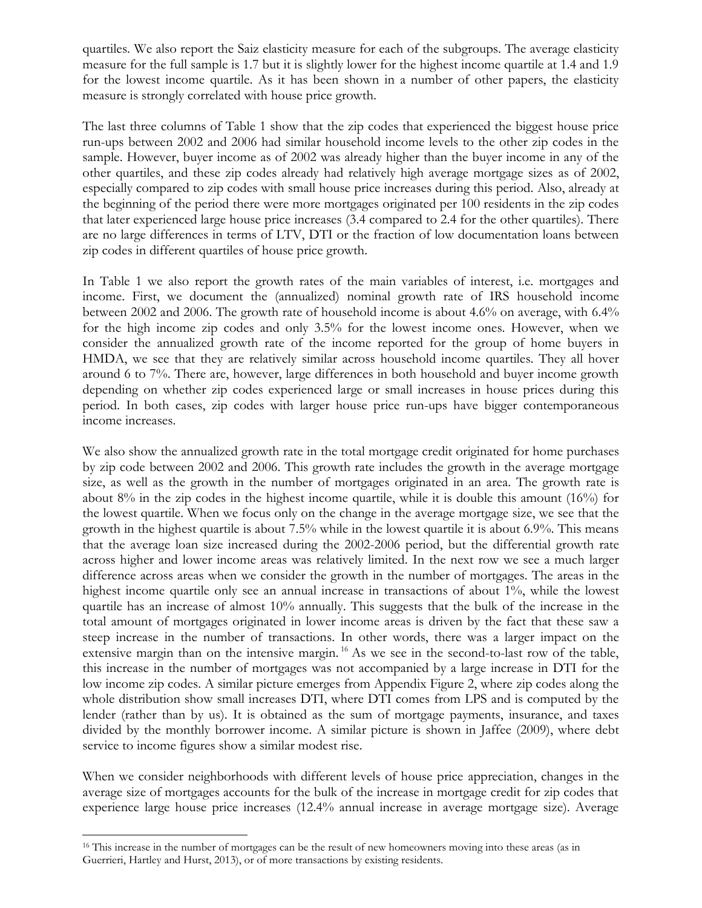quartiles. We also report the Saiz elasticity measure for each of the subgroups. The average elasticity measure for the full sample is 1.7 but it is slightly lower for the highest income quartile at 1.4 and 1.9 for the lowest income quartile. As it has been shown in a number of other papers, the elasticity measure is strongly correlated with house price growth.

The last three columns of Table 1 show that the zip codes that experienced the biggest house price run-ups between 2002 and 2006 had similar household income levels to the other zip codes in the sample. However, buyer income as of 2002 was already higher than the buyer income in any of the other quartiles, and these zip codes already had relatively high average mortgage sizes as of 2002, especially compared to zip codes with small house price increases during this period. Also, already at the beginning of the period there were more mortgages originated per 100 residents in the zip codes that later experienced large house price increases (3.4 compared to 2.4 for the other quartiles). There are no large differences in terms of LTV, DTI or the fraction of low documentation loans between zip codes in different quartiles of house price growth.

In Table 1 we also report the growth rates of the main variables of interest, i.e. mortgages and income. First, we document the (annualized) nominal growth rate of IRS household income between 2002 and 2006. The growth rate of household income is about 4.6% on average, with 6.4% for the high income zip codes and only 3.5% for the lowest income ones. However, when we consider the annualized growth rate of the income reported for the group of home buyers in HMDA, we see that they are relatively similar across household income quartiles. They all hover around 6 to 7%. There are, however, large differences in both household and buyer income growth depending on whether zip codes experienced large or small increases in house prices during this period. In both cases, zip codes with larger house price run-ups have bigger contemporaneous income increases.

We also show the annualized growth rate in the total mortgage credit originated for home purchases by zip code between 2002 and 2006. This growth rate includes the growth in the average mortgage size, as well as the growth in the number of mortgages originated in an area. The growth rate is about 8% in the zip codes in the highest income quartile, while it is double this amount (16%) for the lowest quartile. When we focus only on the change in the average mortgage size, we see that the growth in the highest quartile is about 7.5% while in the lowest quartile it is about 6.9%. This means that the average loan size increased during the 2002-2006 period, but the differential growth rate across higher and lower income areas was relatively limited. In the next row we see a much larger difference across areas when we consider the growth in the number of mortgages. The areas in the highest income quartile only see an annual increase in transactions of about 1%, while the lowest quartile has an increase of almost 10% annually. This suggests that the bulk of the increase in the total amount of mortgages originated in lower income areas is driven by the fact that these saw a steep increase in the number of transactions. In other words, there was a larger impact on the extensive margin than on the intensive margin.[16] As we see in the second-to-last row of the table, this increase in the number of mortgages was not accompanied by a large increase in DTI for the low income zip codes. A similar picture emerges from Appendix Figure 2, where zip codes along the whole distribution show small increases DTI, where DTI comes from LPS and is computed by the lender (rather than by us). It is obtained as the sum of mortgage payments, insurance, and taxes divided by the monthly borrower income. A similar picture is shown in Jaffee (2009), where debt service to income figures show a similar modest rise.

When we consider neighborhoods with different levels of house price appreciation, changes in the average size of mortgages accounts for the bulk of the increase in mortgage credit for zip codes that experience large house price increases (12.4% annual increase in average mortgage size). Average

[16] This increase in the number of mortgages can be the result of new homeowners moving into these areas (as in Guerrieri, Hartley and Hurst, 2013), or of more transactions by existing residents.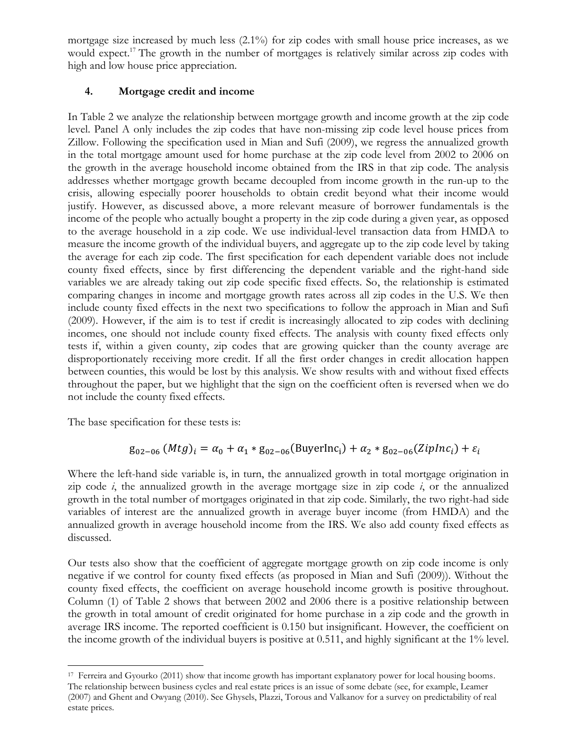mortgage size increased by much less (2.1%) for zip codes with small house price increases, as we would expect.[17] The growth in the number of mortgages is relatively similar across zip codes with high and low house price appreciation.

## 4. Mortgage credit and income

In Table 2 we analyze the relationship between mortgage growth and income growth at the zip code level. Panel A only includes the zip codes that have non-missing zip code level house prices from Zillow. Following the specification used in Mian and Sufi (2009), we regress the annualized growth in the total mortgage amount used for home purchase at the zip code level from 2002 to 2006 on the growth in the average household income obtained from the IRS in that zip code. The analysis addresses whether mortgage growth became decoupled from income growth in the run-up to the crisis, allowing especially poorer households to obtain credit beyond what their income would justify. However, as discussed above, a more relevant measure of borrower fundamentals is the income of the people who actually bought a property in the zip code during a given year, as opposed to the average household in a zip code. We use individual-level transaction data from HMDA to measure the income growth of the individual buyers, and aggregate up to the zip code level by taking the average for each zip code. The first specification for each dependent variable does not include county fixed effects, since by first differencing the dependent variable and the right-hand side variables we are already taking out zip code specific fixed effects. So, the relationship is estimated comparing changes in income and mortgage growth rates across all zip codes in the U.S. We then include county fixed effects in the next two specifications to follow the approach in Mian and Sufi (2009). However, if the aim is to test if credit is increasingly allocated to zip codes with declining incomes, one should not include county fixed effects. The analysis with county fixed effects only tests if, within a given county, zip codes that are growing quicker than the county average are disproportionately receiving more credit. If all the first order changes in credit allocation happen between counties, this would be lost by this analysis. We show results with and without fixed effects throughout the paper, but we highlight that the sign on the coefficient often is reversed when we do not include the county fixed effects.

The base specification for these tests is:

$$g_{02-06}(Mtg)_i = \alpha_0 + \alpha_1 * g_{02-06}(\text{BuyerInc}_i) + \alpha_2 * g_{02-06}(ZipInc_i) + \varepsilon_i$$

Where the left-hand side variable is, in turn, the annualized growth in total mortgage origination in zip code *i*, the annualized growth in the average mortgage size in zip code *i*, or the annualized growth in the total number of mortgages originated in that zip code. Similarly, the two right-had side variables of interest are the annualized growth in average buyer income (from HMDA) and the annualized growth in average household income from the IRS. We also add county fixed effects as discussed.

Our tests also show that the coefficient of aggregate mortgage growth on zip code income is only negative if we control for county fixed effects (as proposed in Mian and Sufi (2009)). Without the county fixed effects, the coefficient on average household income growth is positive throughout. Column (1) of Table 2 shows that between 2002 and 2006 there is a positive relationship between the growth in total amount of credit originated for home purchase in a zip code and the growth in average IRS income. The reported coefficient is 0.150 but insignificant. However, the coefficient on the income growth of the individual buyers is positive at 0.511, and highly significant at the 1% level.

[17] Ferreira and Gyourko (2011) show that income growth has important explanatory power for local housing booms. The relationship between business cycles and real estate prices is an issue of some debate (see, for example, Leamer (2007) and Ghent and Owyang (2010). See Ghysels, Plazzi, Torous and Valkanov for a survey on predictability of real estate prices.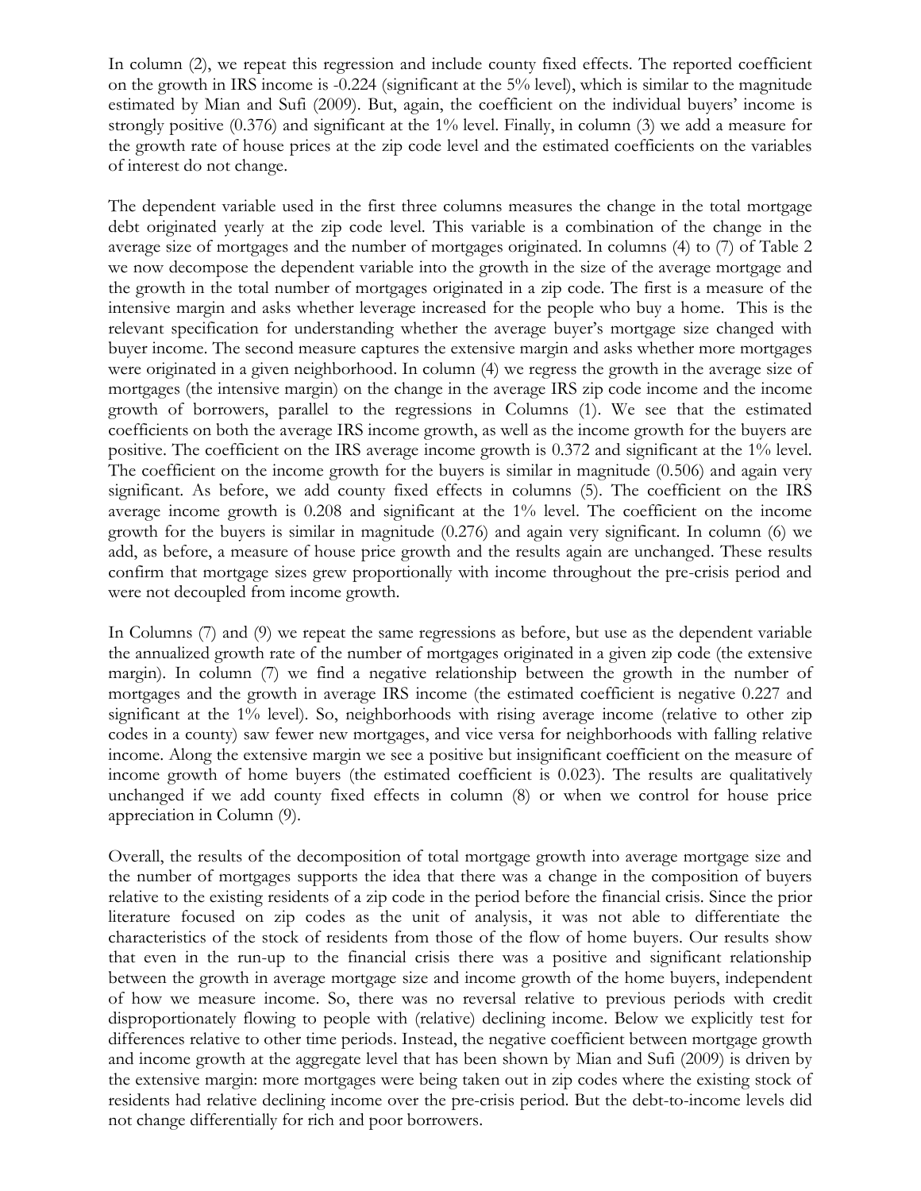In column (2), we repeat this regression and include county fixed effects. The reported coefficient on the growth in IRS income is -0.224 (significant at the 5% level), which is similar to the magnitude estimated by Mian and Sufi (2009). But, again, the coefficient on the individual buyers' income is strongly positive (0.376) and significant at the 1% level. Finally, in column (3) we add a measure for the growth rate of house prices at the zip code level and the estimated coefficients on the variables of interest do not change.

The dependent variable used in the first three columns measures the change in the total mortgage debt originated yearly at the zip code level. This variable is a combination of the change in the average size of mortgages and the number of mortgages originated. In columns (4) to (7) of Table 2 we now decompose the dependent variable into the growth in the size of the average mortgage and the growth in the total number of mortgages originated in a zip code. The first is a measure of the intensive margin and asks whether leverage increased for the people who buy a home. This is the relevant specification for understanding whether the average buyer's mortgage size changed with buyer income. The second measure captures the extensive margin and asks whether more mortgages were originated in a given neighborhood. In column (4) we regress the growth in the average size of mortgages (the intensive margin) on the change in the average IRS zip code income and the income growth of borrowers, parallel to the regressions in Columns (1). We see that the estimated coefficients on both the average IRS income growth, as well as the income growth for the buyers are positive. The coefficient on the IRS average income growth is 0.372 and significant at the 1% level. The coefficient on the income growth for the buyers is similar in magnitude (0.506) and again very significant. As before, we add county fixed effects in columns (5). The coefficient on the IRS average income growth is 0.208 and significant at the 1% level. The coefficient on the income growth for the buyers is similar in magnitude (0.276) and again very significant. In column (6) we add, as before, a measure of house price growth and the results again are unchanged. These results confirm that mortgage sizes grew proportionally with income throughout the pre-crisis period and were not decoupled from income growth.

In Columns (7) and (9) we repeat the same regressions as before, but use as the dependent variable the annualized growth rate of the number of mortgages originated in a given zip code (the extensive margin). In column (7) we find a negative relationship between the growth in the number of mortgages and the growth in average IRS income (the estimated coefficient is negative 0.227 and significant at the 1% level). So, neighborhoods with rising average income (relative to other zip codes in a county) saw fewer new mortgages, and vice versa for neighborhoods with falling relative income. Along the extensive margin we see a positive but insignificant coefficient on the measure of income growth of home buyers (the estimated coefficient is 0.023). The results are qualitatively unchanged if we add county fixed effects in column (8) or when we control for house price appreciation in Column (9).

Overall, the results of the decomposition of total mortgage growth into average mortgage size and the number of mortgages supports the idea that there was a change in the composition of buyers relative to the existing residents of a zip code in the period before the financial crisis. Since the prior literature focused on zip codes as the unit of analysis, it was not able to differentiate the characteristics of the stock of residents from those of the flow of home buyers. Our results show that even in the run-up to the financial crisis there was a positive and significant relationship between the growth in average mortgage size and income growth of the home buyers, independent of how we measure income. So, there was no reversal relative to previous periods with credit disproportionately flowing to people with (relative) declining income. Below we explicitly test for differences relative to other time periods. Instead, the negative coefficient between mortgage growth and income growth at the aggregate level that has been shown by Mian and Sufi (2009) is driven by the extensive margin: more mortgages were being taken out in zip codes where the existing stock of residents had relative declining income over the pre-crisis period. But the debt-to-income levels did not change differentially for rich and poor borrowers.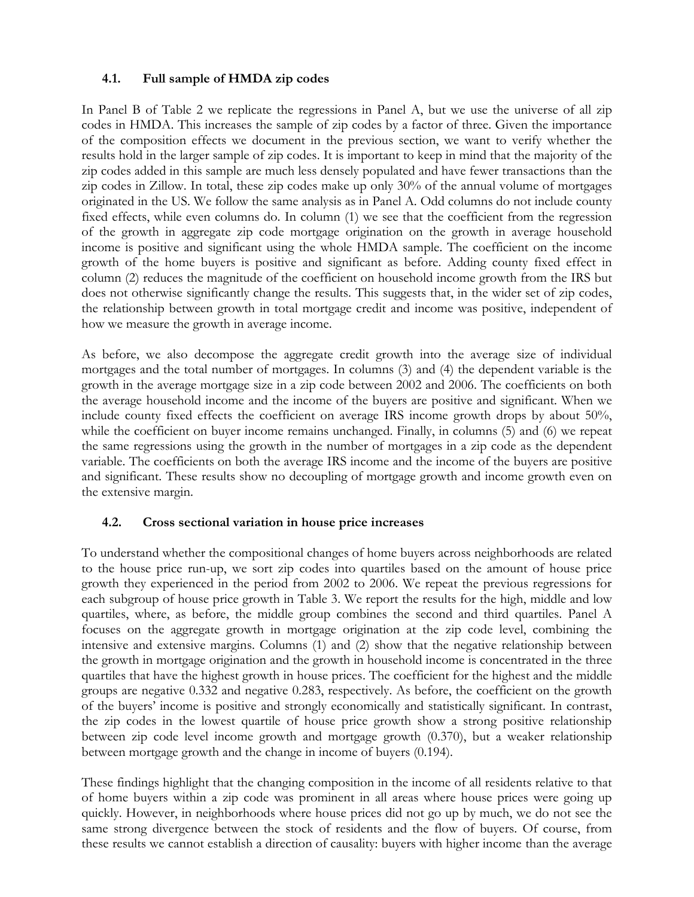### 4.1. Full sample of HMDA zip codes

In Panel B of Table 2 we replicate the regressions in Panel A, but we use the universe of all zip codes in HMDA. This increases the sample of zip codes by a factor of three. Given the importance of the composition effects we document in the previous section, we want to verify whether the results hold in the larger sample of zip codes. It is important to keep in mind that the majority of the zip codes added in this sample are much less densely populated and have fewer transactions than the zip codes in Zillow. In total, these zip codes make up only 30% of the annual volume of mortgages originated in the US. We follow the same analysis as in Panel A. Odd columns do not include county fixed effects, while even columns do. In column (1) we see that the coefficient from the regression of the growth in aggregate zip code mortgage origination on the growth in average household income is positive and significant using the whole HMDA sample. The coefficient on the income growth of the home buyers is positive and significant as before. Adding county fixed effect in column (2) reduces the magnitude of the coefficient on household income growth from the IRS but does not otherwise significantly change the results. This suggests that, in the wider set of zip codes, the relationship between growth in total mortgage credit and income was positive, independent of how we measure the growth in average income.

As before, we also decompose the aggregate credit growth into the average size of individual mortgages and the total number of mortgages. In columns (3) and (4) the dependent variable is the growth in the average mortgage size in a zip code between 2002 and 2006. The coefficients on both the average household income and the income of the buyers are positive and significant. When we include county fixed effects the coefficient on average IRS income growth drops by about 50%, while the coefficient on buyer income remains unchanged. Finally, in columns (5) and (6) we repeat the same regressions using the growth in the number of mortgages in a zip code as the dependent variable. The coefficients on both the average IRS income and the income of the buyers are positive and significant. These results show no decoupling of mortgage growth and income growth even on the extensive margin.

### 4.2. Cross sectional variation in house price increases

To understand whether the compositional changes of home buyers across neighborhoods are related to the house price run-up, we sort zip codes into quartiles based on the amount of house price growth they experienced in the period from 2002 to 2006. We repeat the previous regressions for each subgroup of house price growth in Table 3. We report the results for the high, middle and low quartiles, where, as before, the middle group combines the second and third quartiles. Panel A focuses on the aggregate growth in mortgage origination at the zip code level, combining the intensive and extensive margins. Columns (1) and (2) show that the negative relationship between the growth in mortgage origination and the growth in household income is concentrated in the three quartiles that have the highest growth in house prices. The coefficient for the highest and the middle groups are negative 0.332 and negative 0.283, respectively. As before, the coefficient on the growth of the buyers' income is positive and strongly economically and statistically significant. In contrast, the zip codes in the lowest quartile of house price growth show a strong positive relationship between zip code level income growth and mortgage growth (0.370), but a weaker relationship between mortgage growth and the change in income of buyers (0.194).

These findings highlight that the changing composition in the income of all residents relative to that of home buyers within a zip code was prominent in all areas where house prices were going up quickly. However, in neighborhoods where house prices did not go up by much, we do not see the same strong divergence between the stock of residents and the flow of buyers. Of course, from these results we cannot establish a direction of causality: buyers with higher income than the average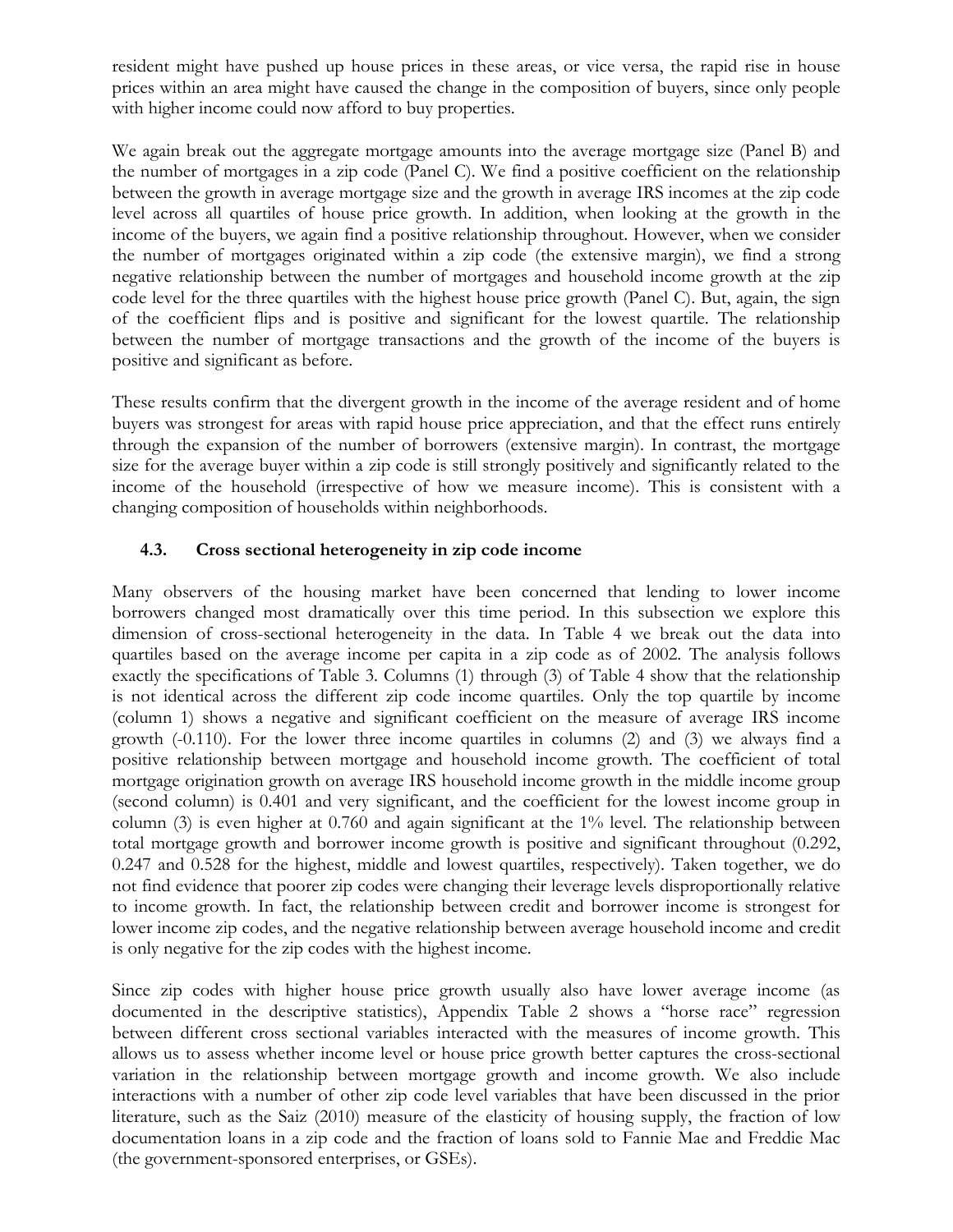resident might have pushed up house prices in these areas, or vice versa, the rapid rise in house prices within an area might have caused the change in the composition of buyers, since only people with higher income could now afford to buy properties.

We again break out the aggregate mortgage amounts into the average mortgage size (Panel B) and the number of mortgages in a zip code (Panel C). We find a positive coefficient on the relationship between the growth in average mortgage size and the growth in average IRS incomes at the zip code level across all quartiles of house price growth. In addition, when looking at the growth in the income of the buyers, we again find a positive relationship throughout. However, when we consider the number of mortgages originated within a zip code (the extensive margin), we find a strong negative relationship between the number of mortgages and household income growth at the zip code level for the three quartiles with the highest house price growth (Panel C). But, again, the sign of the coefficient flips and is positive and significant for the lowest quartile. The relationship between the number of mortgage transactions and the growth of the income of the buyers is positive and significant as before.

These results confirm that the divergent growth in the income of the average resident and of home buyers was strongest for areas with rapid house price appreciation, and that the effect runs entirely through the expansion of the number of borrowers (extensive margin). In contrast, the mortgage size for the average buyer within a zip code is still strongly positively and significantly related to the income of the household (irrespective of how we measure income). This is consistent with a changing composition of households within neighborhoods.

### 4.3. Cross sectional heterogeneity in zip code income

Many observers of the housing market have been concerned that lending to lower income borrowers changed most dramatically over this time period. In this subsection we explore this dimension of cross-sectional heterogeneity in the data. In Table 4 we break out the data into quartiles based on the average income per capita in a zip code as of 2002. The analysis follows exactly the specifications of Table 3. Columns (1) through (3) of Table 4 show that the relationship is not identical across the different zip code income quartiles. Only the top quartile by income (column 1) shows a negative and significant coefficient on the measure of average IRS income growth (-0.110). For the lower three income quartiles in columns (2) and (3) we always find a positive relationship between mortgage and household income growth. The coefficient of total mortgage origination growth on average IRS household income growth in the middle income group (second column) is 0.401 and very significant, and the coefficient for the lowest income group in column (3) is even higher at 0.760 and again significant at the 1% level. The relationship between total mortgage growth and borrower income growth is positive and significant throughout (0.292, 0.247 and 0.528 for the highest, middle and lowest quartiles, respectively). Taken together, we do not find evidence that poorer zip codes were changing their leverage levels disproportionally relative to income growth. In fact, the relationship between credit and borrower income is strongest for lower income zip codes, and the negative relationship between average household income and credit is only negative for the zip codes with the highest income.

Since zip codes with higher house price growth usually also have lower average income (as documented in the descriptive statistics), Appendix Table 2 shows a "horse race" regression between different cross sectional variables interacted with the measures of income growth. This allows us to assess whether income level or house price growth better captures the cross-sectional variation in the relationship between mortgage growth and income growth. We also include interactions with a number of other zip code level variables that have been discussed in the prior literature, such as the Saiz (2010) measure of the elasticity of housing supply, the fraction of low documentation loans in a zip code and the fraction of loans sold to Fannie Mae and Freddie Mac (the government-sponsored enterprises, or GSEs).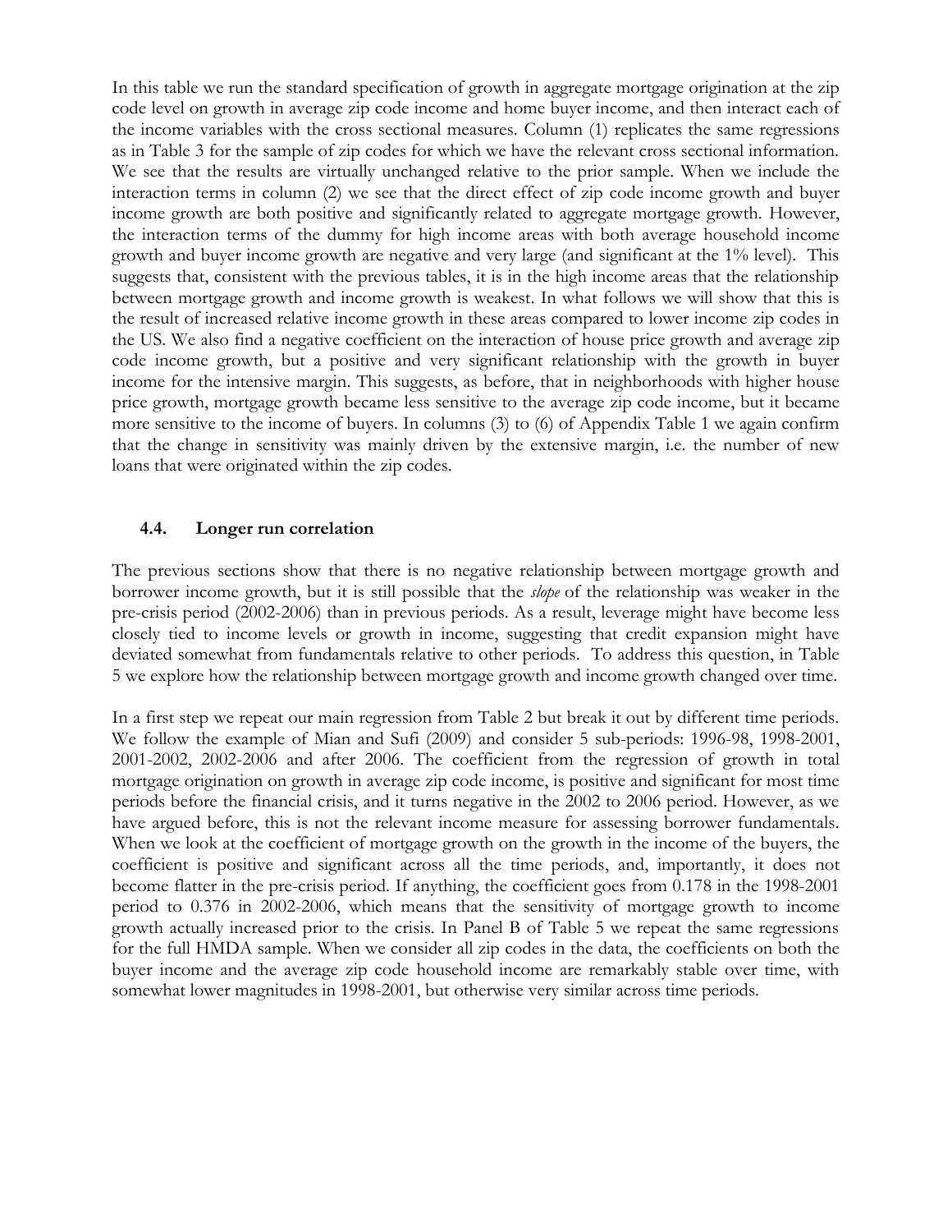In this table we run the standard specification of growth in aggregate mortgage origination at the zip code level on growth in average zip code income and home buyer income, and then interact each of the income variables with the cross sectional measures. Column (1) replicates the same regressions as in Table 3 for the sample of zip codes for which we have the relevant cross sectional information. We see that the results are virtually unchanged relative to the prior sample. When we include the interaction terms in column (2) we see that the direct effect of zip code income growth and buyer income growth are both positive and significantly related to aggregate mortgage growth. However, the interaction terms of the dummy for high income areas with both average household income growth and buyer income growth are negative and very large (and significant at the 1% level). This suggests that, consistent with the previous tables, it is in the high income areas that the relationship between mortgage growth and income growth is weakest. In what follows we will show that this is the result of increased relative income growth in these areas compared to lower income zip codes in the US. We also find a negative coefficient on the interaction of house price growth and average zip code income growth, but a positive and very significant relationship with the growth in buyer income for the intensive margin. This suggests, as before, that in neighborhoods with higher house price growth, mortgage growth became less sensitive to the average zip code income, but it became more sensitive to the income of buyers. In columns (3) to (6) of Appendix Table 1 we again confirm that the change in sensitivity was mainly driven by the extensive margin, i.e. the number of new loans that were originated within the zip codes.

### 4.4. Longer run correlation

The previous sections show that there is no negative relationship between mortgage growth and borrower income growth, but it is still possible that the *slope* of the relationship was weaker in the pre-crisis period (2002-2006) than in previous periods. As a result, leverage might have become less closely tied to income levels or growth in income, suggesting that credit expansion might have deviated somewhat from fundamentals relative to other periods. To address this question, in Table 5 we explore how the relationship between mortgage growth and income growth changed over time.

In a first step we repeat our main regression from Table 2 but break it out by different time periods. We follow the example of Mian and Sufi (2009) and consider 5 sub-periods: 1996-98, 1998-2001, 2001-2002, 2002-2006 and after 2006. The coefficient from the regression of growth in total mortgage origination on growth in average zip code income, is positive and significant for most time periods before the financial crisis, and it turns negative in the 2002 to 2006 period. However, as we have argued before, this is not the relevant income measure for assessing borrower fundamentals. When we look at the coefficient of mortgage growth on the growth in the income of the buyers, the coefficient is positive and significant across all the time periods, and, importantly, it does not become flatter in the pre-crisis period. If anything, the coefficient goes from 0.178 in the 1998-2001 period to 0.376 in 2002-2006, which means that the sensitivity of mortgage growth to income growth actually increased prior to the crisis. In Panel B of Table 5 we repeat the same regressions for the full HMDA sample. When we consider all zip codes in the data, the coefficients on both the buyer income and the average zip code household income are remarkably stable over time, with somewhat lower magnitudes in 1998-2001, but otherwise very similar across time periods.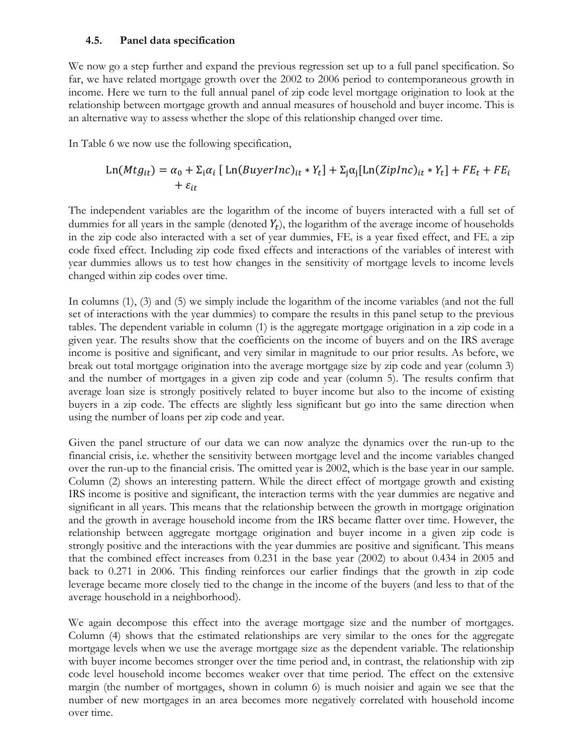### 4.5. Panel data specification

We now go a step further and expand the previous regression set up to a full panel specification. So far, we have related mortgage growth over the 2002 to 2006 period to contemporaneous growth in income. Here we turn to the full annual panel of zip code level mortgage origination to look at the relationship between mortgage growth and annual measures of household and buyer income. This is an alternative way to assess whether the slope of this relationship changed over time.

In Table 6 we now use the following specification,

$$\text{Ln}(Mtg_{it}) = \alpha_0 + \Sigma_i \alpha_i \left[ \text{Ln}(BuyerInc)_{it} * Y_t \right] + \Sigma_j \alpha_j \left[ \text{Ln}(ZipInc)_{it} * Y_t \right] + FE_t + FE_i + \varepsilon_{it}$$

The independent variables are the logarithm of the income of buyers interacted with a full set of dummies for all years in the sample (denoted $Y_t$), the logarithm of the average income of households in the zip code also interacted with a set of year dummies, $FE_t$ is a year fixed effect, and $FE_i$ a zip code fixed effect. Including zip code fixed effects and interactions of the variables of interest with year dummies allows us to test how changes in the sensitivity of mortgage levels to income levels changed within zip codes over time.

In columns (1), (3) and (5) we simply include the logarithm of the income variables (and not the full set of interactions with the year dummies) to compare the results in this panel setup to the previous tables. The dependent variable in column (1) is the aggregate mortgage origination in a zip code in a given year. The results show that the coefficients on the income of buyers and on the IRS average income is positive and significant, and very similar in magnitude to our prior results. As before, we break out total mortgage origination into the average mortgage size by zip code and year (column 3) and the number of mortgages in a given zip code and year (column 5). The results confirm that average loan size is strongly positively related to buyer income but also to the income of existing buyers in a zip code. The effects are slightly less significant but go into the same direction when using the number of loans per zip code and year.

Given the panel structure of our data we can now analyze the dynamics over the run-up to the financial crisis, i.e. whether the sensitivity between mortgage level and the income variables changed over the run-up to the financial crisis. The omitted year is 2002, which is the base year in our sample. Column (2) shows an interesting pattern. While the direct effect of mortgage growth and existing IRS income is positive and significant, the interaction terms with the year dummies are negative and significant in all years. This means that the relationship between the growth in mortgage origination and the growth in average household income from the IRS became flatter over time. However, the relationship between aggregate mortgage origination and buyer income in a given zip code is strongly positive and the interactions with the year dummies are positive and significant. This means that the combined effect increases from 0.231 in the base year (2002) to about 0.434 in 2005 and back to 0.271 in 2006. This finding reinforces our earlier findings that the growth in zip code leverage became more closely tied to the change in the income of the buyers (and less to that of the average household in a neighborhood).

We again decompose this effect into the average mortgage size and the number of mortgages. Column (4) shows that the estimated relationships are very similar to the ones for the aggregate mortgage levels when we use the average mortgage size as the dependent variable. The relationship with buyer income becomes stronger over the time period and, in contrast, the relationship with zip code level household income becomes weaker over that time period. The effect on the extensive margin (the number of mortgages, shown in column 6) is much noisier and again we see that the number of new mortgages in an area becomes more negatively correlated with household income over time.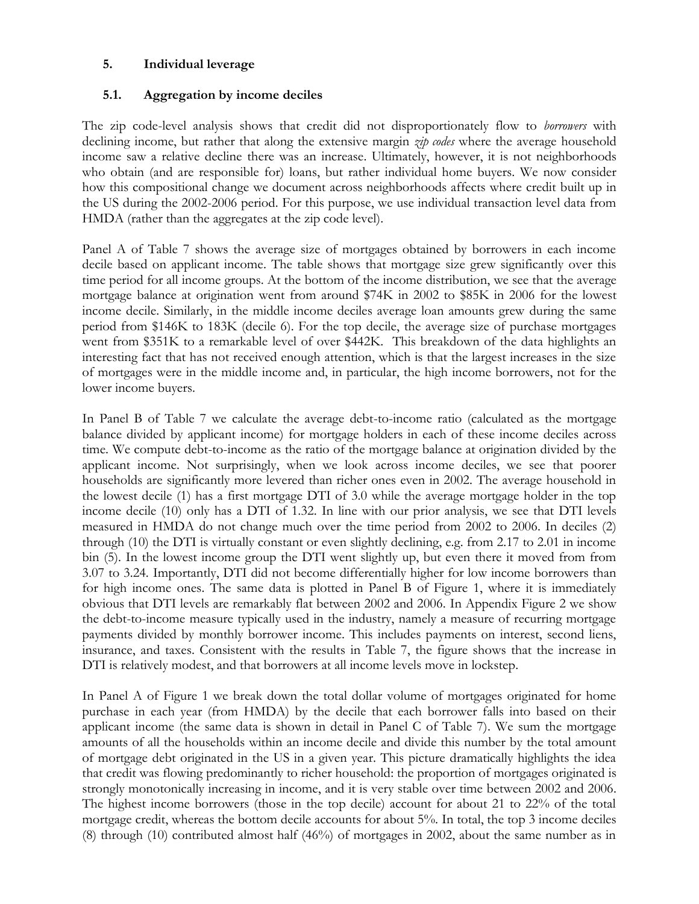## 5. Individual leverage

### 5.1. Aggregation by income deciles

The zip code-level analysis shows that credit did not disproportionately flow to *borrowers* with declining income, but rather that along the extensive margin *zip codes* where the average household income saw a relative decline there was an increase. Ultimately, however, it is not neighborhoods who obtain (and are responsible for) loans, but rather individual home buyers. We now consider how this compositional change we document across neighborhoods affects where credit built up in the US during the 2002-2006 period. For this purpose, we use individual transaction level data from HMDA (rather than the aggregates at the zip code level).

Panel A of Table 7 shows the average size of mortgages obtained by borrowers in each income decile based on applicant income. The table shows that mortgage size grew significantly over this time period for all income groups. At the bottom of the income distribution, we see that the average mortgage balance at origination went from around $74K in 2002 to $85K in 2006 for the lowest income decile. Similarly, in the middle income deciles average loan amounts grew during the same period from $146K to 183K (decile 6). For the top decile, the average size of purchase mortgages went from $351K to a remarkable level of over $442K. This breakdown of the data highlights an interesting fact that has not received enough attention, which is that the largest increases in the size of mortgages were in the middle income and, in particular, the high income borrowers, not for the lower income buyers.

In Panel B of Table 7 we calculate the average debt-to-income ratio (calculated as the mortgage balance divided by applicant income) for mortgage holders in each of these income deciles across time. We compute debt-to-income as the ratio of the mortgage balance at origination divided by the applicant income. Not surprisingly, when we look across income deciles, we see that poorer households are significantly more levered than richer ones even in 2002. The average household in the lowest decile (1) has a first mortgage DTI of 3.0 while the average mortgage holder in the top income decile (10) only has a DTI of 1.32. In line with our prior analysis, we see that DTI levels measured in HMDA do not change much over the time period from 2002 to 2006. In deciles (2) through (10) the DTI is virtually constant or even slightly declining, e.g. from 2.17 to 2.01 in income bin (5). In the lowest income group the DTI went slightly up, but even there it moved from from 3.07 to 3.24. Importantly, DTI did not become differentially higher for low income borrowers than for high income ones. The same data is plotted in Panel B of Figure 1, where it is immediately obvious that DTI levels are remarkably flat between 2002 and 2006. In Appendix Figure 2 we show the debt-to-income measure typically used in the industry, namely a measure of recurring mortgage payments divided by monthly borrower income. This includes payments on interest, second liens, insurance, and taxes. Consistent with the results in Table 7, the figure shows that the increase in DTI is relatively modest, and that borrowers at all income levels move in lockstep.

In Panel A of Figure 1 we break down the total dollar volume of mortgages originated for home purchase in each year (from HMDA) by the decile that each borrower falls into based on their applicant income (the same data is shown in detail in Panel C of Table 7). We sum the mortgage amounts of all the households within an income decile and divide this number by the total amount of mortgage debt originated in the US in a given year. This picture dramatically highlights the idea that credit was flowing predominantly to richer household: the proportion of mortgages originated is strongly monotonically increasing in income, and it is very stable over time between 2002 and 2006. The highest income borrowers (those in the top decile) account for about 21 to 22% of the total mortgage credit, whereas the bottom decile accounts for about 5%. In total, the top 3 income deciles (8) through (10) contributed almost half (46%) of mortgages in 2002, about the same number as in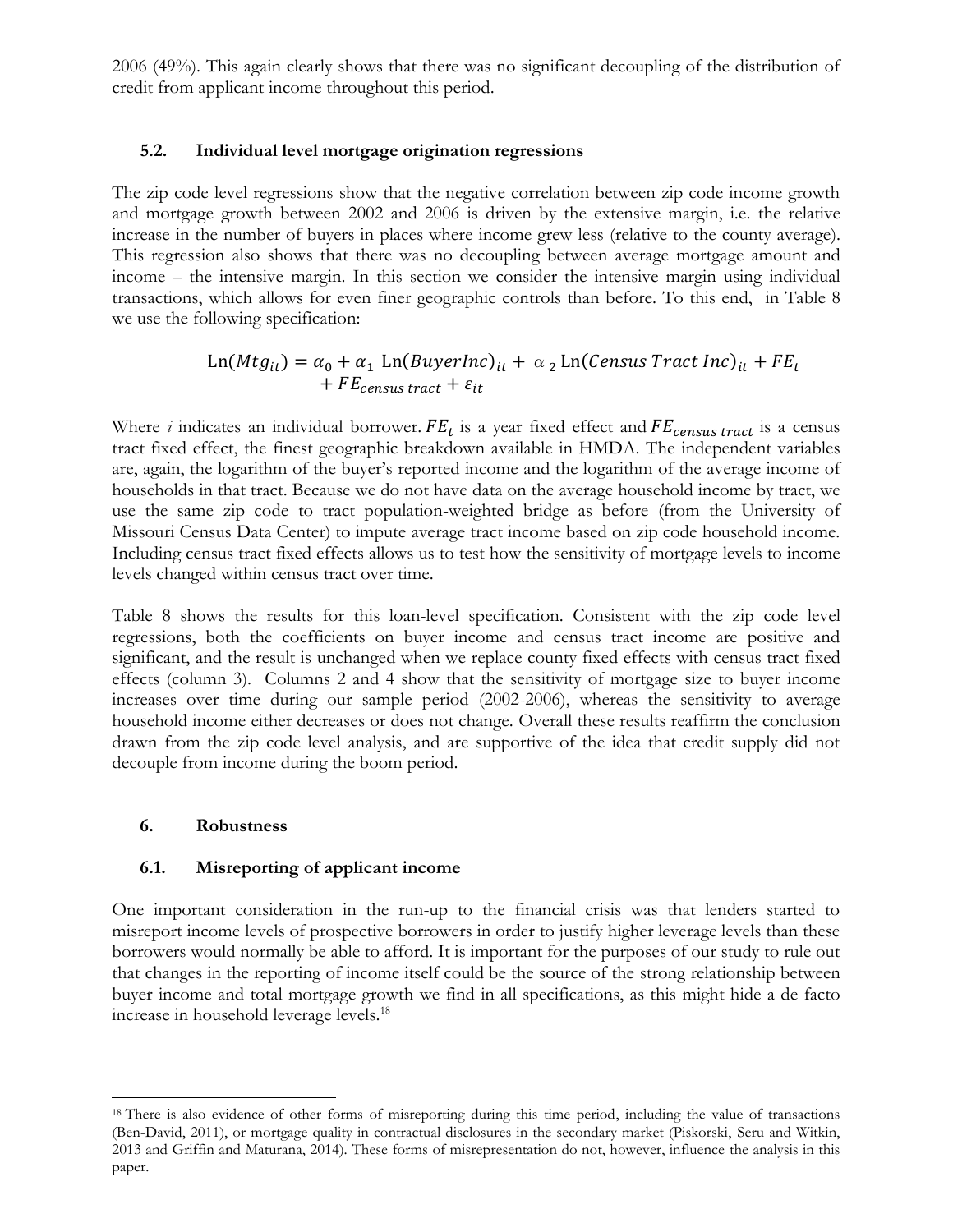2006 (49%). This again clearly shows that there was no significant decoupling of the distribution of credit from applicant income throughout this period.

### 5.2. Individual level mortgage origination regressions

The zip code level regressions show that the negative correlation between zip code income growth and mortgage growth between 2002 and 2006 is driven by the extensive margin, i.e. the relative increase in the number of buyers in places where income grew less (relative to the county average). This regression also shows that there was no decoupling between average mortgage amount and income – the intensive margin. In this section we consider the intensive margin using individual transactions, which allows for even finer geographic controls than before. To this end, in Table 8 we use the following specification:

$$\text{Ln}(Mtg_{it}) = \alpha_0 + \alpha_1 \text{ Ln}(BuyerInc)_{it} + \alpha_2 \text{ Ln}(Census\ Tract\ Inc)_{it} + FE_t + FE_{census\ tract} + \varepsilon_{it}$$

Where *i* indicates an individual borrower. $FE_t$ is a year fixed effect and $FE_{census\ tract}$ is a census tract fixed effect, the finest geographic breakdown available in HMDA. The independent variables are, again, the logarithm of the buyer's reported income and the logarithm of the average income of households in that tract. Because we do not have data on the average household income by tract, we use the same zip code to tract population-weighted bridge as before (from the University of Missouri Census Data Center) to impute average tract income based on zip code household income. Including census tract fixed effects allows us to test how the sensitivity of mortgage levels to income levels changed within census tract over time.

Table 8 shows the results for this loan-level specification. Consistent with the zip code level regressions, both the coefficients on buyer income and census tract income are positive and significant, and the result is unchanged when we replace county fixed effects with census tract fixed effects (column 3). Columns 2 and 4 show that the sensitivity of mortgage size to buyer income increases over time during our sample period (2002-2006), whereas the sensitivity to average household income either decreases or does not change. Overall these results reaffirm the conclusion drawn from the zip code level analysis, and are supportive of the idea that credit supply did not decouple from income during the boom period.

## 6. Robustness

### 6.1. Misreporting of applicant income

One important consideration in the run-up to the financial crisis was that lenders started to misreport income levels of prospective borrowers in order to justify higher leverage levels than these borrowers would normally be able to afford. It is important for the purposes of our study to rule out that changes in the reporting of income itself could be the source of the strong relationship between buyer income and total mortgage growth we find in all specifications, as this might hide a de facto increase in household leverage levels.[18]

[18] There is also evidence of other forms of misreporting during this time period, including the value of transactions (Ben-David, 2011), or mortgage quality in contractual disclosures in the secondary market (Piskorski, Seru and Witkin, 2013 and Griffin and Maturana, 2014). These forms of misrepresentation do not, however, influence the analysis in this paper.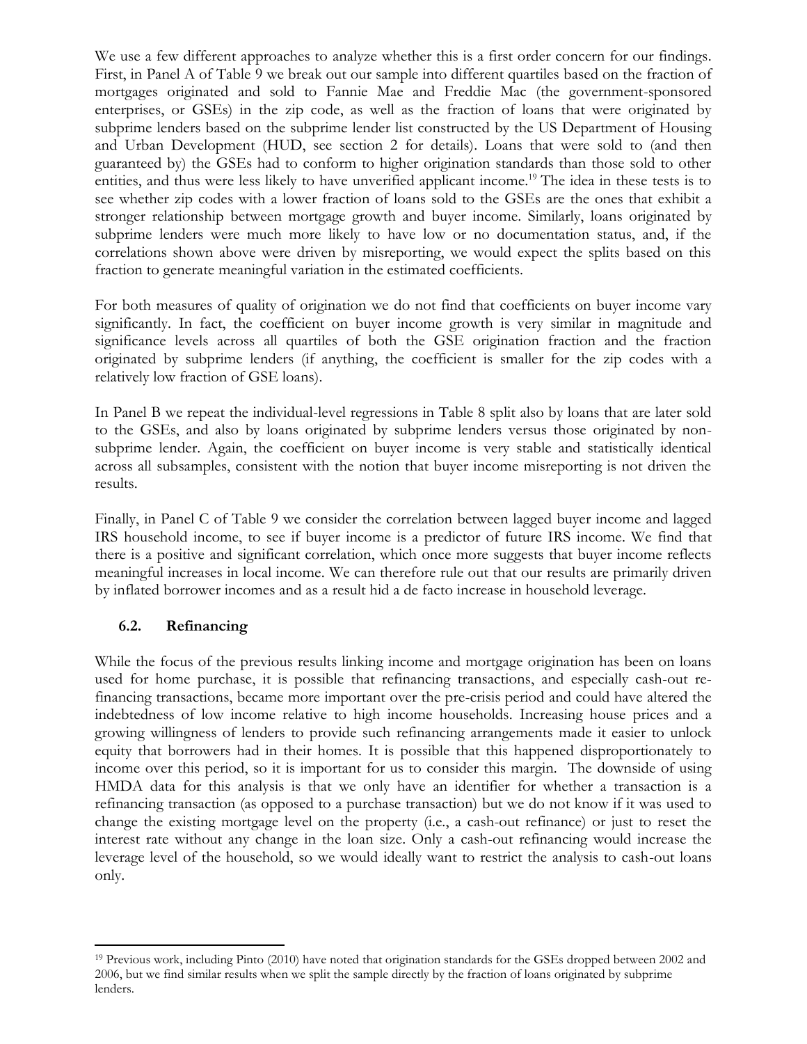We use a few different approaches to analyze whether this is a first order concern for our findings. First, in Panel A of Table 9 we break out our sample into different quartiles based on the fraction of mortgages originated and sold to Fannie Mae and Freddie Mac (the government-sponsored enterprises, or GSEs) in the zip code, as well as the fraction of loans that were originated by subprime lenders based on the subprime lender list constructed by the US Department of Housing and Urban Development (HUD, see section 2 for details). Loans that were sold to (and then guaranteed by) the GSEs had to conform to higher origination standards than those sold to other entities, and thus were less likely to have unverified applicant income.[19] The idea in these tests is to see whether zip codes with a lower fraction of loans sold to the GSEs are the ones that exhibit a stronger relationship between mortgage growth and buyer income. Similarly, loans originated by subprime lenders were much more likely to have low or no documentation status, and, if the correlations shown above were driven by misreporting, we would expect the splits based on this fraction to generate meaningful variation in the estimated coefficients.

For both measures of quality of origination we do not find that coefficients on buyer income vary significantly. In fact, the coefficient on buyer income growth is very similar in magnitude and significance levels across all quartiles of both the GSE origination fraction and the fraction originated by subprime lenders (if anything, the coefficient is smaller for the zip codes with a relatively low fraction of GSE loans).

In Panel B we repeat the individual-level regressions in Table 8 split also by loans that are later sold to the GSEs, and also by loans originated by subprime lenders versus those originated by non-subprime lender. Again, the coefficient on buyer income is very stable and statistically identical across all subsamples, consistent with the notion that buyer income misreporting is not driven the results.

Finally, in Panel C of Table 9 we consider the correlation between lagged buyer income and lagged IRS household income, to see if buyer income is a predictor of future IRS income. We find that there is a positive and significant correlation, which once more suggests that buyer income reflects meaningful increases in local income. We can therefore rule out that our results are primarily driven by inflated borrower incomes and as a result hid a de facto increase in household leverage.

### 6.2. Refinancing

While the focus of the previous results linking income and mortgage origination has been on loans used for home purchase, it is possible that refinancing transactions, and especially cash-out re-financing transactions, became more important over the pre-crisis period and could have altered the indebtedness of low income relative to high income households. Increasing house prices and a growing willingness of lenders to provide such refinancing arrangements made it easier to unlock equity that borrowers had in their homes. It is possible that this happened disproportionately to income over this period, so it is important for us to consider this margin. The downside of using HMDA data for this analysis is that we only have an identifier for whether a transaction is a refinancing transaction (as opposed to a purchase transaction) but we do not know if it was used to change the existing mortgage level on the property (i.e., a cash-out refinance) or just to reset the interest rate without any change in the loan size. Only a cash-out refinancing would increase the leverage level of the household, so we would ideally want to restrict the analysis to cash-out loans only.

[19] Previous work, including Pinto (2010) have noted that origination standards for the GSEs dropped between 2002 and 2006, but we find similar results when we split the sample directly by the fraction of loans originated by subprime lenders.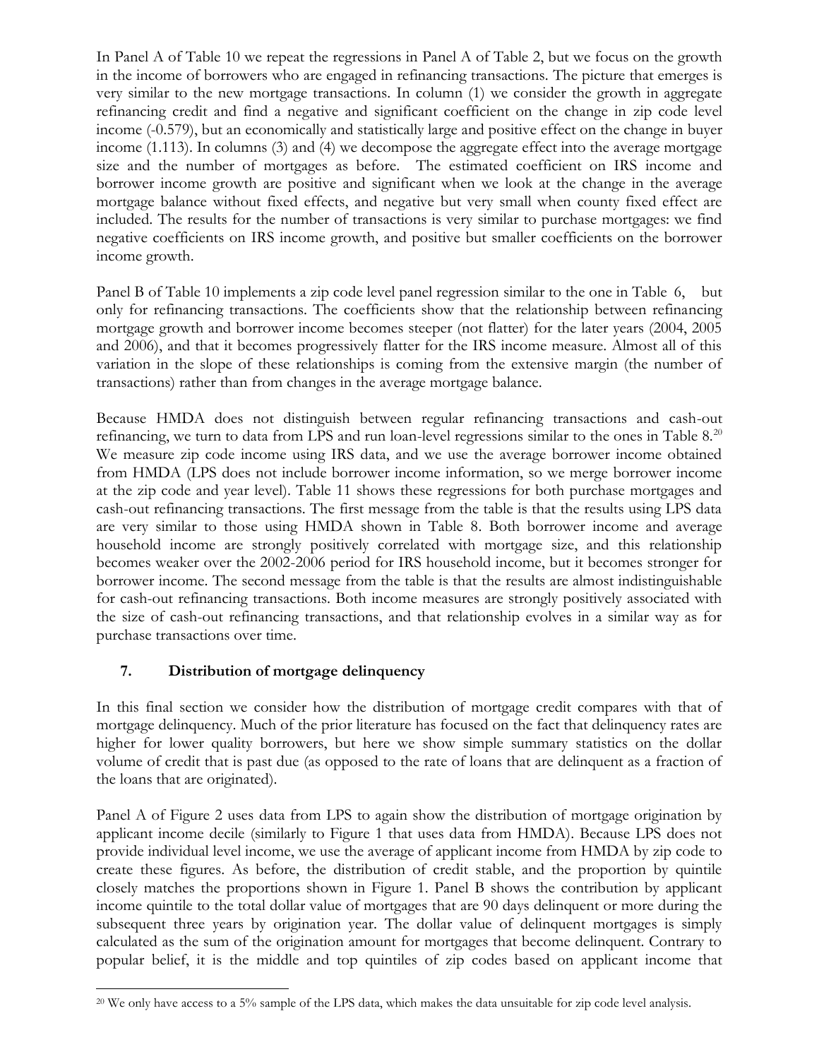In Panel A of Table 10 we repeat the regressions in Panel A of Table 2, but we focus on the growth in the income of borrowers who are engaged in refinancing transactions. The picture that emerges is very similar to the new mortgage transactions. In column (1) we consider the growth in aggregate refinancing credit and find a negative and significant coefficient on the change in zip code level income (-0.579), but an economically and statistically large and positive effect on the change in buyer income (1.113). In columns (3) and (4) we decompose the aggregate effect into the average mortgage size and the number of mortgages as before. The estimated coefficient on IRS income and borrower income growth are positive and significant when we look at the change in the average mortgage balance without fixed effects, and negative but very small when county fixed effect are included. The results for the number of transactions is very similar to purchase mortgages: we find negative coefficients on IRS income growth, and positive but smaller coefficients on the borrower income growth.

Panel B of Table 10 implements a zip code level panel regression similar to the one in Table 6, but only for refinancing transactions. The coefficients show that the relationship between refinancing mortgage growth and borrower income becomes steeper (not flatter) for the later years (2004, 2005 and 2006), and that it becomes progressively flatter for the IRS income measure. Almost all of this variation in the slope of these relationships is coming from the extensive margin (the number of transactions) rather than from changes in the average mortgage balance.

Because HMDA does not distinguish between regular refinancing transactions and cash-out refinancing, we turn to data from LPS and run loan-level regressions similar to the ones in Table 8.[20] We measure zip code income using IRS data, and we use the average borrower income obtained from HMDA (LPS does not include borrower income information, so we merge borrower income at the zip code and year level). Table 11 shows these regressions for both purchase mortgages and cash-out refinancing transactions. The first message from the table is that the results using LPS data are very similar to those using HMDA shown in Table 8. Both borrower income and average household income are strongly positively correlated with mortgage size, and this relationship becomes weaker over the 2002-2006 period for IRS household income, but it becomes stronger for borrower income. The second message from the table is that the results are almost indistinguishable for cash-out refinancing transactions. Both income measures are strongly positively associated with the size of cash-out refinancing transactions, and that relationship evolves in a similar way as for purchase transactions over time.

## 7. Distribution of mortgage delinquency

In this final section we consider how the distribution of mortgage credit compares with that of mortgage delinquency. Much of the prior literature has focused on the fact that delinquency rates are higher for lower quality borrowers, but here we show simple summary statistics on the dollar volume of credit that is past due (as opposed to the rate of loans that are delinquent as a fraction of the loans that are originated).

Panel A of Figure 2 uses data from LPS to again show the distribution of mortgage origination by applicant income decile (similarly to Figure 1 that uses data from HMDA). Because LPS does not provide individual level income, we use the average of applicant income from HMDA by zip code to create these figures. As before, the distribution of credit stable, and the proportion by quintile closely matches the proportions shown in Figure 1. Panel B shows the contribution by applicant income quintile to the total dollar value of mortgages that are 90 days delinquent or more during the subsequent three years by origination year. The dollar value of delinquent mortgages is simply calculated as the sum of the origination amount for mortgages that become delinquent. Contrary to popular belief, it is the middle and top quintiles of zip codes based on applicant income that

[20] We only have access to a 5% sample of the LPS data, which makes the data unsuitable for zip code level analysis.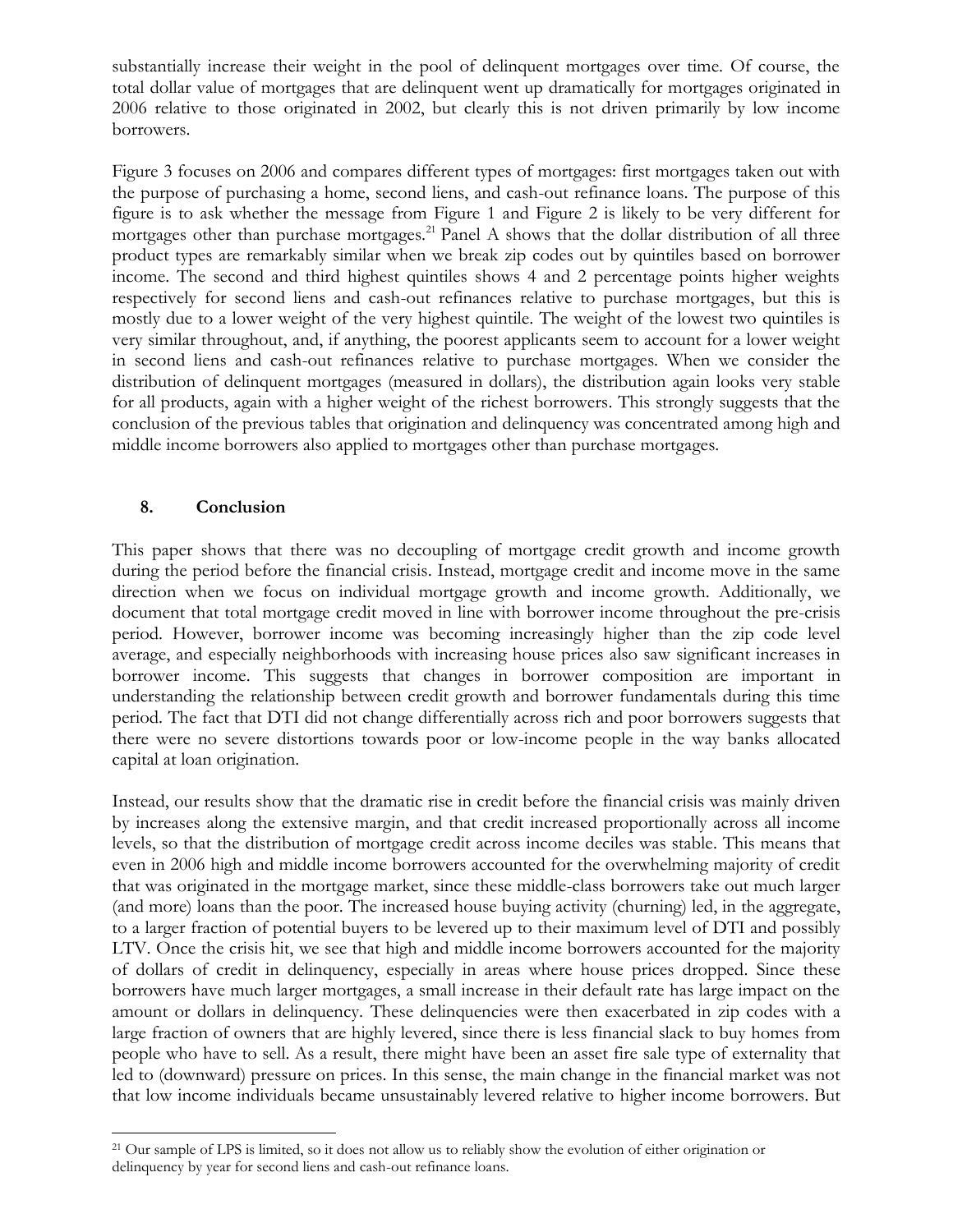substantially increase their weight in the pool of delinquent mortgages over time. Of course, the total dollar value of mortgages that are delinquent went up dramatically for mortgages originated in 2006 relative to those originated in 2002, but clearly this is not driven primarily by low income borrowers.

Figure 3 focuses on 2006 and compares different types of mortgages: first mortgages taken out with the purpose of purchasing a home, second liens, and cash-out refinance loans. The purpose of this figure is to ask whether the message from Figure 1 and Figure 2 is likely to be very different for mortgages other than purchase mortgages.[21] Panel A shows that the dollar distribution of all three product types are remarkably similar when we break zip codes out by quintiles based on borrower income. The second and third highest quintiles shows 4 and 2 percentage points higher weights respectively for second liens and cash-out refinances relative to purchase mortgages, but this is mostly due to a lower weight of the very highest quintile. The weight of the lowest two quintiles is very similar throughout, and, if anything, the poorest applicants seem to account for a lower weight in second liens and cash-out refinances relative to purchase mortgages. When we consider the distribution of delinquent mortgages (measured in dollars), the distribution again looks very stable for all products, again with a higher weight of the richest borrowers. This strongly suggests that the conclusion of the previous tables that origination and delinquency was concentrated among high and middle income borrowers also applied to mortgages other than purchase mortgages.

## 8. Conclusion

This paper shows that there was no decoupling of mortgage credit growth and income growth during the period before the financial crisis. Instead, mortgage credit and income move in the same direction when we focus on individual mortgage growth and income growth. Additionally, we document that total mortgage credit moved in line with borrower income throughout the pre-crisis period. However, borrower income was becoming increasingly higher than the zip code level average, and especially neighborhoods with increasing house prices also saw significant increases in borrower income. This suggests that changes in borrower composition are important in understanding the relationship between credit growth and borrower fundamentals during this time period. The fact that DTI did not change differentially across rich and poor borrowers suggests that there were no severe distortions towards poor or low-income people in the way banks allocated capital at loan origination.

Instead, our results show that the dramatic rise in credit before the financial crisis was mainly driven by increases along the extensive margin, and that credit increased proportionally across all income levels, so that the distribution of mortgage credit across income deciles was stable. This means that even in 2006 high and middle income borrowers accounted for the overwhelming majority of credit that was originated in the mortgage market, since these middle-class borrowers take out much larger (and more) loans than the poor. The increased house buying activity (churning) led, in the aggregate, to a larger fraction of potential buyers to be levered up to their maximum level of DTI and possibly LTV. Once the crisis hit, we see that high and middle income borrowers accounted for the majority of dollars of credit in delinquency, especially in areas where house prices dropped. Since these borrowers have much larger mortgages, a small increase in their default rate has large impact on the amount or dollars in delinquency. These delinquencies were then exacerbated in zip codes with a large fraction of owners that are highly levered, since there is less financial slack to buy homes from people who have to sell. As a result, there might have been an asset fire sale type of externality that led to (downward) pressure on prices. In this sense, the main change in the financial market was not that low income individuals became unsustainably levered relative to higher income borrowers. But

[21] Our sample of LPS is limited, so it does not allow us to reliably show the evolution of either origination or delinquency by year for second liens and cash-out refinance loans.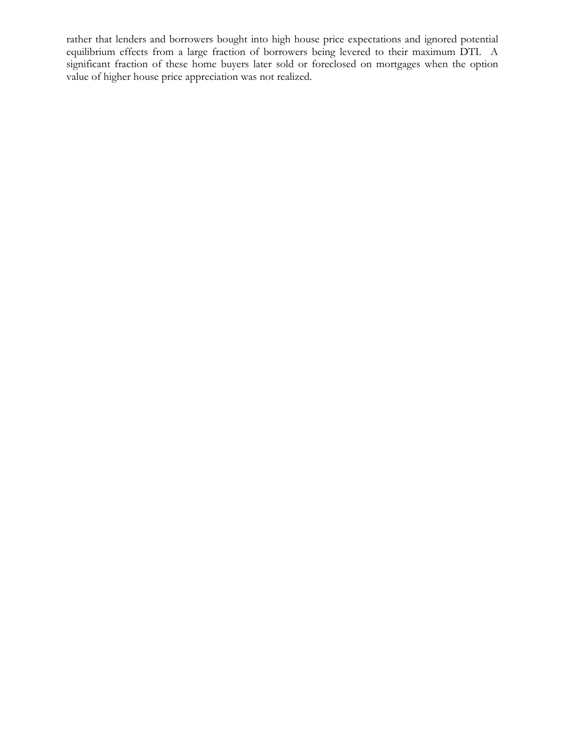rather that lenders and borrowers bought into high house price expectations and ignored potential equilibrium effects from a large fraction of borrowers being levered to their maximum DTI. A significant fraction of these home buyers later sold or foreclosed on mortgages when the option value of higher house price appreciation was not realized.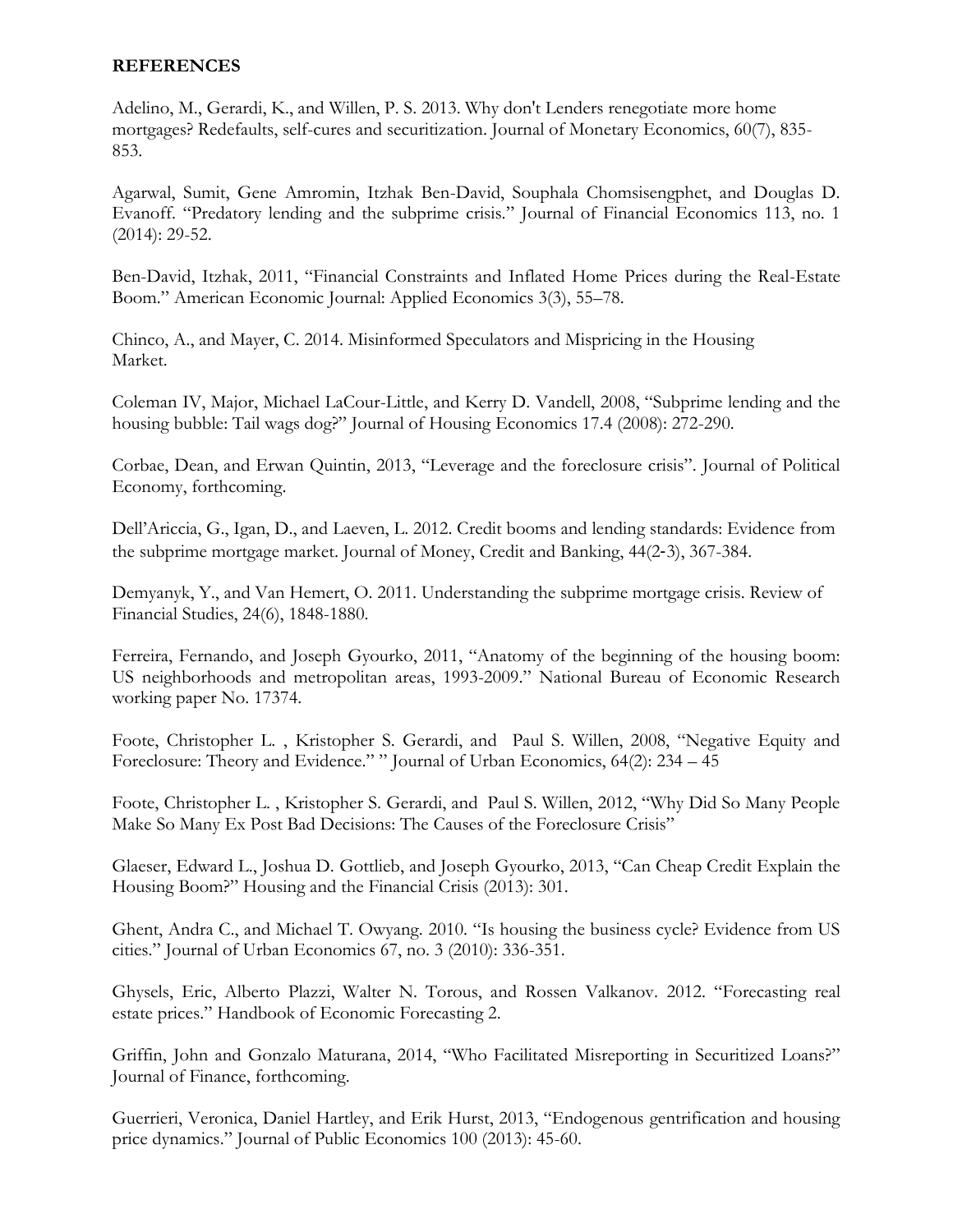## REFERENCES

Adelino, M., Gerardi, K., and Willen, P. S. 2013. Why don't Lenders renegotiate more home mortgages? Redefaults, self-cures and securitization. Journal of Monetary Economics, 60(7), 835-853.

Agarwal, Sumit, Gene Amromin, Itzhak Ben-David, Souphala Chomsisengphet, and Douglas D. Evanoff. "Predatory lending and the subprime crisis." Journal of Financial Economics 113, no. 1 (2014): 29-52.

Ben-David, Itzhak, 2011, "Financial Constraints and Inflated Home Prices during the Real-Estate Boom." American Economic Journal: Applied Economics 3(3), 55–78.

Chinco, A., and Mayer, C. 2014. Misinformed Speculators and Mispricing in the Housing Market.

Coleman IV, Major, Michael LaCour-Little, and Kerry D. Vandell, 2008, "Subprime lending and the housing bubble: Tail wags dog?" Journal of Housing Economics 17.4 (2008): 272-290.

Corbae, Dean, and Erwan Quintin, 2013, "Leverage and the foreclosure crisis". Journal of Political Economy, forthcoming.

Dell'Ariccia, G., Igan, D., and Laeven, L. 2012. Credit booms and lending standards: Evidence from the subprime mortgage market. Journal of Money, Credit and Banking, 44(2-3), 367-384.

Demyanyk, Y., and Van Hemert, O. 2011. Understanding the subprime mortgage crisis. Review of Financial Studies, 24(6), 1848-1880.

Ferreira, Fernando, and Joseph Gyourko, 2011, "Anatomy of the beginning of the housing boom: US neighborhoods and metropolitan areas, 1993-2009." National Bureau of Economic Research working paper No. 17374.

Foote, Christopher L. , Kristopher S. Gerardi, and Paul S. Willen, 2008, "Negative Equity and Foreclosure: Theory and Evidence." " Journal of Urban Economics, 64(2): 234 – 45

Foote, Christopher L. , Kristopher S. Gerardi, and Paul S. Willen, 2012, "Why Did So Many People Make So Many Ex Post Bad Decisions: The Causes of the Foreclosure Crisis"

Glaeser, Edward L., Joshua D. Gottlieb, and Joseph Gyourko, 2013, "Can Cheap Credit Explain the Housing Boom?" Housing and the Financial Crisis (2013): 301.

Ghent, Andra C., and Michael T. Owyang. 2010. "Is housing the business cycle? Evidence from US cities." Journal of Urban Economics 67, no. 3 (2010): 336-351.

Ghysels, Eric, Alberto Plazzi, Walter N. Torous, and Rossen Valkanov. 2012. "Forecasting real estate prices." Handbook of Economic Forecasting 2.

Griffin, John and Gonzalo Maturana, 2014, "Who Facilitated Misreporting in Securitized Loans?" Journal of Finance, forthcoming.

Guerrieri, Veronica, Daniel Hartley, and Erik Hurst, 2013, "Endogenous gentrification and housing price dynamics." Journal of Public Economics 100 (2013): 45-60.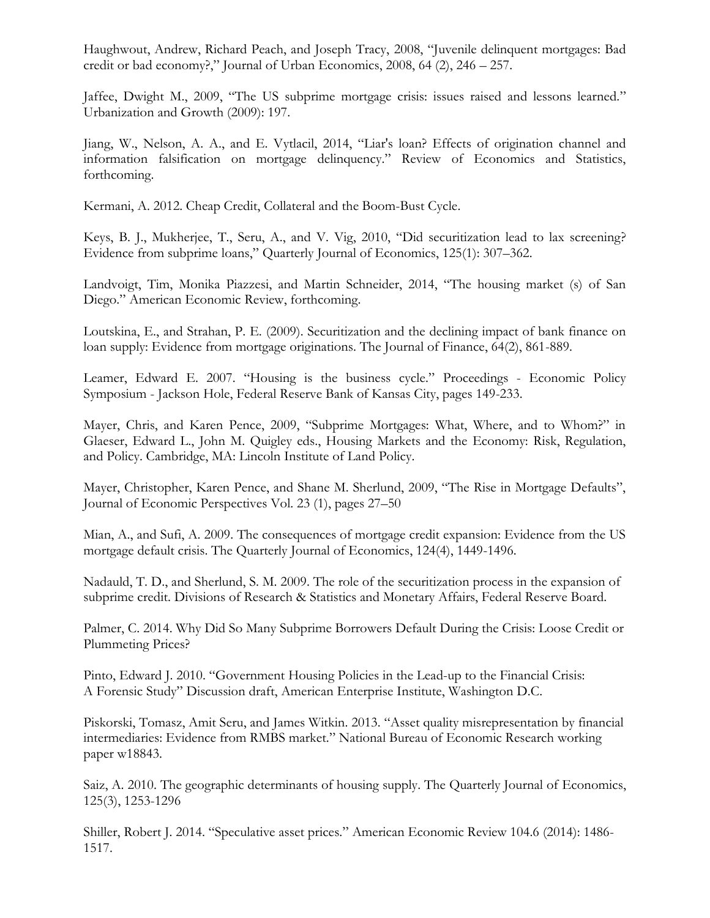Haughwout, Andrew, Richard Peach, and Joseph Tracy, 2008, "Juvenile delinquent mortgages: Bad credit or bad economy?," Journal of Urban Economics, 2008, 64 (2), 246 – 257.

Jaffee, Dwight M., 2009, "The US subprime mortgage crisis: issues raised and lessons learned." Urbanization and Growth (2009): 197.

Jiang, W., Nelson, A. A., and E. Vytlacil, 2014, "Liar's loan? Effects of origination channel and information falsification on mortgage delinquency." Review of Economics and Statistics, forthcoming.

Kermani, A. 2012. Cheap Credit, Collateral and the Boom-Bust Cycle.

Keys, B. J., Mukherjee, T., Seru, A., and V. Vig, 2010, "Did securitization lead to lax screening? Evidence from subprime loans," Quarterly Journal of Economics, 125(1): 307–362.

Landvoigt, Tim, Monika Piazzesi, and Martin Schneider, 2014, "The housing market (s) of San Diego." American Economic Review, forthcoming.

Loutskina, E., and Strahan, P. E. (2009). Securitization and the declining impact of bank finance on loan supply: Evidence from mortgage originations. The Journal of Finance, 64(2), 861-889.

Leamer, Edward E. 2007. "Housing is the business cycle." Proceedings - Economic Policy Symposium - Jackson Hole, Federal Reserve Bank of Kansas City, pages 149-233.

Mayer, Chris, and Karen Pence, 2009, "Subprime Mortgages: What, Where, and to Whom?" in Glaeser, Edward L., John M. Quigley eds., Housing Markets and the Economy: Risk, Regulation, and Policy. Cambridge, MA: Lincoln Institute of Land Policy.

Mayer, Christopher, Karen Pence, and Shane M. Sherlund, 2009, "The Rise in Mortgage Defaults", Journal of Economic Perspectives Vol. 23 (1), pages 27–50

Mian, A., and Sufi, A. 2009. The consequences of mortgage credit expansion: Evidence from the US mortgage default crisis. The Quarterly Journal of Economics, 124(4), 1449-1496.

Nadauld, T. D., and Sherlund, S. M. 2009. The role of the securitization process in the expansion of subprime credit. Divisions of Research & Statistics and Monetary Affairs, Federal Reserve Board.

Palmer, C. 2014. Why Did So Many Subprime Borrowers Default During the Crisis: Loose Credit or Plummeting Prices?

Pinto, Edward J. 2010. "Government Housing Policies in the Lead-up to the Financial Crisis: A Forensic Study" Discussion draft, American Enterprise Institute, Washington D.C.

Piskorski, Tomasz, Amit Seru, and James Witkin. 2013. "Asset quality misrepresentation by financial intermediaries: Evidence from RMBS market." National Bureau of Economic Research working paper w18843.

Saiz, A. 2010. The geographic determinants of housing supply. The Quarterly Journal of Economics, 125(3), 1253-1296

Shiller, Robert J. 2014. "Speculative asset prices." American Economic Review 104.6 (2014): 1486-1517.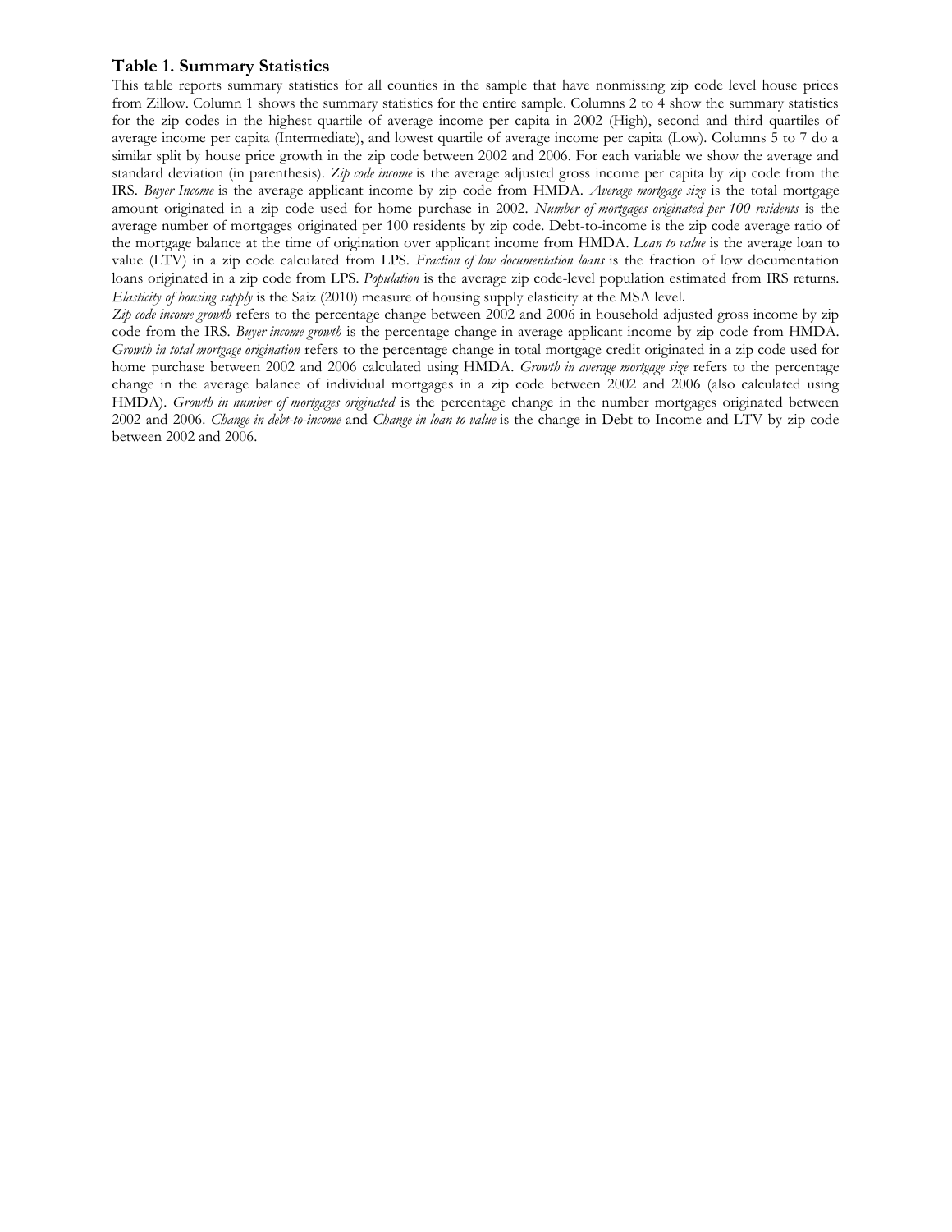### Table 1. Summary Statistics

This table reports summary statistics for all counties in the sample that have nonmissing zip code level house prices from Zillow. Column 1 shows the summary statistics for the entire sample. Columns 2 to 4 show the summary statistics for the zip codes in the highest quartile of average income per capita in 2002 (High), second and third quartiles of average income per capita (Intermediate), and lowest quartile of average income per capita (Low). Columns 5 to 7 do a similar split by house price growth in the zip code between 2002 and 2006. For each variable we show the average and standard deviation (in parenthesis). *Zip code income* is the average adjusted gross income per capita by zip code from the IRS. *Buyer Income* is the average applicant income by zip code from HMDA. *Average mortgage size* is the total mortgage amount originated in a zip code used for home purchase in 2002. *Number of mortgages originated per 100 residents* is the average number of mortgages originated per 100 residents by zip code. Debt-to-income is the zip code average ratio of the mortgage balance at the time of origination over applicant income from HMDA. *Loan to value* is the average loan to value (LTV) in a zip code calculated from LPS. *Fraction of low documentation loans* is the fraction of low documentation loans originated in a zip code from LPS. *Population* is the average zip code-level population estimated from IRS returns. *Elasticity of housing supply* is the Saiz (2010) measure of housing supply elasticity at the MSA level.

*Zip code income growth* refers to the percentage change between 2002 and 2006 in household adjusted gross income by zip code from the IRS. *Buyer income growth* is the percentage change in average applicant income by zip code from HMDA. *Growth in total mortgage origination* refers to the percentage change in total mortgage credit originated in a zip code used for home purchase between 2002 and 2006 calculated using HMDA. *Growth in average mortgage size* refers to the percentage change in the average balance of individual mortgages in a zip code between 2002 and 2006 (also calculated using HMDA). *Growth in number of mortgages originated* is the percentage change in the number mortgages originated between 2002 and 2006. *Change in debt-to-income* and *Change in loan to value* is the change in Debt to Income and LTV by zip code between 2002 and 2006.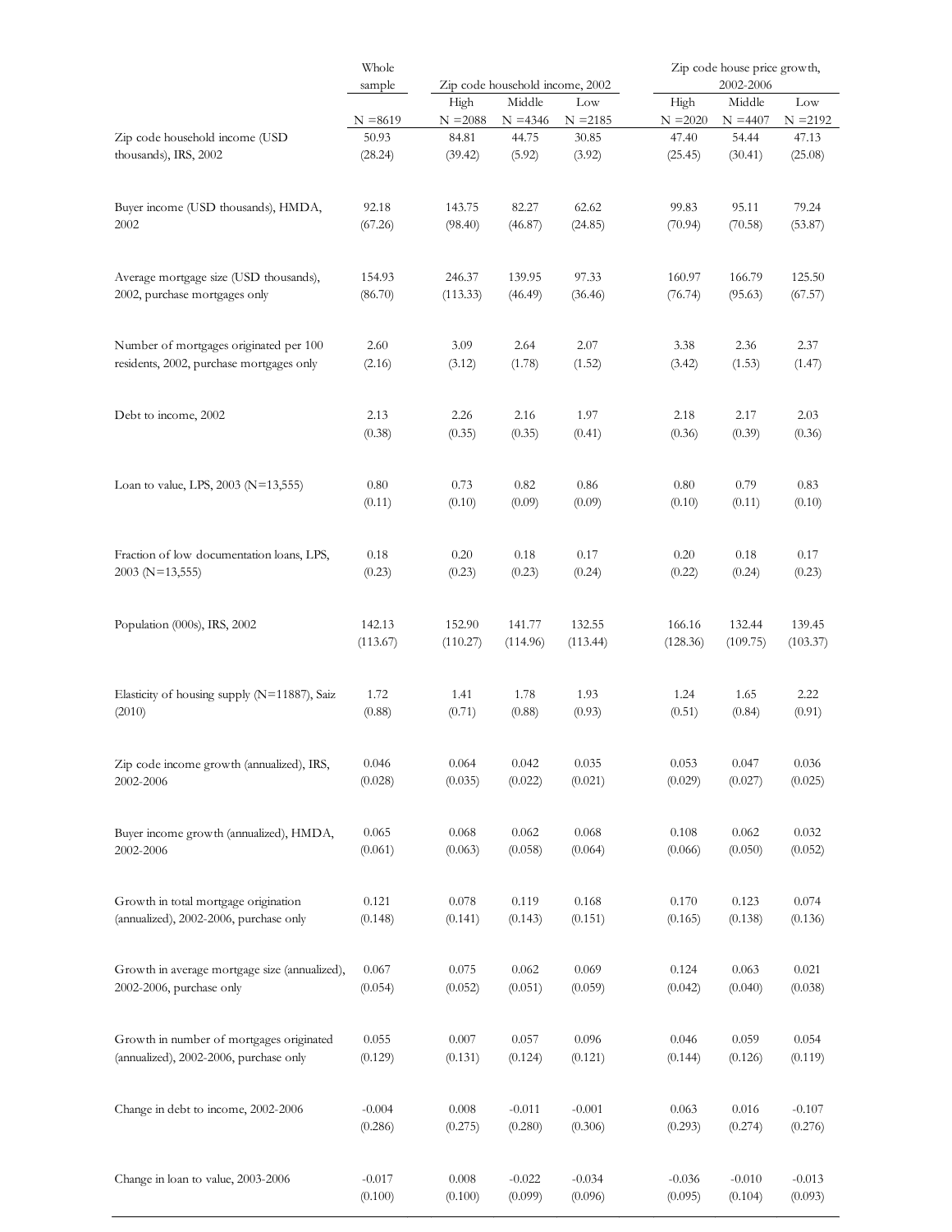| | Whole sample | Zip code household income, 2002 | | | Zip code house price growth, 2002-2006 | | |
|---|---|---|---|---|---|---|---|
| | | High | Middle | Low | High | Middle | Low |
| | N =8619 | N =2088 | N =4346 | N =2185 | N =2020 | N =4407 | N =2192 |
| Zip code household income (USD thousands), IRS, 2002 | 50.93 | 84.81 | 44.75 | 30.85 | 47.40 | 54.44 | 47.13 |
| | (28.24) | (39.42) | (5.92) | (3.92) | (25.45) | (30.41) | (25.08) |
| Buyer income (USD thousands), HMDA, 2002 | 92.18 | 143.75 | 82.27 | 62.62 | 99.83 | 95.11 | 79.24 |
| | (67.26) | (98.40) | (46.87) | (24.85) | (70.94) | (70.58) | (53.87) |
| Average mortgage size (USD thousands), 2002, purchase mortgages only | 154.93 | 246.37 | 139.95 | 97.33 | 160.97 | 166.79 | 125.50 |
| | (86.70) | (113.33) | (46.49) | (36.46) | (76.74) | (95.63) | (67.57) |
| Number of mortgages originated per 100 residents, 2002, purchase mortgages only | 2.60 | 3.09 | 2.64 | 2.07 | 3.38 | 2.36 | 2.37 |
| | (2.16) | (3.12) | (1.78) | (1.52) | (3.42) | (1.53) | (1.47) |
| Debt to income, 2002 | 2.13 | 2.26 | 2.16 | 1.97 | 2.18 | 2.17 | 2.03 |
| | (0.38) | (0.35) | (0.35) | (0.41) | (0.36) | (0.39) | (0.36) |
| Loan to value, LPS, 2003 (N=13,555) | 0.80 | 0.73 | 0.82 | 0.86 | 0.80 | 0.79 | 0.83 |
| | (0.11) | (0.10) | (0.09) | (0.09) | (0.10) | (0.11) | (0.10) |
| Fraction of low documentation loans, LPS, 2003 (N=13,555) | 0.18 | 0.20 | 0.18 | 0.17 | 0.20 | 0.18 | 0.17 |
| | (0.23) | (0.23) | (0.23) | (0.24) | (0.22) | (0.24) | (0.23) |
| Population (000s), IRS, 2002 | 142.13 | 152.90 | 141.77 | 132.55 | 166.16 | 132.44 | 139.45 |
| | (113.67) | (110.27) | (114.96) | (113.44) | (128.36) | (109.75) | (103.37) |
| Elasticity of housing supply (N=11887), Saiz (2010) | 1.72 | 1.41 | 1.78 | 1.93 | 1.24 | 1.65 | 2.22 |
| | (0.88) | (0.71) | (0.88) | (0.93) | (0.51) | (0.84) | (0.91) |
| Zip code income growth (annualized), IRS, 2002-2006 | 0.046 | 0.064 | 0.042 | 0.035 | 0.053 | 0.047 | 0.036 |
| | (0.028) | (0.035) | (0.022) | (0.021) | (0.029) | (0.027) | (0.025) |
| Buyer income growth (annualized), HMDA, 2002-2006 | 0.065 | 0.068 | 0.062 | 0.068 | 0.108 | 0.062 | 0.032 |
| | (0.061) | (0.063) | (0.058) | (0.064) | (0.066) | (0.050) | (0.052) |
| Growth in total mortgage origination (annualized), 2002-2006, purchase only | 0.121 | 0.078 | 0.119 | 0.168 | 0.170 | 0.123 | 0.074 |
| | (0.148) | (0.141) | (0.143) | (0.151) | (0.165) | (0.138) | (0.136) |
| Growth in average mortgage size (annualized), 2002-2006, purchase only | 0.067 | 0.075 | 0.062 | 0.069 | 0.124 | 0.063 | 0.021 |
| | (0.054) | (0.052) | (0.051) | (0.059) | (0.042) | (0.040) | (0.038) |
| Growth in number of mortgages originated (annualized), 2002-2006, purchase only | 0.055 | 0.007 | 0.057 | 0.096 | 0.046 | 0.059 | 0.054 |
| | (0.129) | (0.131) | (0.124) | (0.121) | (0.144) | (0.126) | (0.119) |
| Change in debt to income, 2002-2006 | -0.004 | 0.008 | -0.011 | -0.001 | 0.063 | 0.016 | -0.107 |
| | (0.286) | (0.275) | (0.280) | (0.306) | (0.293) | (0.274) | (0.276) |
| Change in loan to value, 2003-2006 | -0.017 | 0.008 | -0.022 | -0.034 | -0.036 | -0.010 | -0.013 |
| | (0.100) | (0.100) | (0.099) | (0.096) | (0.095) | (0.104) | (0.093) |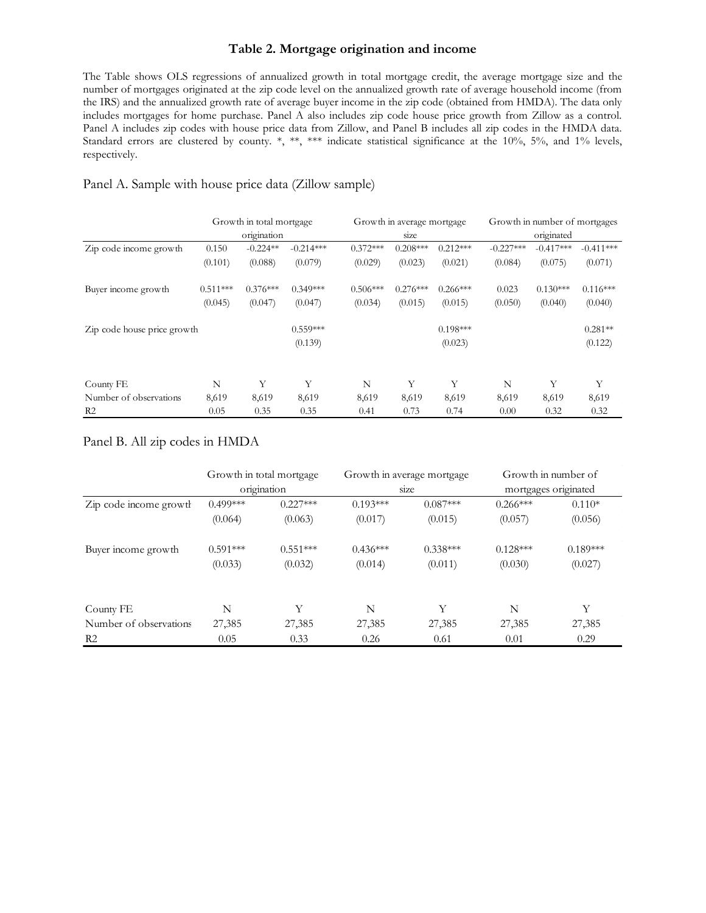# Table 2. Mortgage origination and income

The Table shows OLS regressions of annualized growth in total mortgage credit, the average mortgage size and the number of mortgages originated at the zip code level on the annualized growth rate of average household income (from the IRS) and the annualized growth rate of average buyer income in the zip code (obtained from HMDA). The data only includes mortgages for home purchase. Panel A also includes zip code house price growth from Zillow as a control. Panel A includes zip codes with house price data from Zillow, and Panel B includes all zip codes in the HMDA data. Standard errors are clustered by county. *, **, *** indicate statistical significance at the 10%, 5%, and 1% levels, respectively.

## Panel A. Sample with house price data (Zillow sample)

| | Growth in total mortgage origination | | | Growth in average mortgage size | | | Growth in number of mortgages originated | | |
|---|---|---|---|---|---|---|---|---|---|
| Zip code income growth | 0.150 | -0.224** | -0.214*** | 0.372*** | 0.208*** | 0.212*** | -0.227*** | -0.417*** | -0.411*** |
| | (0.101) | (0.088) | (0.079) | (0.029) | (0.023) | (0.021) | (0.084) | (0.075) | (0.071) |
| Buyer income growth | 0.511*** | 0.376*** | 0.349*** | 0.506*** | 0.276*** | 0.266*** | 0.023 | 0.130*** | 0.116*** |
| | (0.045) | (0.047) | (0.047) | (0.034) | (0.015) | (0.015) | (0.050) | (0.040) | (0.040) |
| Zip code house price growth | | | 0.559*** | | | 0.198*** | | | 0.281** |
| | | | (0.139) | | | (0.023) | | | (0.122) |
| County FE | N | Y | Y | N | Y | Y | N | Y | Y |
| Number of observations | 8,619 | 8,619 | 8,619 | 8,619 | 8,619 | 8,619 | 8,619 | 8,619 | 8,619 |
| R2 | 0.05 | 0.35 | 0.35 | 0.41 | 0.73 | 0.74 | 0.00 | 0.32 | 0.32 |

## Panel B. All zip codes in HMDA

| | Growth in total mortgage origination | | Growth in average mortgage size | | Growth in number of mortgages originated | |
|---|---|---|---|---|---|---|
| Zip code income growth | 0.499*** | 0.227*** | 0.193*** | 0.087*** | 0.266*** | 0.110* |
| | (0.064) | (0.063) | (0.017) | (0.015) | (0.057) | (0.056) |
| Buyer income growth | 0.591*** | 0.551*** | 0.436*** | 0.338*** | 0.128*** | 0.189*** |
| | (0.033) | (0.032) | (0.014) | (0.011) | (0.030) | (0.027) |
| County FE | N | Y | N | Y | N | Y |
| Number of observations | 27,385 | 27,385 | 27,385 | 27,385 | 27,385 | 27,385 |
| R2 | 0.05 | 0.33 | 0.26 | 0.61 | 0.01 | 0.29 |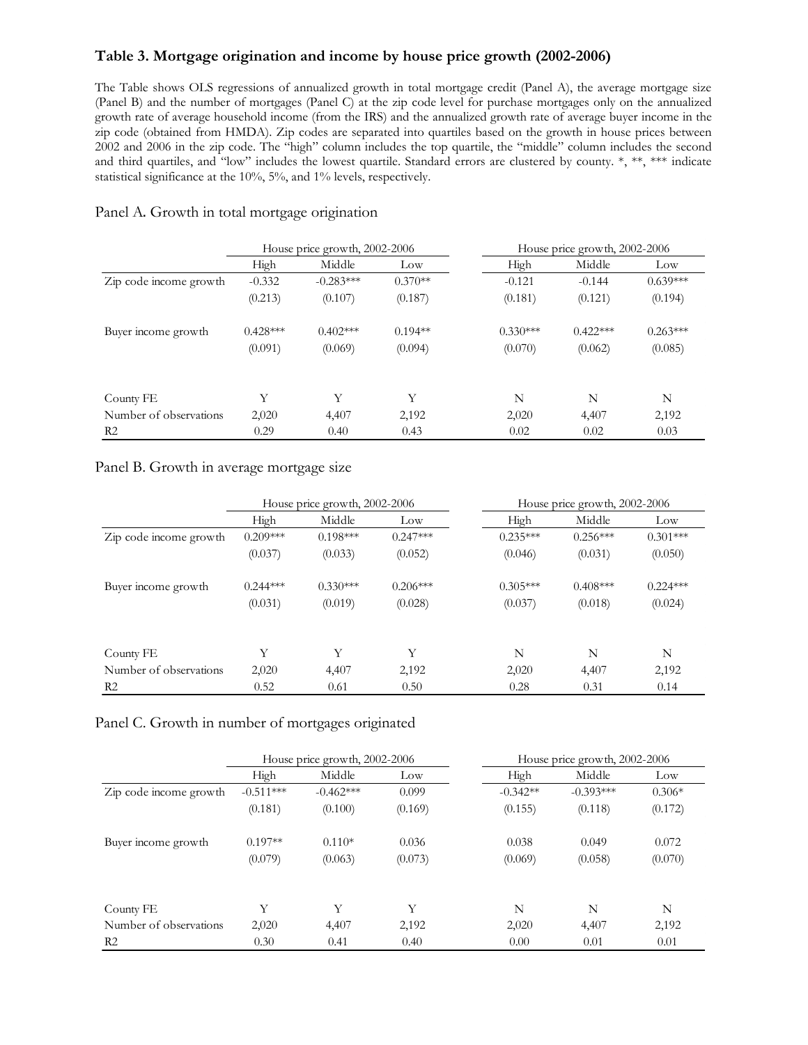**Table 3. Mortgage origination and income by house price growth (2002-2006)**

The Table shows OLS regressions of annualized growth in total mortgage credit (Panel A), the average mortgage size (Panel B) and the number of mortgages (Panel C) at the zip code level for purchase mortgages only on the annualized growth rate of average household income (from the IRS) and the annualized growth rate of average buyer income in the zip code (obtained from HMDA). Zip codes are separated into quartiles based on the growth in house prices between 2002 and 2006 in the zip code. The "high" column includes the top quartile, the "middle" column includes the second and third quartiles, and "low" includes the lowest quartile. Standard errors are clustered by county. *, **, *** indicate statistical significance at the 10%, 5%, and 1% levels, respectively.

Panel A. Growth in total mortgage origination

| | House price growth, 2002-2006 | | | House price growth, 2002-2006 | | |
|---|---|---|---|---|---|---|
| | High | Middle | Low | High | Middle | Low |
| Zip code income growth | -0.332 | -0.283*** | 0.370** | -0.121 | -0.144 | 0.639*** |
| | (0.213) | (0.107) | (0.187) | (0.181) | (0.121) | (0.194) |
| Buyer income growth | 0.428*** | 0.402*** | 0.194** | 0.330*** | 0.422*** | 0.263*** |
| | (0.091) | (0.069) | (0.094) | (0.070) | (0.062) | (0.085) |
| County FE | Y | Y | Y | N | N | N |
| Number of observations | 2,020 | 4,407 | 2,192 | 2,020 | 4,407 | 2,192 |
| R2 | 0.29 | 0.40 | 0.43 | 0.02 | 0.02 | 0.03 |

Panel B. Growth in average mortgage size

| | House price growth, 2002-2006 | | | House price growth, 2002-2006 | | |
|---|---|---|---|---|---|---|
| | High | Middle | Low | High | Middle | Low |
| Zip code income growth | 0.209*** | 0.198*** | 0.247*** | 0.235*** | 0.256*** | 0.301*** |
| | (0.037) | (0.033) | (0.052) | (0.046) | (0.031) | (0.050) |
| Buyer income growth | 0.244*** | 0.330*** | 0.206*** | 0.305*** | 0.408*** | 0.224*** |
| | (0.031) | (0.019) | (0.028) | (0.037) | (0.018) | (0.024) |
| County FE | Y | Y | Y | N | N | N |
| Number of observations | 2,020 | 4,407 | 2,192 | 2,020 | 4,407 | 2,192 |
| R2 | 0.52 | 0.61 | 0.50 | 0.28 | 0.31 | 0.14 |

Panel C. Growth in number of mortgages originated

| | House price growth, 2002-2006 | | | House price growth, 2002-2006 | | |
|---|---|---|---|---|---|---|
| | High | Middle | Low | High | Middle | Low |
| Zip code income growth | -0.511*** | -0.462*** | 0.099 | -0.342** | -0.393*** | 0.306* |
| | (0.181) | (0.100) | (0.169) | (0.155) | (0.118) | (0.172) |
| Buyer income growth | 0.197** | 0.110* | 0.036 | 0.038 | 0.049 | 0.072 |
| | (0.079) | (0.063) | (0.073) | (0.069) | (0.058) | (0.070) |
| County FE | Y | Y | Y | N | N | N |
| Number of observations | 2,020 | 4,407 | 2,192 | 2,020 | 4,407 | 2,192 |
| R2 | 0.30 | 0.41 | 0.40 | 0.00 | 0.01 | 0.01 |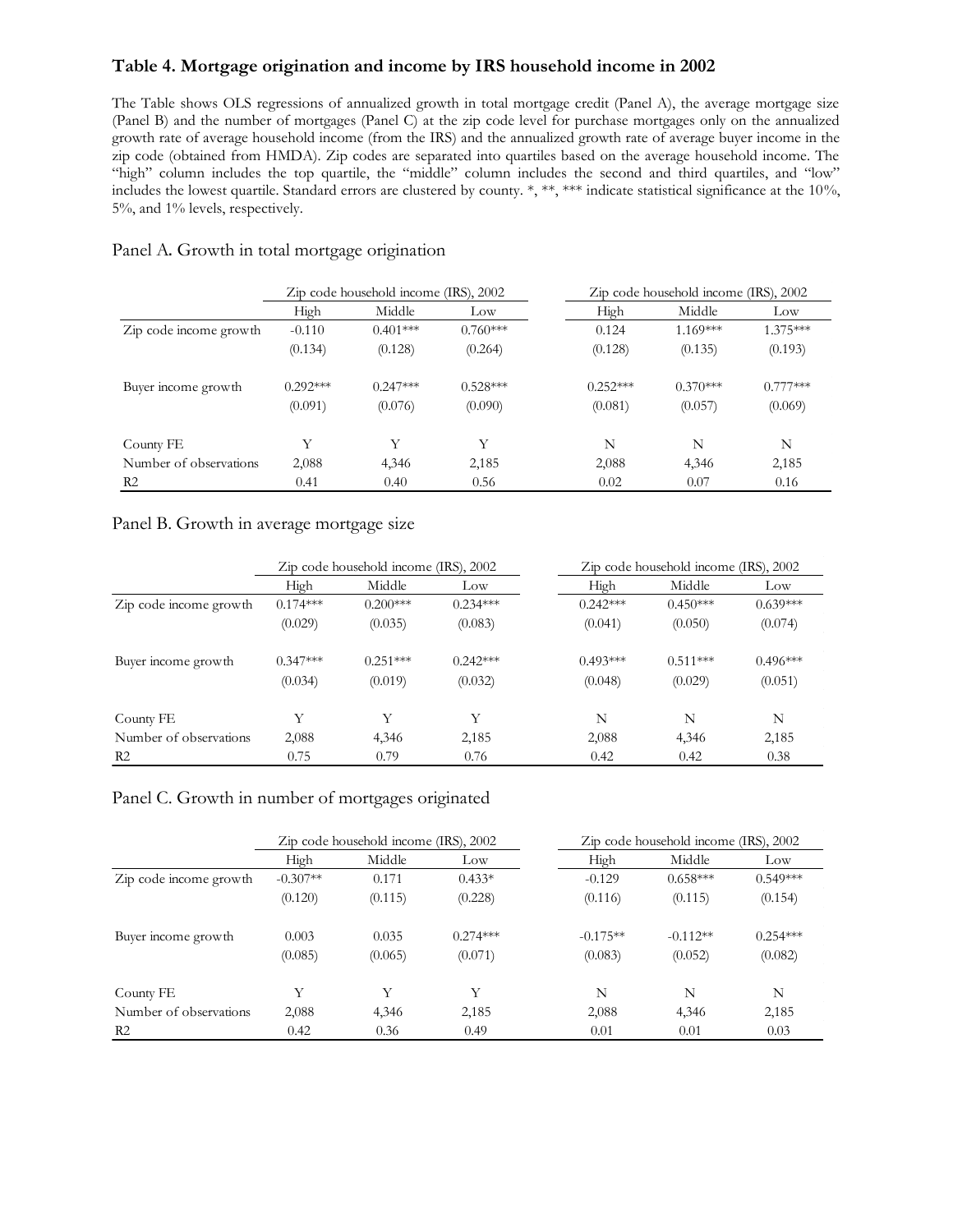**Table 4. Mortgage origination and income by IRS household income in 2002**

The Table shows OLS regressions of annualized growth in total mortgage credit (Panel A), the average mortgage size (Panel B) and the number of mortgages (Panel C) at the zip code level for purchase mortgages only on the annualized growth rate of average household income (from the IRS) and the annualized growth rate of average buyer income in the zip code (obtained from HMDA). Zip codes are separated into quartiles based on the average household income. The "high" column includes the top quartile, the "middle" column includes the second and third quartiles, and "low" includes the lowest quartile. Standard errors are clustered by county. *, **, *** indicate statistical significance at the 10%, 5%, and 1% levels, respectively.

Panel A. Growth in total mortgage origination

| | Zip code household income (IRS), 2002 | | | Zip code household income (IRS), 2002 | | |
|---|---|---|---|---|---|---|
| | High | Middle | Low | High | Middle | Low |
| Zip code income growth | -0.110 | 0.401*** | 0.760*** | 0.124 | 1.169*** | 1.375*** |
| | (0.134) | (0.128) | (0.264) | (0.128) | (0.135) | (0.193) |
| Buyer income growth | 0.292*** | 0.247*** | 0.528*** | 0.252*** | 0.370*** | 0.777*** |
| | (0.091) | (0.076) | (0.090) | (0.081) | (0.057) | (0.069) |
| County FE | Y | Y | Y | N | N | N |
| Number of observations | 2,088 | 4,346 | 2,185 | 2,088 | 4,346 | 2,185 |
| R2 | 0.41 | 0.40 | 0.56 | 0.02 | 0.07 | 0.16 |

Panel B. Growth in average mortgage size

| | Zip code household income (IRS), 2002 | | | Zip code household income (IRS), 2002 | | |
|---|---|---|---|---|---|---|
| | High | Middle | Low | High | Middle | Low |
| Zip code income growth | 0.174*** | 0.200*** | 0.234*** | 0.242*** | 0.450*** | 0.639*** |
| | (0.029) | (0.035) | (0.083) | (0.041) | (0.050) | (0.074) |
| Buyer income growth | 0.347*** | 0.251*** | 0.242*** | 0.493*** | 0.511*** | 0.496*** |
| | (0.034) | (0.019) | (0.032) | (0.048) | (0.029) | (0.051) |
| County FE | Y | Y | Y | N | N | N |
| Number of observations | 2,088 | 4,346 | 2,185 | 2,088 | 4,346 | 2,185 |
| R2 | 0.75 | 0.79 | 0.76 | 0.42 | 0.42 | 0.38 |

Panel C. Growth in number of mortgages originated

| | Zip code household income (IRS), 2002 | | | Zip code household income (IRS), 2002 | | |
|---|---|---|---|---|---|---|
| | High | Middle | Low | High | Middle | Low |
| Zip code income growth | -0.307** | 0.171 | 0.433* | -0.129 | 0.658*** | 0.549*** |
| | (0.120) | (0.115) | (0.228) | (0.116) | (0.115) | (0.154) |
| Buyer income growth | 0.003 | 0.035 | 0.274*** | -0.175** | -0.112** | 0.254*** |
| | (0.085) | (0.065) | (0.071) | (0.083) | (0.052) | (0.082) |
| County FE | Y | Y | Y | N | N | N |
| Number of observations | 2,088 | 4,346 | 2,185 | 2,088 | 4,346 | 2,185 |
| R2 | 0.42 | 0.36 | 0.49 | 0.01 | 0.01 | 0.03 |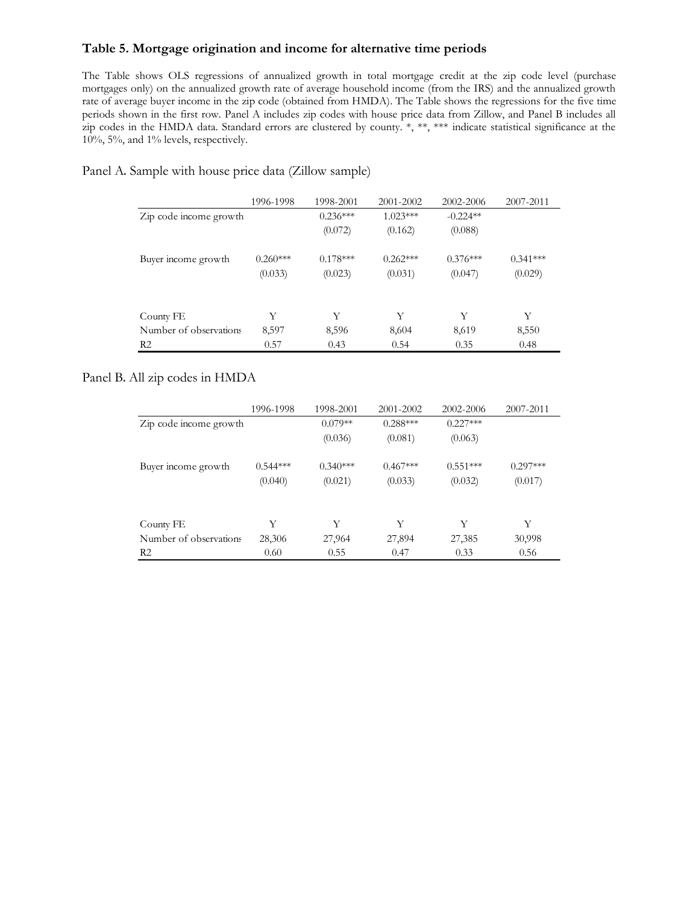### Table 5. Mortgage origination and income for alternative time periods

The Table shows OLS regressions of annualized growth in total mortgage credit at the zip code level (purchase mortgages only) on the annualized growth rate of average household income (from the IRS) and the annualized growth rate of average buyer income in the zip code (obtained from HMDA). The Table shows the regressions for the five time periods shown in the first row. Panel A includes zip codes with house price data from Zillow, and Panel B includes all zip codes in the HMDA data. Standard errors are clustered by county. *, **, *** indicate statistical significance at the 10%, 5%, and 1% levels, respectively.

Panel A. Sample with house price data (Zillow sample)

| | 1996-1998 | 1998-2001 | 2001-2002 | 2002-2006 | 2007-2011 |
|---|---|---|---|---|---|
| Zip code income growth | | 0.236*** | 1.023*** | -0.224** | |
| | | (0.072) | (0.162) | (0.088) | |
| Buyer income growth | 0.260*** | 0.178*** | 0.262*** | 0.376*** | 0.341*** |
| | (0.033) | (0.023) | (0.031) | (0.047) | (0.029) |
| County FE | Y | Y | Y | Y | Y |
| Number of observations | 8,597 | 8,596 | 8,604 | 8,619 | 8,550 |
| R2 | 0.57 | 0.43 | 0.54 | 0.35 | 0.48 |

Panel B. All zip codes in HMDA

| | 1996-1998 | 1998-2001 | 2001-2002 | 2002-2006 | 2007-2011 |
|---|---|---|---|---|---|
| Zip code income growth | | 0.079** | 0.288*** | 0.227*** | |
| | | (0.036) | (0.081) | (0.063) | |
| Buyer income growth | 0.544*** | 0.340*** | 0.467*** | 0.551*** | 0.297*** |
| | (0.040) | (0.021) | (0.033) | (0.032) | (0.017) |
| County FE | Y | Y | Y | Y | Y |
| Number of observations | 28,306 | 27,964 | 27,894 | 27,385 | 30,998 |
| R2 | 0.60 | 0.55 | 0.47 | 0.33 | 0.56 |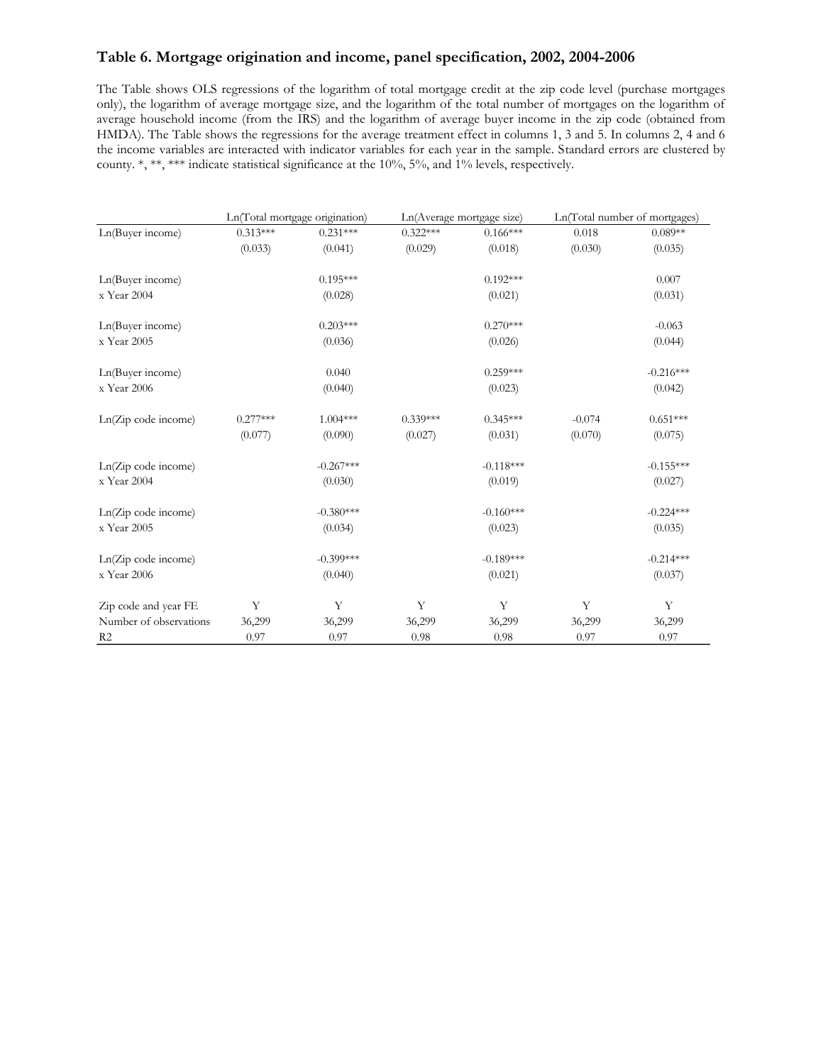### Table 6. Mortgage origination and income, panel specification, 2002, 2004-2006

The Table shows OLS regressions of the logarithm of total mortgage credit at the zip code level (purchase mortgages only), the logarithm of average mortgage size, and the logarithm of the total number of mortgages on the logarithm of average household income (from the IRS) and the logarithm of average buyer income in the zip code (obtained from HMDA). The Table shows the regressions for the average treatment effect in columns 1, 3 and 5. In columns 2, 4 and 6 the income variables are interacted with indicator variables for each year in the sample. Standard errors are clustered by county. *, **, *** indicate statistical significance at the 10%, 5%, and 1% levels, respectively.

| | Ln(Total mortgage origination) | | Ln(Average mortgage size) | | Ln(Total number of mortgages) | |
|---|---|---|---|---|---|---|
| Ln(Buyer income) | 0.313*** | 0.231*** | 0.322*** | 0.166*** | 0.018 | 0.089** |
| | (0.033) | (0.041) | (0.029) | (0.018) | (0.030) | (0.035) |
| Ln(Buyer income) x Year 2004 | | 0.195*** | | 0.192*** | | 0.007 |
| | | (0.028) | | (0.021) | | (0.031) |
| Ln(Buyer income) x Year 2005 | | 0.203*** | | 0.270*** | | -0.063 |
| | | (0.036) | | (0.026) | | (0.044) |
| Ln(Buyer income) x Year 2006 | | 0.040 | | 0.259*** | | -0.216*** |
| | | (0.040) | | (0.023) | | (0.042) |
| Ln(Zip code income) | 0.277*** | 1.004*** | 0.339*** | 0.345*** | -0.074 | 0.651*** |
| | (0.077) | (0.090) | (0.027) | (0.031) | (0.070) | (0.075) |
| Ln(Zip code income) x Year 2004 | | -0.267*** | | -0.118*** | | -0.155*** |
| | | (0.030) | | (0.019) | | (0.027) |
| Ln(Zip code income) x Year 2005 | | -0.380*** | | -0.160*** | | -0.224*** |
| | | (0.034) | | (0.023) | | (0.035) |
| Ln(Zip code income) x Year 2006 | | -0.399*** | | -0.189*** | | -0.214*** |
| | | (0.040) | | (0.021) | | (0.037) |
| Zip code and year FE | Y | Y | Y | Y | Y | Y |
| Number of observations | 36,299 | 36,299 | 36,299 | 36,299 | 36,299 | 36,299 |
| $R^2$ | 0.97 | 0.97 | 0.98 | 0.98 | 0.97 | 0.97 |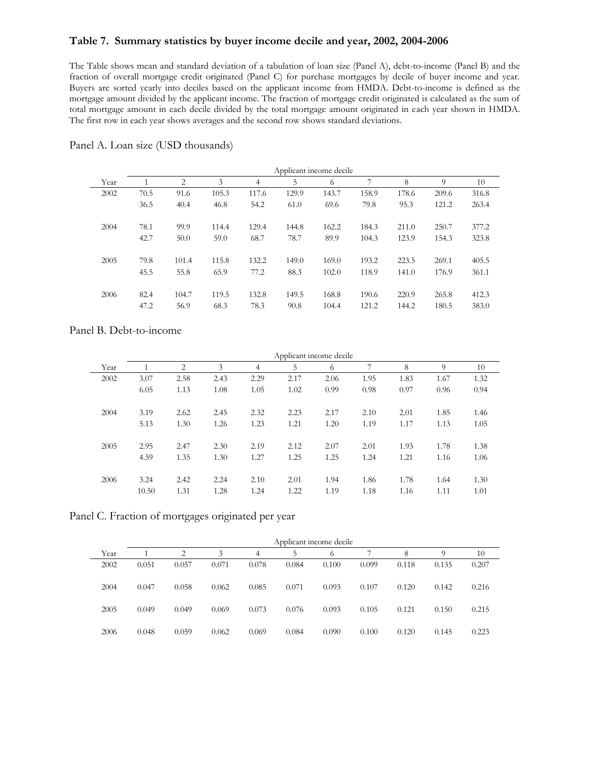### Table 7. Summary statistics by buyer income decile and year, 2002, 2004-2006

The Table shows mean and standard deviation of a tabulation of loan size (Panel A), debt-to-income (Panel B) and the fraction of overall mortgage credit originated (Panel C) for purchase mortgages by decile of buyer income and year. Buyers are sorted yearly into deciles based on the applicant income from HMDA. Debt-to-income is defined as the mortgage amount divided by the applicant income. The fraction of mortgage credit originated is calculated as the sum of total mortgage amount in each decile divided by the total mortgage amount originated in each year shown in HMDA. The first row in each year shows averages and the second row shows standard deviations.

Panel A. Loan size (USD thousands)

| | Applicant income decile | | | | | | | | | |
|---|---|---|---|---|---|---|---|---|---|---|
| Year | 1 | 2 | 3 | 4 | 5 | 6 | 7 | 8 | 9 | 10 |
| 2002 | 70.5 | 91.6 | 105.3 | 117.6 | 129.9 | 143.7 | 158.9 | 178.6 | 209.6 | 316.8 |
| | 36.5 | 40.4 | 46.8 | 54.2 | 61.0 | 69.6 | 79.8 | 95.3 | 121.2 | 263.4 |
| 2004 | 78.1 | 99.9 | 114.4 | 129.4 | 144.8 | 162.2 | 184.3 | 211.0 | 250.7 | 377.2 |
| | 42.7 | 50.0 | 59.0 | 68.7 | 78.7 | 89.9 | 104.3 | 123.9 | 154.3 | 323.8 |
| 2005 | 79.8 | 101.4 | 115.8 | 132.2 | 149.0 | 169.0 | 193.2 | 223.5 | 269.1 | 405.5 |
| | 45.5 | 55.8 | 65.9 | 77.2 | 88.3 | 102.0 | 118.9 | 141.0 | 176.9 | 361.1 |
| 2006 | 82.4 | 104.7 | 119.5 | 132.8 | 149.5 | 168.8 | 190.6 | 220.9 | 265.8 | 412.3 |
| | 47.2 | 56.9 | 68.3 | 78.3 | 90.8 | 104.4 | 121.2 | 144.2 | 180.5 | 383.0 |

Panel B. Debt-to-income

| | Applicant income decile | | | | | | | | | |
|---|---|---|---|---|---|---|---|---|---|---|
| Year | 1 | 2 | 3 | 4 | 5 | 6 | 7 | 8 | 9 | 10 |
| 2002 | 3.07 | 2.58 | 2.43 | 2.29 | 2.17 | 2.06 | 1.95 | 1.83 | 1.67 | 1.32 |
| | 6.05 | 1.13 | 1.08 | 1.05 | 1.02 | 0.99 | 0.98 | 0.97 | 0.96 | 0.94 |
| 2004 | 3.19 | 2.62 | 2.45 | 2.32 | 2.23 | 2.17 | 2.10 | 2.01 | 1.85 | 1.46 |
| | 5.13 | 1.30 | 1.26 | 1.23 | 1.21 | 1.20 | 1.19 | 1.17 | 1.13 | 1.05 |
| 2005 | 2.95 | 2.47 | 2.30 | 2.19 | 2.12 | 2.07 | 2.01 | 1.93 | 1.78 | 1.38 |
| | 4.59 | 1.35 | 1.30 | 1.27 | 1.25 | 1.25 | 1.24 | 1.21 | 1.16 | 1.06 |
| 2006 | 3.24 | 2.42 | 2.24 | 2.10 | 2.01 | 1.94 | 1.86 | 1.78 | 1.64 | 1.30 |
| | 10.50 | 1.31 | 1.28 | 1.24 | 1.22 | 1.19 | 1.18 | 1.16 | 1.11 | 1.01 |

Panel C. Fraction of mortgages originated per year

| | Applicant income decile | | | | | | | | | |
|---|---|---|---|---|---|---|---|---|---|---|
| Year | 1 | 2 | 3 | 4 | 5 | 6 | 7 | 8 | 9 | 10 |
| 2002 | 0.051 | 0.057 | 0.071 | 0.078 | 0.084 | 0.100 | 0.099 | 0.118 | 0.135 | 0.207 |
| 2004 | 0.047 | 0.058 | 0.062 | 0.085 | 0.071 | 0.093 | 0.107 | 0.120 | 0.142 | 0.216 |
| 2005 | 0.049 | 0.049 | 0.069 | 0.073 | 0.076 | 0.093 | 0.105 | 0.121 | 0.150 | 0.215 |
| 2006 | 0.048 | 0.059 | 0.062 | 0.069 | 0.084 | 0.090 | 0.100 | 0.120 | 0.145 | 0.223 |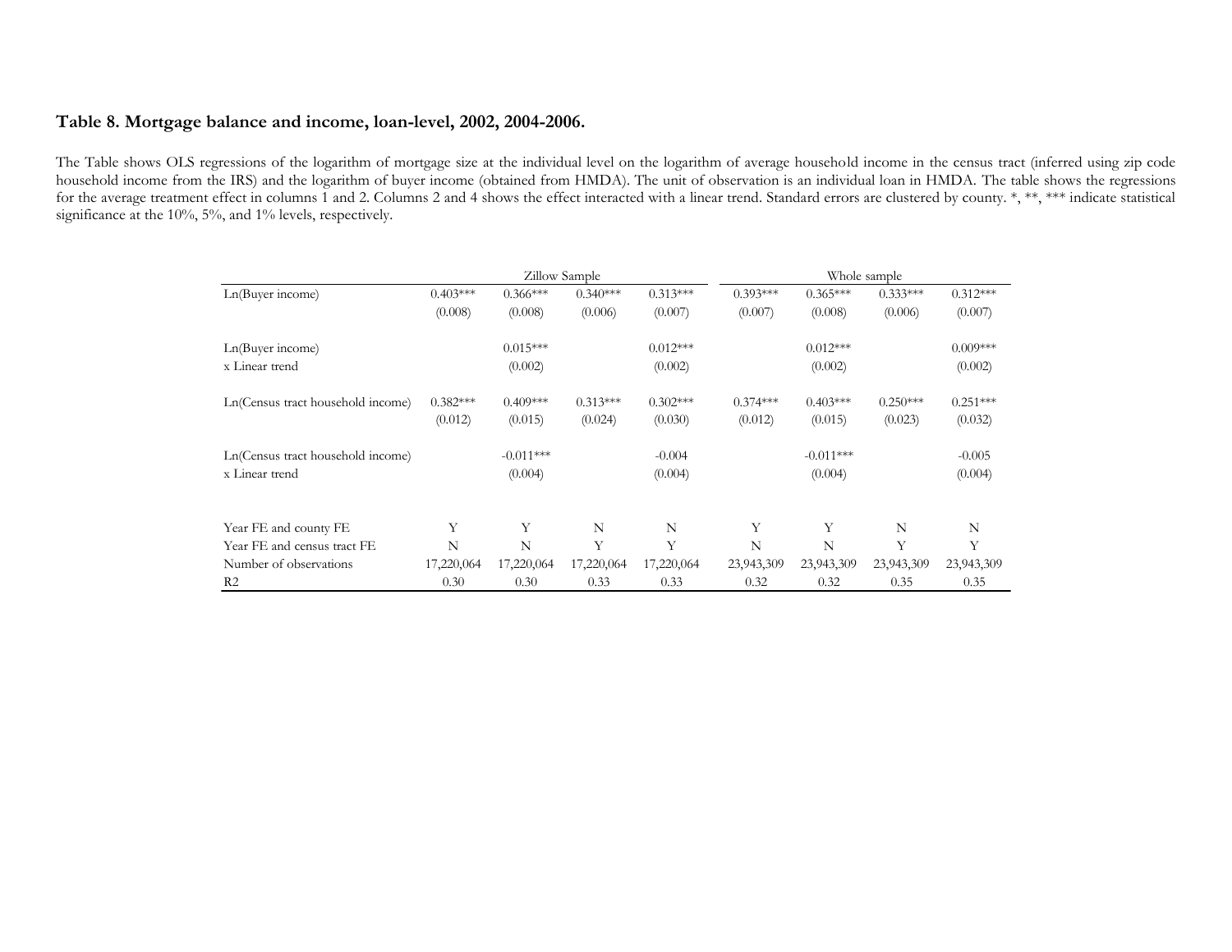**Table 8. Mortgage balance and income, loan-level, 2002, 2004-2006.**

The Table shows OLS regressions of the logarithm of mortgage size at the individual level on the logarithm of average household income in the census tract (inferred using zip code household income from the IRS) and the logarithm of buyer income (obtained from HMDA). The unit of observation is an individual loan in HMDA. The table shows the regressions for the average treatment effect in columns 1 and 2. Columns 2 and 4 shows the effect interacted with a linear trend. Standard errors are clustered by county. *, **, *** indicate statistical significance at the 10%, 5%, and 1% levels, respectively.

| | Zillow Sample | | | | Whole sample | | | |
|---|---|---|---|---|---|---|---|---|
| Ln(Buyer income) | 0.403*** | 0.366*** | 0.340*** | 0.313*** | 0.393*** | 0.365*** | 0.333*** | 0.312*** |
| | (0.008) | (0.008) | (0.006) | (0.007) | (0.007) | (0.008) | (0.006) | (0.007) |
| Ln(Buyer income) x Linear trend | | 0.015*** | | 0.012*** | | 0.012*** | | 0.009*** |
| | | (0.002) | | (0.002) | | (0.002) | | (0.002) |
| Ln(Census tract household income) | 0.382*** | 0.409*** | 0.313*** | 0.302*** | 0.374*** | 0.403*** | 0.250*** | 0.251*** |
| | (0.012) | (0.015) | (0.024) | (0.030) | (0.012) | (0.015) | (0.023) | (0.032) |
| Ln(Census tract household income) x Linear trend | | -0.011*** | | -0.004 | | -0.011*** | | -0.005 |
| | | (0.004) | | (0.004) | | (0.004) | | (0.004) |
| Year FE and county FE | Y | Y | N | N | Y | Y | N | N |
| Year FE and census tract FE | N | N | Y | Y | N | N | Y | Y |
| Number of observations | 17,220,064 | 17,220,064 | 17,220,064 | 17,220,064 | 23,943,309 | 23,943,309 | 23,943,309 | 23,943,309 |
| R2 | 0.30 | 0.30 | 0.33 | 0.33 | 0.32 | 0.32 | 0.35 | 0.35 |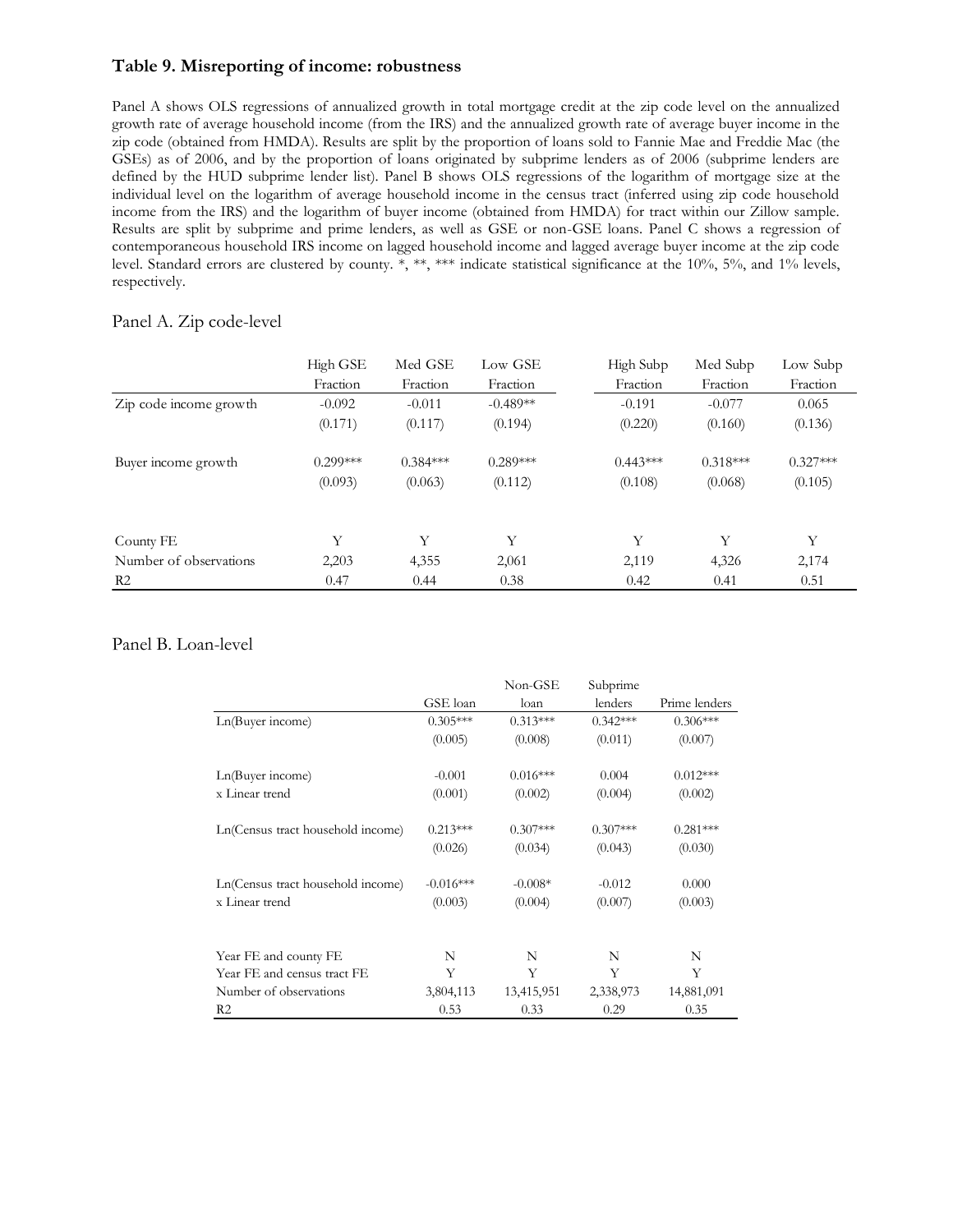**Table 9. Misreporting of income: robustness**

Panel A shows OLS regressions of annualized growth in total mortgage credit at the zip code level on the annualized growth rate of average household income (from the IRS) and the annualized growth rate of average buyer income in the zip code (obtained from HMDA). Results are split by the proportion of loans sold to Fannie Mae and Freddie Mac (the GSEs) as of 2006, and by the proportion of loans originated by subprime lenders as of 2006 (subprime lenders are defined by the HUD subprime lender list). Panel B shows OLS regressions of the logarithm of mortgage size at the individual level on the logarithm of average household income in the census tract (inferred using zip code household income from the IRS) and the logarithm of buyer income (obtained from HMDA) for tract within our Zillow sample. Results are split by subprime and prime lenders, as well as GSE or non-GSE loans. Panel C shows a regression of contemporaneous household IRS income on lagged household income and lagged average buyer income at the zip code level. Standard errors are clustered by county. *, **, *** indicate statistical significance at the 10%, 5%, and 1% levels, respectively.

Panel A. Zip code-level

| | High GSE Fraction | Med GSE Fraction | Low GSE Fraction | High Subp Fraction | Med Subp Fraction | Low Subp Fraction |
|---|---|---|---|---|---|---|
| Zip code income growth | -0.092 | -0.011 | -0.489** | -0.191 | -0.077 | 0.065 |
| | (0.171) | (0.117) | (0.194) | (0.220) | (0.160) | (0.136) |
| Buyer income growth | 0.299*** | 0.384*** | 0.289*** | 0.443*** | 0.318*** | 0.327*** |
| | (0.093) | (0.063) | (0.112) | (0.108) | (0.068) | (0.105) |
| County FE | Y | Y | Y | Y | Y | Y |
| Number of observations | 2,203 | 4,355 | 2,061 | 2,119 | 4,326 | 2,174 |
| R2 | 0.47 | 0.44 | 0.38 | 0.42 | 0.41 | 0.51 |

Panel B. Loan-level

| | GSE loan | Non-GSE loan | Subprime lenders | Prime lenders |
|---|---|---|---|---|
| Ln(Buyer income) | 0.305*** | 0.313*** | 0.342*** | 0.306*** |
| | (0.005) | (0.008) | (0.011) | (0.007) |
| Ln(Buyer income) x Linear trend | -0.001 | 0.016*** | 0.004 | 0.012*** |
| | (0.001) | (0.002) | (0.004) | (0.002) |
| Ln(Census tract household income) | 0.213*** | 0.307*** | 0.307*** | 0.281*** |
| | (0.026) | (0.034) | (0.043) | (0.030) |
| Ln(Census tract household income) x Linear trend | -0.016*** | -0.008* | -0.012 | 0.000 |
| | (0.003) | (0.004) | (0.007) | (0.003) |
| Year FE and county FE | N | N | N | N |
| Year FE and census tract FE | Y | Y | Y | Y |
| Number of observations | 3,804,113 | 13,415,951 | 2,338,973 | 14,881,091 |
| R2 | 0.53 | 0.33 | 0.29 | 0.35 |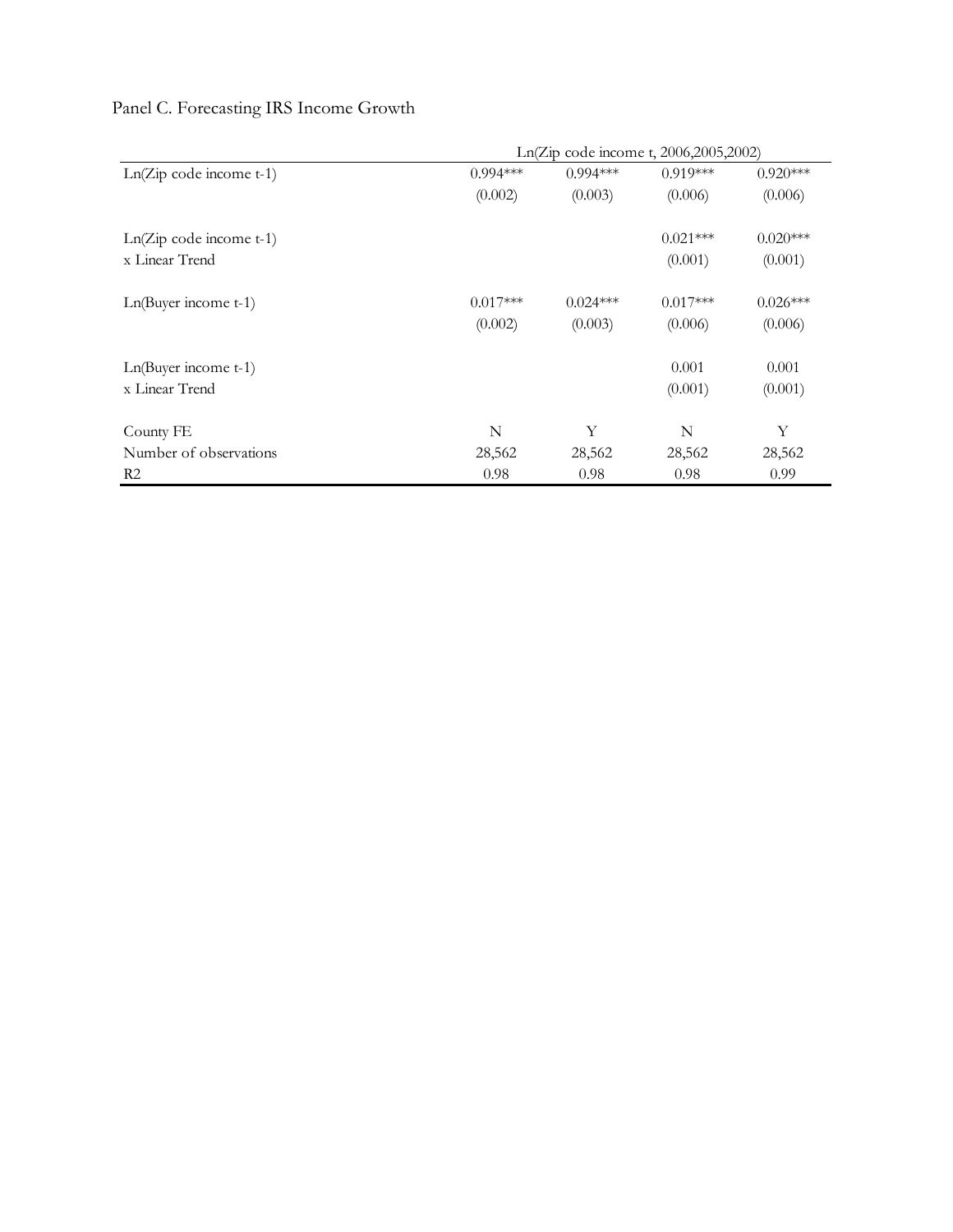Panel C. Forecasting IRS Income Growth

| | Ln(Zip code income t, 2006,2005,2002) | | | |
|---|---|---|---|---|
| Ln(Zip code income t-1) | 0.994*** | 0.994*** | 0.919*** | 0.920*** |
| | (0.002) | (0.003) | (0.006) | (0.006) |
| Ln(Zip code income t-1) x Linear Trend | | | 0.021*** | 0.020*** |
| | | | (0.001) | (0.001) |
| Ln(Buyer income t-1) | 0.017*** | 0.024*** | 0.017*** | 0.026*** |
| | (0.002) | (0.003) | (0.006) | (0.006) |
| Ln(Buyer income t-1) x Linear Trend | | | 0.001 | 0.001 |
| | | | (0.001) | (0.001) |
| County FE | N | Y | N | Y |
| Number of observations | 28,562 | 28,562 | 28,562 | 28,562 |
| R2 | 0.98 | 0.98 | 0.98 | 0.99 |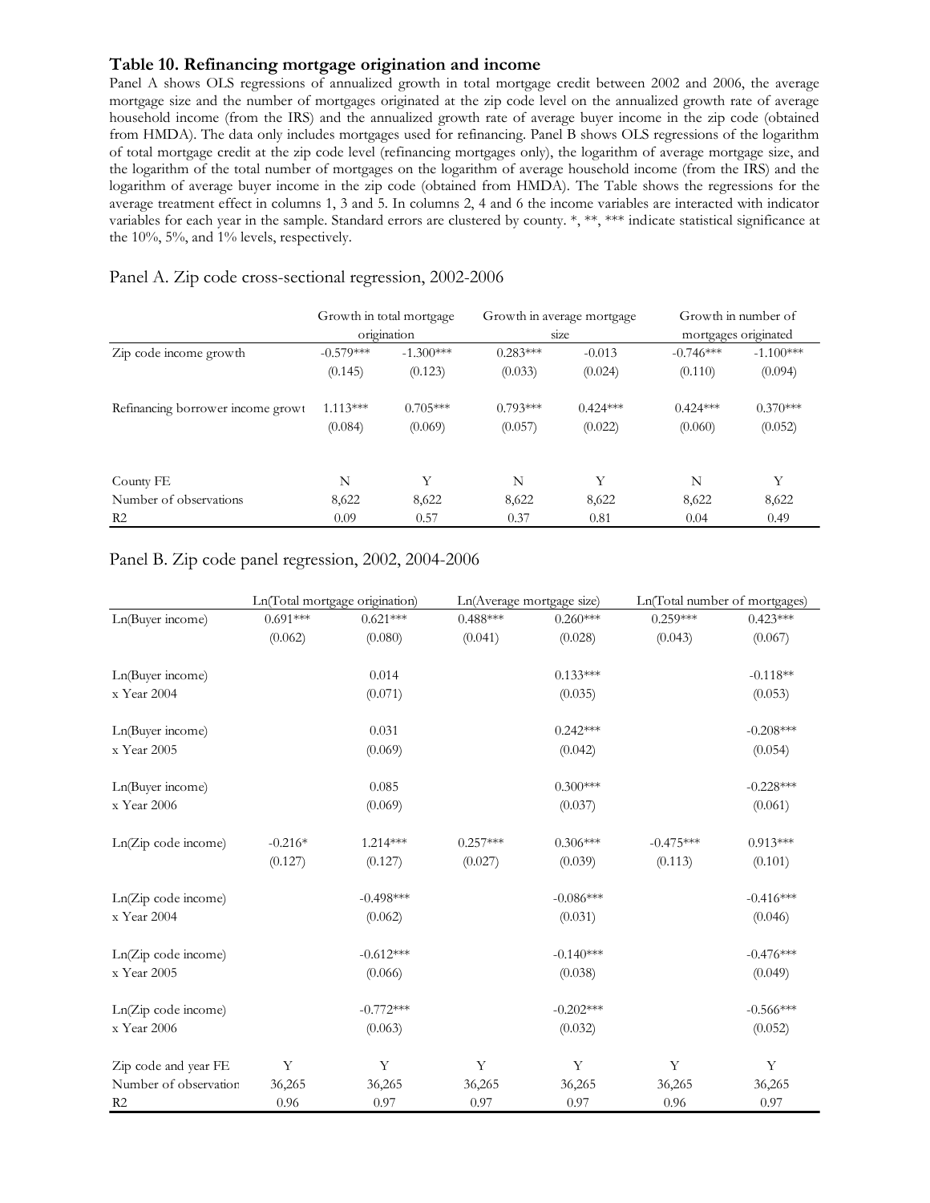### Table 10. Refinancing mortgage origination and income

Panel A shows OLS regressions of annualized growth in total mortgage credit between 2002 and 2006, the average mortgage size and the number of mortgages originated at the zip code level on the annualized growth rate of average household income (from the IRS) and the annualized growth rate of average buyer income in the zip code (obtained from HMDA). The data only includes mortgages used for refinancing. Panel B shows OLS regressions of the logarithm of total mortgage credit at the zip code level (refinancing mortgages only), the logarithm of average mortgage size, and the logarithm of the total number of mortgages on the logarithm of average household income (from the IRS) and the logarithm of average buyer income in the zip code (obtained from HMDA). The Table shows the regressions for the average treatment effect in columns 1, 3 and 5. In columns 2, 4 and 6 the income variables are interacted with indicator variables for each year in the sample. Standard errors are clustered by county. *, **, *** indicate statistical significance at the 10%, 5%, and 1% levels, respectively.

Panel A. Zip code cross-sectional regression, 2002-2006

| | Growth in total mortgage origination | | Growth in average mortgage size | | Growth in number of mortgages originated | |
|---|---|---|---|---|---|---|
| Zip code income growth | -0.579*** | -1.300*** | 0.283*** | -0.013 | -0.746*** | -1.100*** |
| | (0.145) | (0.123) | (0.033) | (0.024) | (0.110) | (0.094) |
| Refinancing borrower income growt | 1.113*** | 0.705*** | 0.793*** | 0.424*** | 0.424*** | 0.370*** |
| | (0.084) | (0.069) | (0.057) | (0.022) | (0.060) | (0.052) |
| County FE | N | Y | N | Y | N | Y |
| Number of observations | 8,622 | 8,622 | 8,622 | 8,622 | 8,622 | 8,622 |
| R2 | 0.09 | 0.57 | 0.37 | 0.81 | 0.04 | 0.49 |

Panel B. Zip code panel regression, 2002, 2004-2006

| | Ln(Total mortgage origination) | | Ln(Average mortgage size) | | Ln(Total number of mortgages) | |
|---|---|---|---|---|---|---|
| Ln(Buyer income) | 0.691*** | 0.621*** | 0.488*** | 0.260*** | 0.259*** | 0.423*** |
| | (0.062) | (0.080) | (0.041) | (0.028) | (0.043) | (0.067) |
| Ln(Buyer income) x Year 2004 | | 0.014 | | 0.133*** | | -0.118** |
| | | (0.071) | | (0.035) | | (0.053) |
| Ln(Buyer income) x Year 2005 | | 0.031 | | 0.242*** | | -0.208*** |
| | | (0.069) | | (0.042) | | (0.054) |
| Ln(Buyer income) x Year 2006 | | 0.085 | | 0.300*** | | -0.228*** |
| | | (0.069) | | (0.037) | | (0.061) |
| Ln(Zip code income) | -0.216* | 1.214*** | 0.257*** | 0.306*** | -0.475*** | 0.913*** |
| | (0.127) | (0.127) | (0.027) | (0.039) | (0.113) | (0.101) |
| Ln(Zip code income) x Year 2004 | | -0.498*** | | -0.086*** | | -0.416*** |
| | | (0.062) | | (0.031) | | (0.046) |
| Ln(Zip code income) x Year 2005 | | -0.612*** | | -0.140*** | | -0.476*** |
| | | (0.066) | | (0.038) | | (0.049) |
| Ln(Zip code income) x Year 2006 | | -0.772*** | | -0.202*** | | -0.566*** |
| | | (0.063) | | (0.032) | | (0.052) |
| Zip code and year FE | Y | Y | Y | Y | Y | Y |
| Number of observation | 36,265 | 36,265 | 36,265 | 36,265 | 36,265 | 36,265 |
| R2 | 0.96 | 0.97 | 0.97 | 0.97 | 0.96 | 0.97 |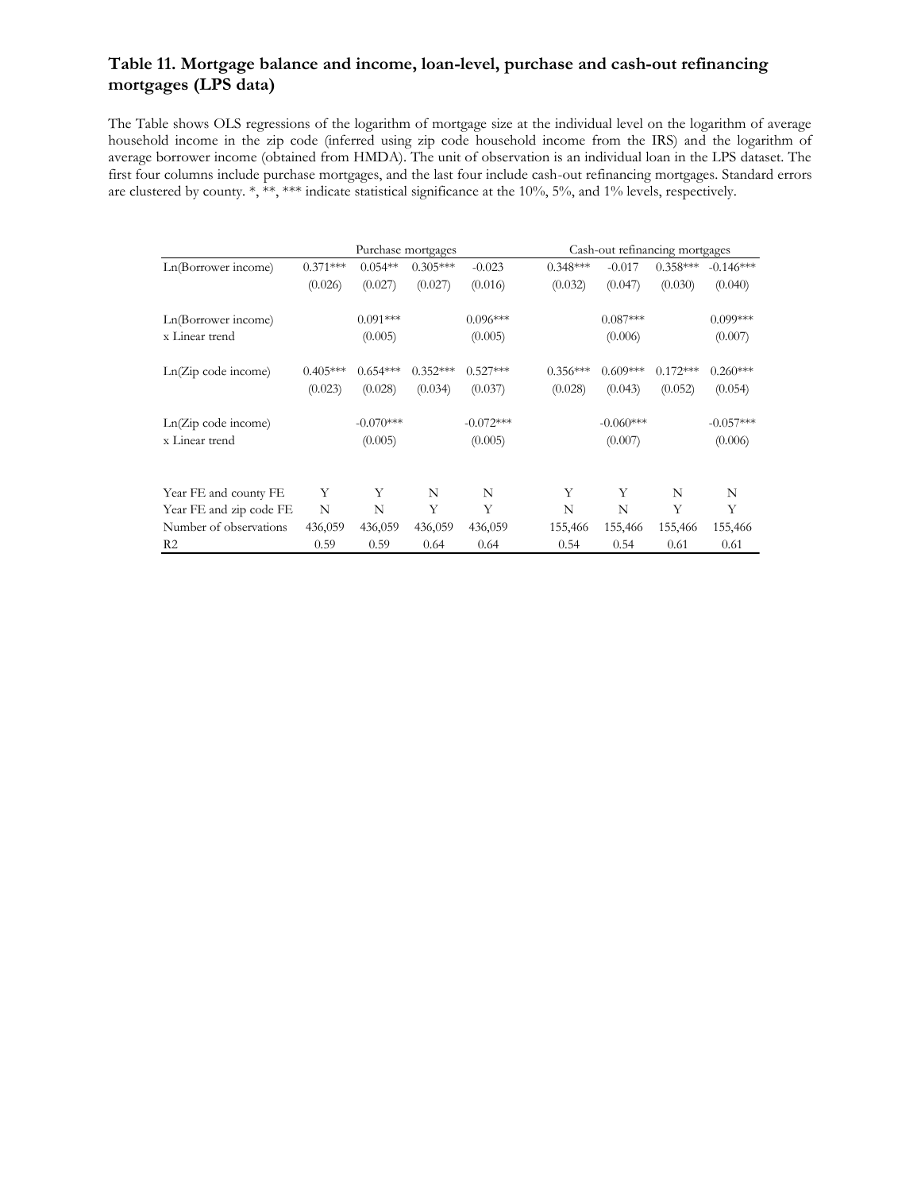### Table 11. Mortgage balance and income, loan-level, purchase and cash-out refinancing mortgages (LPS data)

The Table shows OLS regressions of the logarithm of mortgage size at the individual level on the logarithm of average household income in the zip code (inferred using zip code household income from the IRS) and the logarithm of average borrower income (obtained from HMDA). The unit of observation is an individual loan in the LPS dataset. The first four columns include purchase mortgages, and the last four include cash-out refinancing mortgages. Standard errors are clustered by county. *, **, *** indicate statistical significance at the 10%, 5%, and 1% levels, respectively.

| | Purchase mortgages | | | | Cash-out refinancing mortgages | | | |
|---|---|---|---|---|---|---|---|---|
| Ln(Borrower income) | 0.371*** | 0.054** | 0.305*** | -0.023 | 0.348*** | -0.017 | 0.358*** | -0.146*** |
| | (0.026) | (0.027) | (0.027) | (0.016) | (0.032) | (0.047) | (0.030) | (0.040) |
| Ln(Borrower income) x Linear trend | | 0.091*** | | 0.096*** | | 0.087*** | | 0.099*** |
| | | (0.005) | | (0.005) | | (0.006) | | (0.007) |
| Ln(Zip code income) | 0.405*** | 0.654*** | 0.352*** | 0.527*** | 0.356*** | 0.609*** | 0.172*** | 0.260*** |
| | (0.023) | (0.028) | (0.034) | (0.037) | (0.028) | (0.043) | (0.052) | (0.054) |
| Ln(Zip code income) x Linear trend | | -0.070*** | | -0.072*** | | -0.060*** | | -0.057*** |
| | | (0.005) | | (0.005) | | (0.007) | | (0.006) |
| Year FE and county FE | Y | Y | N | N | Y | Y | N | N |
| Year FE and zip code FE | N | N | Y | Y | N | N | Y | Y |
| Number of observations | 436,059 | 436,059 | 436,059 | 436,059 | 155,466 | 155,466 | 155,466 | 155,466 |
| $R2$ | 0.59 | 0.59 | 0.64 | 0.64 | 0.54 | 0.54 | 0.61 | 0.61 |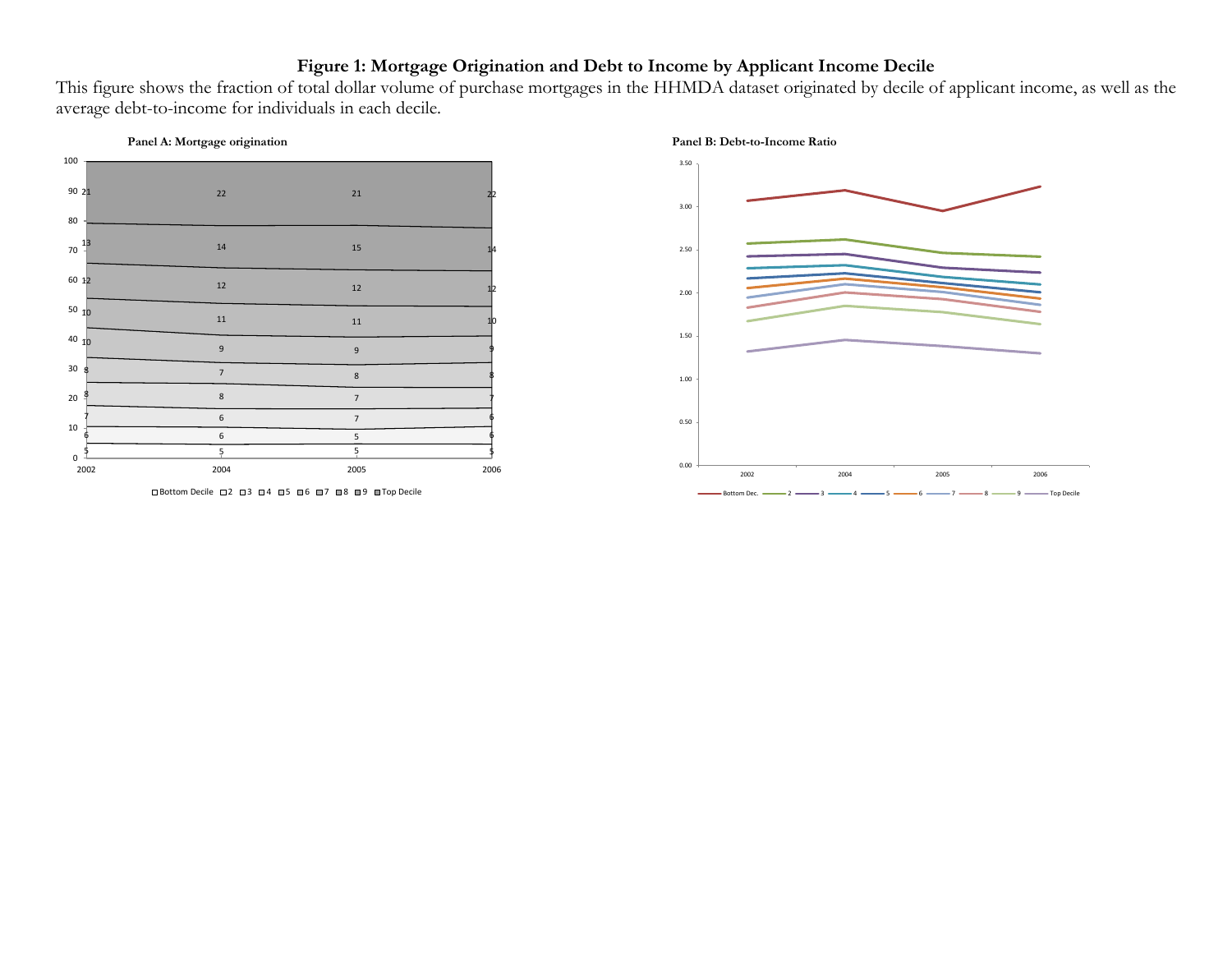# Figure 1: Mortgage Origination and Debt to Income by Applicant Income Decile

This figure shows the fraction of total dollar volume of purchase mortgages in the HHMDA dataset originated by decile of applicant income, as well as the average debt-to-income for individuals in each decile.

**Panel A: Mortgage origination**

| Decile | 2002 | 2004 | 2005 | 2006 |
|---|---|---|---|---|
| Bottom Decile | 5 | 5 | 5 | 5 |
| 2 | 6 | 6 | 5 | 6 |
| 3 | 7 | 6 | 7 | 6 |
| 4 | 8 | 8 | 7 | 7 |
| 5 | 8 | 7 | 8 | 8 |
| 6 | 10 | 9 | 9 | 9 |
| 7 | 10 | 11 | 11 | 10 |
| 8 | 12 | 12 | 12 | 12 |
| 9 | 13 | 14 | 15 | 14 |
| Top Decile | 21 | 22 | 21 | 22 |

**Panel B: Debt-to-Income Ratio**

Legend: Bottom Dec., 2, 3, 4, 5, 6, 7, 8, 9, Top Decile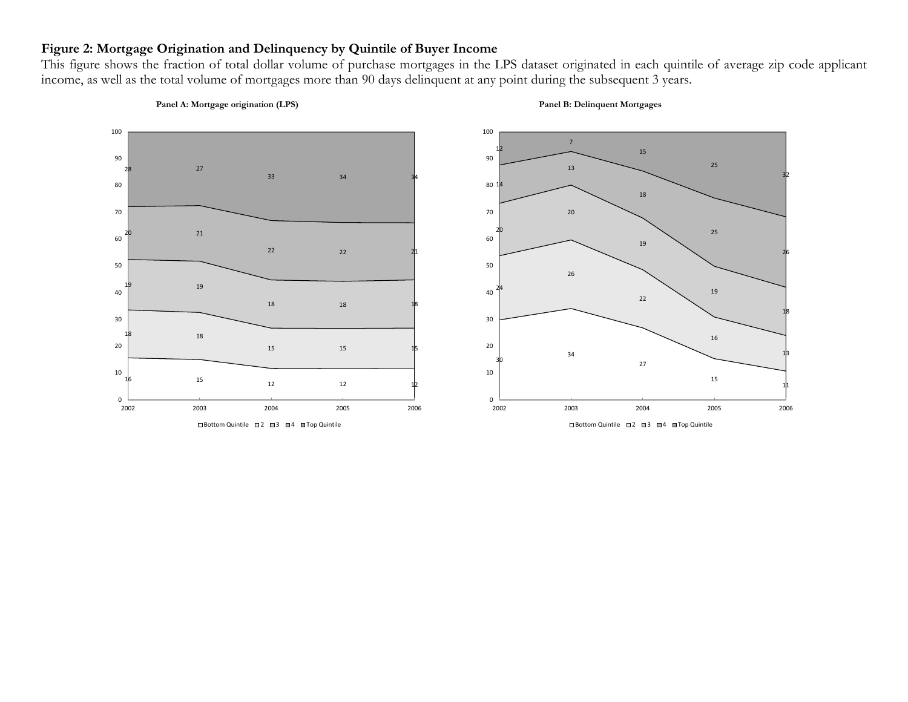**Figure 2: Mortgage Origination and Delinquency by Quintile of Buyer Income**

This figure shows the fraction of total dollar volume of purchase mortgages in the LPS dataset originated in each quintile of average zip code applicant income, as well as the total volume of mortgages more than 90 days delinquent at any point during the subsequent 3 years.

**Panel A: Mortgage origination (LPS)**

| Quintile | 2002 | 2003 | 2004 | 2005 | 2006 |
|---|---|---|---|---|---|
| Bottom Quintile | 16 | 15 | 12 | 12 | 12 |
| 2 | 18 | 18 | 15 | 15 | 15 |
| 3 | 19 | 19 | 18 | 18 | 18 |
| 4 | 20 | 21 | 22 | 22 | 21 |
| Top Quintile | 28 | 27 | 33 | 34 | 34 |

**Panel B: Delinquent Mortgages**

| Quintile | 2002 | 2003 | 2004 | 2005 | 2006 |
|---|---|---|---|---|---|
| Bottom Quintile | 30 | 34 | 27 | 15 | 11 |
| 2 | 24 | 26 | 22 | 16 | 13 |
| 3 | 20 | 20 | 19 | 19 | 18 |
| 4 | 14 | 13 | 18 | 25 | 26 |
| Top Quintile | 12 | 7 | 15 | 25 | 32 |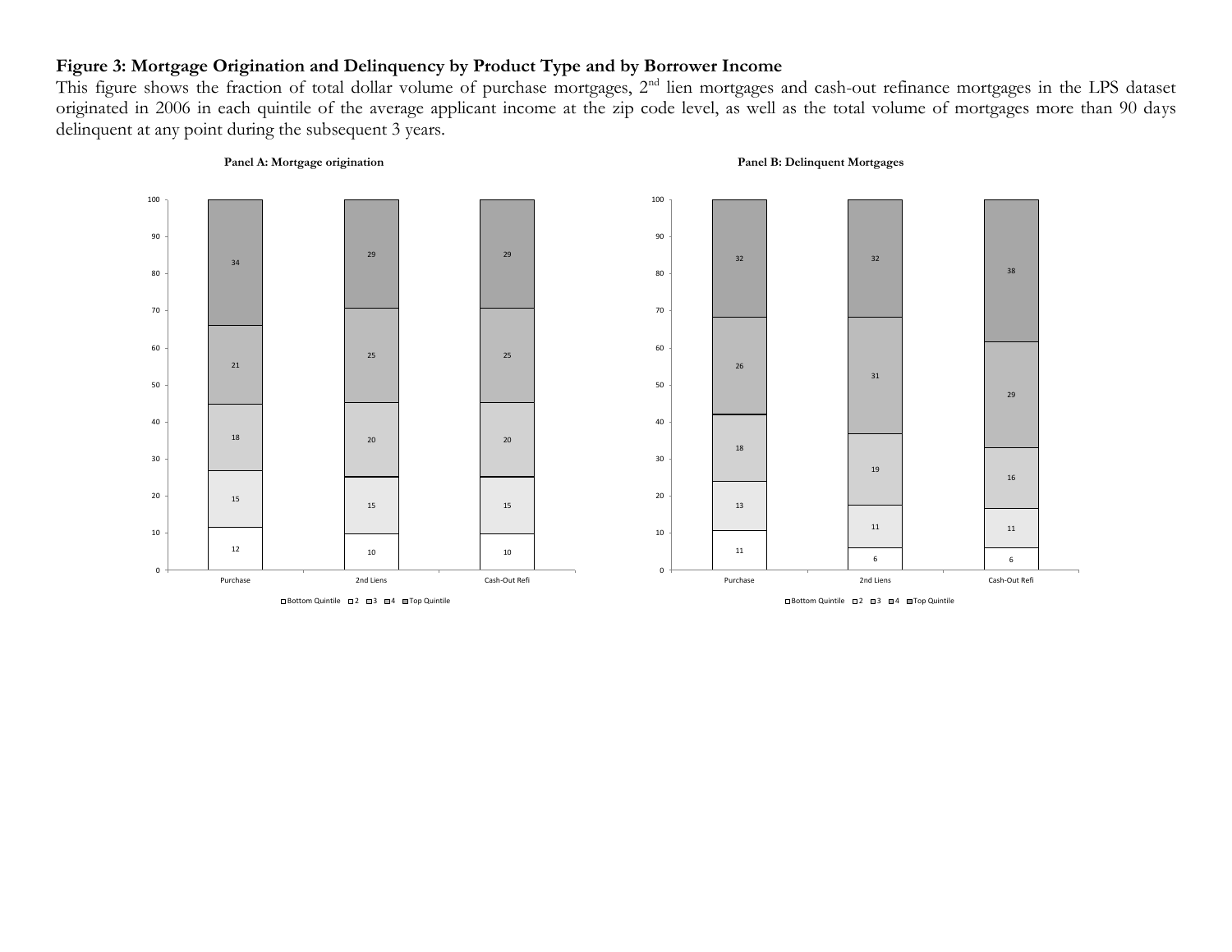**Figure 3: Mortgage Origination and Delinquency by Product Type and by Borrower Income**

This figure shows the fraction of total dollar volume of purchase mortgages, 2[nd] lien mortgages and cash-out refinance mortgages in the LPS dataset originated in 2006 in each quintile of the average applicant income at the zip code level, as well as the total volume of mortgages more than 90 days delinquent at any point during the subsequent 3 years.

**Panel A: Mortgage origination**

| | Purchase | 2nd Liens | Cash-Out Refi |
|---|---|---|---|
| Bottom Quintile | 12 | 10 | 10 |
| 2 | 15 | 15 | 15 |
| 3 | 18 | 20 | 20 |
| 4 | 21 | 25 | 25 |
| Top Quintile | 34 | 29 | 29 |

**Panel B: Delinquent Mortgages**

| | Purchase | 2nd Liens | Cash-Out Refi |
|---|---|---|---|
| Bottom Quintile | 11 | 6 | 6 |
| 2 | 13 | 11 | 11 |
| 3 | 18 | 19 | 16 |
| 4 | 26 | 31 | 29 |
| Top Quintile | 32 | 32 | 38 |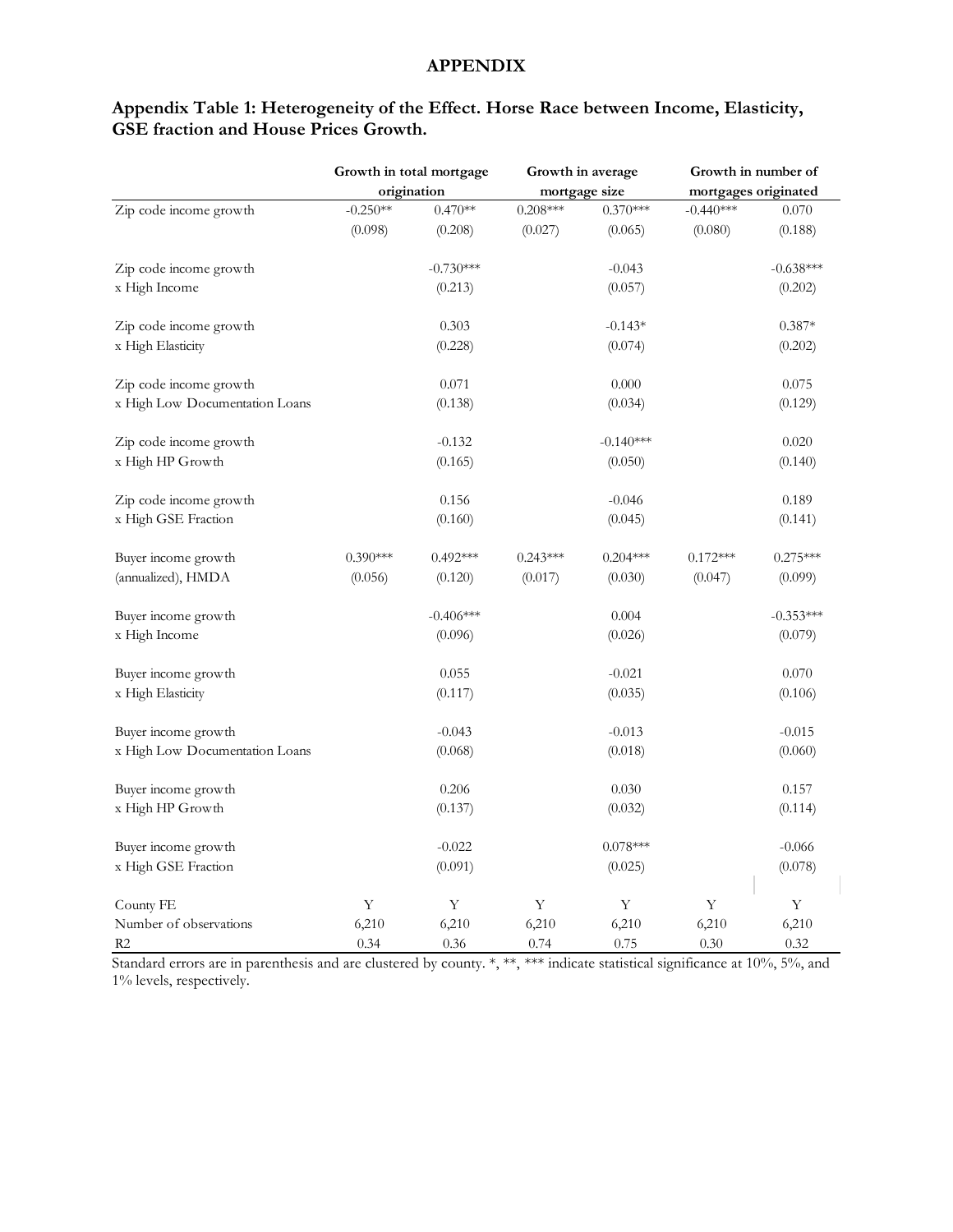## APPENDIX

### Appendix Table 1: Heterogeneity of the Effect. Horse Race between Income, Elasticity, GSE fraction and House Prices Growth.

| | Growth in total mortgage origination | | Growth in average mortgage size | | Growth in number of mortgages originated | |
|---|---|---|---|---|---|---|
| Zip code income growth | -0.250** | 0.470** | 0.208*** | 0.370*** | -0.440*** | 0.070 |
| | (0.098) | (0.208) | (0.027) | (0.065) | (0.080) | (0.188) |
| Zip code income growth x High Income | | -0.730*** | | -0.043 | | -0.638*** |
| | | (0.213) | | (0.057) | | (0.202) |
| Zip code income growth x High Elasticity | | 0.303 | | -0.143* | | 0.387* |
| | | (0.228) | | (0.074) | | (0.202) |
| Zip code income growth x High Low Documentation Loans | | 0.071 | | 0.000 | | 0.075 |
| | | (0.138) | | (0.034) | | (0.129) |
| Zip code income growth x High HP Growth | | -0.132 | | -0.140*** | | 0.020 |
| | | (0.165) | | (0.050) | | (0.140) |
| Zip code income growth x High GSE Fraction | | 0.156 | | -0.046 | | 0.189 |
| | | (0.160) | | (0.045) | | (0.141) |
| Buyer income growth (annualized), HMDA | 0.390*** | 0.492*** | 0.243*** | 0.204*** | 0.172*** | 0.275*** |
| | (0.056) | (0.120) | (0.017) | (0.030) | (0.047) | (0.099) |
| Buyer income growth x High Income | | -0.406*** | | 0.004 | | -0.353*** |
| | | (0.096) | | (0.026) | | (0.079) |
| Buyer income growth x High Elasticity | | 0.055 | | -0.021 | | 0.070 |
| | | (0.117) | | (0.035) | | (0.106) |
| Buyer income growth x High Low Documentation Loans | | -0.043 | | -0.013 | | -0.015 |
| | | (0.068) | | (0.018) | | (0.060) |
| Buyer income growth x High HP Growth | | 0.206 | | 0.030 | | 0.157 |
| | | (0.137) | | (0.032) | | (0.114) |
| Buyer income growth x High GSE Fraction | | -0.022 | | 0.078*** | | -0.066 |
| | | (0.091) | | (0.025) | | (0.078) |
| County FE | Y | Y | Y | Y | Y | Y |
| Number of observations | 6,210 | 6,210 | 6,210 | 6,210 | 6,210 | 6,210 |
| R2 | 0.34 | 0.36 | 0.74 | 0.75 | 0.30 | 0.32 |

Standard errors are in parenthesis and are clustered by county. *, **, *** indicate statistical significance at 10%, 5%, and 1% levels, respectively.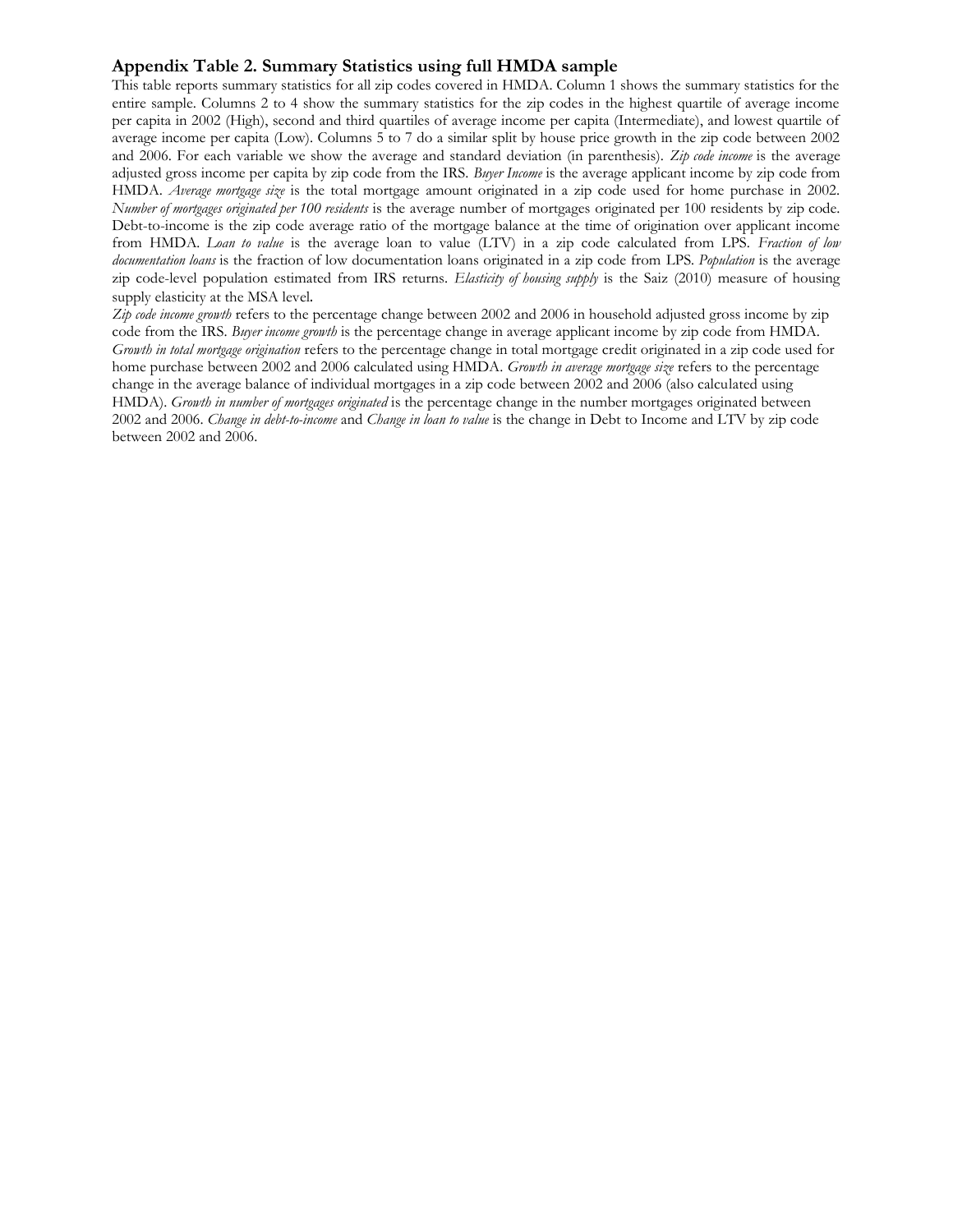### Appendix Table 2. Summary Statistics using full HMDA sample

This table reports summary statistics for all zip codes covered in HMDA. Column 1 shows the summary statistics for the entire sample. Columns 2 to 4 show the summary statistics for the zip codes in the highest quartile of average income per capita in 2002 (High), second and third quartiles of average income per capita (Intermediate), and lowest quartile of average income per capita (Low). Columns 5 to 7 do a similar split by house price growth in the zip code between 2002 and 2006. For each variable we show the average and standard deviation (in parenthesis). *Zip code income* is the average adjusted gross income per capita by zip code from the IRS. *Buyer Income* is the average applicant income by zip code from HMDA. *Average mortgage size* is the total mortgage amount originated in a zip code used for home purchase in 2002. *Number of mortgages originated per 100 residents* is the average number of mortgages originated per 100 residents by zip code. Debt-to-income is the zip code average ratio of the mortgage balance at the time of origination over applicant income from HMDA. *Loan to value* is the average loan to value (LTV) in a zip code calculated from LPS. *Fraction of low documentation loans* is the fraction of low documentation loans originated in a zip code from LPS. *Population* is the average zip code-level population estimated from IRS returns. *Elasticity of housing supply* is the Saiz (2010) measure of housing supply elasticity at the MSA level.

*Zip code income growth* refers to the percentage change between 2002 and 2006 in household adjusted gross income by zip code from the IRS. *Buyer income growth* is the percentage change in average applicant income by zip code from HMDA. *Growth in total mortgage origination* refers to the percentage change in total mortgage credit originated in a zip code used for home purchase between 2002 and 2006 calculated using HMDA. *Growth in average mortgage size* refers to the percentage change in the average balance of individual mortgages in a zip code between 2002 and 2006 (also calculated using HMDA). *Growth in number of mortgages originated* is the percentage change in the number mortgages originated between 2002 and 2006. *Change in debt-to-income* and *Change in loan to value* is the change in Debt to Income and LTV by zip code between 2002 and 2006.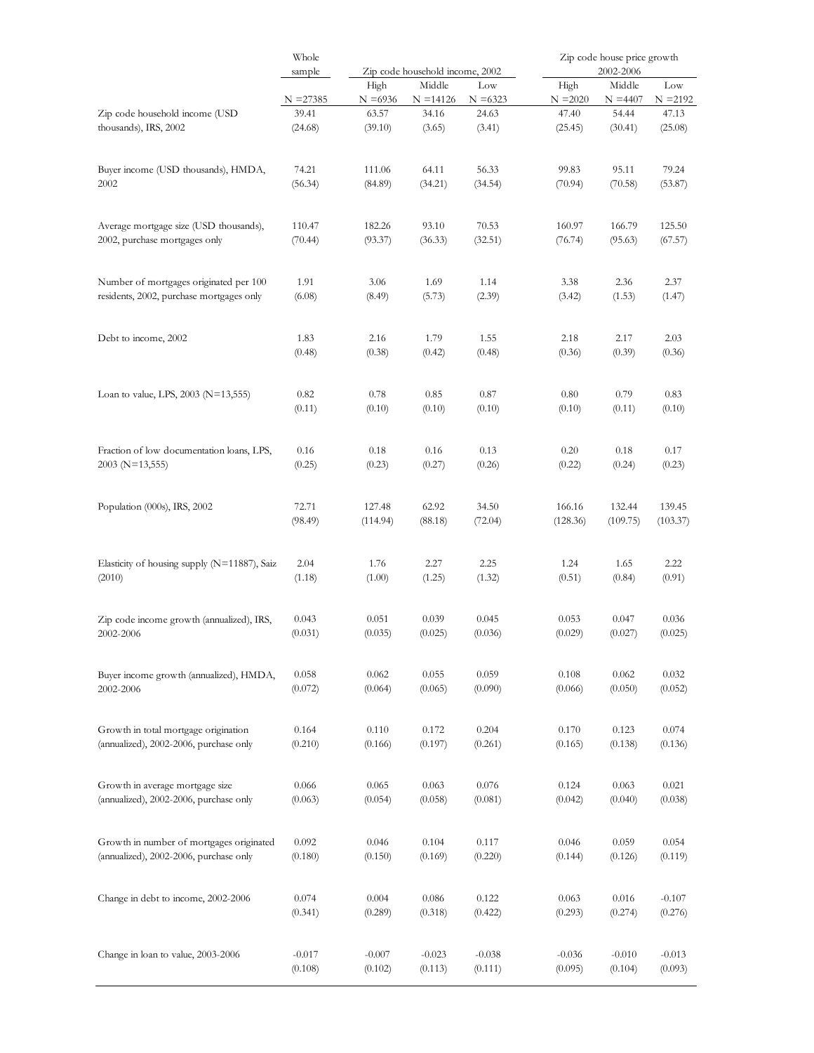| | Whole sample | Zip code household income, 2002 | | | Zip code house price growth 2002-2006 | | |
|---|---|---|---|---|---|---|---|
| | | High | Middle | Low | High | Middle | Low |
| | N =27385 | N =6936 | N =14126 | N =6323 | N =2020 | N =4407 | N =2192 |
| Zip code household income (USD thousands), IRS, 2002 | 39.41 | 63.57 | 34.16 | 24.63 | 47.40 | 54.44 | 47.13 |
| | (24.68) | (39.10) | (3.65) | (3.41) | (25.45) | (30.41) | (25.08) |
| Buyer income (USD thousands), HMDA, 2002 | 74.21 | 111.06 | 64.11 | 56.33 | 99.83 | 95.11 | 79.24 |
| | (56.34) | (84.89) | (34.21) | (34.54) | (70.94) | (70.58) | (53.87) |
| Average mortgage size (USD thousands), 2002, purchase mortgages only | 110.47 | 182.26 | 93.10 | 70.53 | 160.97 | 166.79 | 125.50 |
| | (70.44) | (93.37) | (36.33) | (32.51) | (76.74) | (95.63) | (67.57) |
| Number of mortgages originated per 100 residents, 2002, purchase mortgages only | 1.91 | 3.06 | 1.69 | 1.14 | 3.38 | 2.36 | 2.37 |
| | (6.08) | (8.49) | (5.73) | (2.39) | (3.42) | (1.53) | (1.47) |
| Debt to income, 2002 | 1.83 | 2.16 | 1.79 | 1.55 | 2.18 | 2.17 | 2.03 |
| | (0.48) | (0.38) | (0.42) | (0.48) | (0.36) | (0.39) | (0.36) |
| Loan to value, LPS, 2003 (N=13,555) | 0.82 | 0.78 | 0.85 | 0.87 | 0.80 | 0.79 | 0.83 |
| | (0.11) | (0.10) | (0.10) | (0.10) | (0.10) | (0.11) | (0.10) |
| Fraction of low documentation loans, LPS, 2003 (N=13,555) | 0.16 | 0.18 | 0.16 | 0.13 | 0.20 | 0.18 | 0.17 |
| | (0.25) | (0.23) | (0.27) | (0.26) | (0.22) | (0.24) | (0.23) |
| Population (000s), IRS, 2002 | 72.71 | 127.48 | 62.92 | 34.50 | 166.16 | 132.44 | 139.45 |
| | (98.49) | (114.94) | (88.18) | (72.04) | (128.36) | (109.75) | (103.37) |
| Elasticity of housing supply (N=11887), Saiz (2010) | 2.04 | 1.76 | 2.27 | 2.25 | 1.24 | 1.65 | 2.22 |
| | (1.18) | (1.00) | (1.25) | (1.32) | (0.51) | (0.84) | (0.91) |
| Zip code income growth (annualized), IRS, 2002-2006 | 0.043 | 0.051 | 0.039 | 0.045 | 0.053 | 0.047 | 0.036 |
| | (0.031) | (0.035) | (0.025) | (0.036) | (0.029) | (0.027) | (0.025) |
| Buyer income growth (annualized), HMDA, 2002-2006 | 0.058 | 0.062 | 0.055 | 0.059 | 0.108 | 0.062 | 0.032 |
| | (0.072) | (0.064) | (0.065) | (0.090) | (0.066) | (0.050) | (0.052) |
| Growth in total mortgage origination (annualized), 2002-2006, purchase only | 0.164 | 0.110 | 0.172 | 0.204 | 0.170 | 0.123 | 0.074 |
| | (0.210) | (0.166) | (0.197) | (0.261) | (0.165) | (0.138) | (0.136) |
| Growth in average mortgage size (annualized), 2002-2006, purchase only | 0.066 | 0.065 | 0.063 | 0.076 | 0.124 | 0.063 | 0.021 |
| | (0.063) | (0.054) | (0.058) | (0.081) | (0.042) | (0.040) | (0.038) |
| Growth in number of mortgages originated (annualized), 2002-2006, purchase only | 0.092 | 0.046 | 0.104 | 0.117 | 0.046 | 0.059 | 0.054 |
| | (0.180) | (0.150) | (0.169) | (0.220) | (0.144) | (0.126) | (0.119) |
| Change in debt to income, 2002-2006 | 0.074 | 0.004 | 0.086 | 0.122 | 0.063 | 0.016 | -0.107 |
| | (0.341) | (0.289) | (0.318) | (0.422) | (0.293) | (0.274) | (0.276) |
| Change in loan to value, 2003-2006 | -0.017 | -0.007 | -0.023 | -0.038 | -0.036 | -0.010 | -0.013 |
| | (0.108) | (0.102) | (0.113) | (0.111) | (0.095) | (0.104) | (0.093) |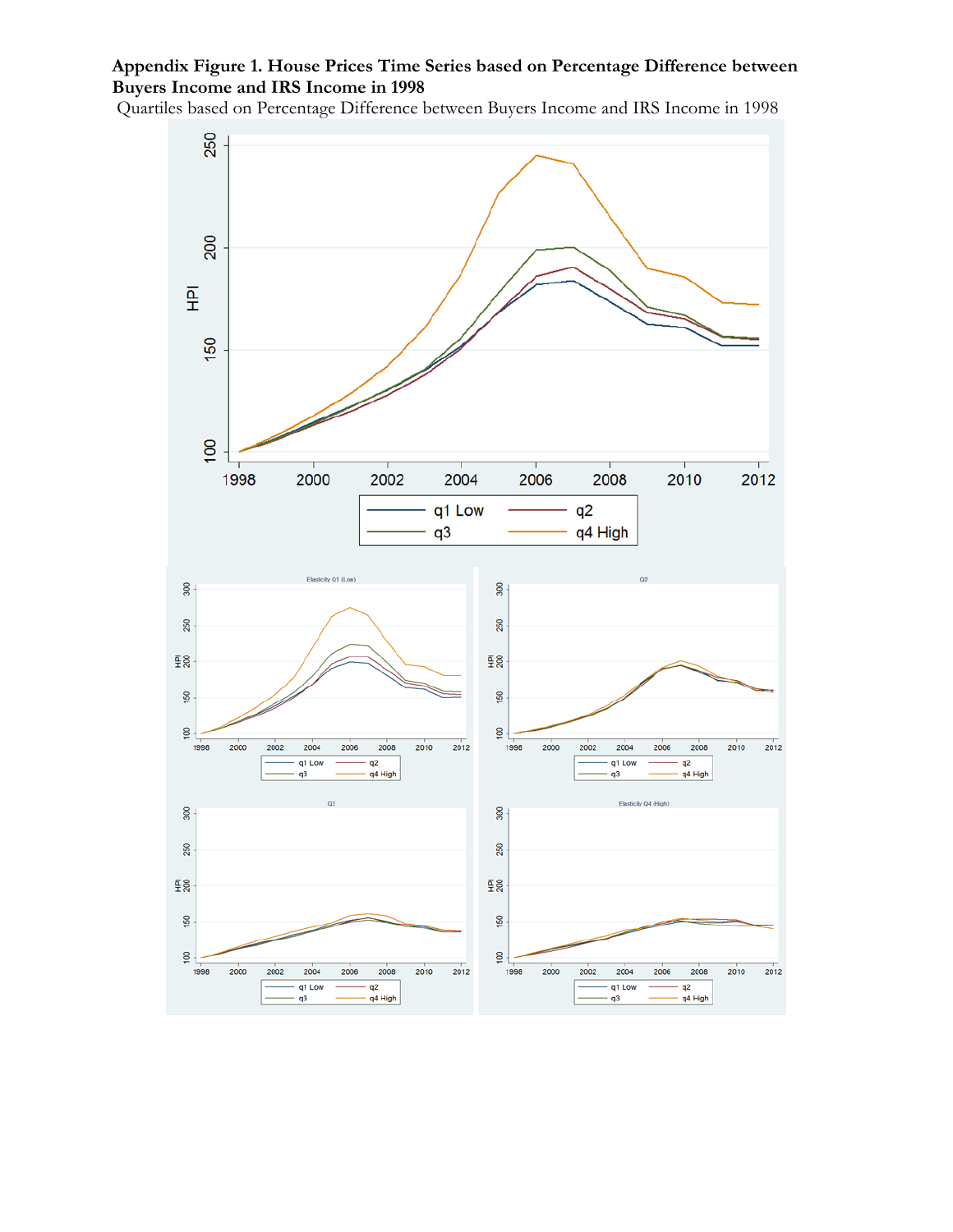**Appendix Figure 1. House Prices Time Series based on Percentage Difference between Buyers Income and IRS Income in 1998**

Quartiles based on Percentage Difference between Buyers Income and IRS Income in 1998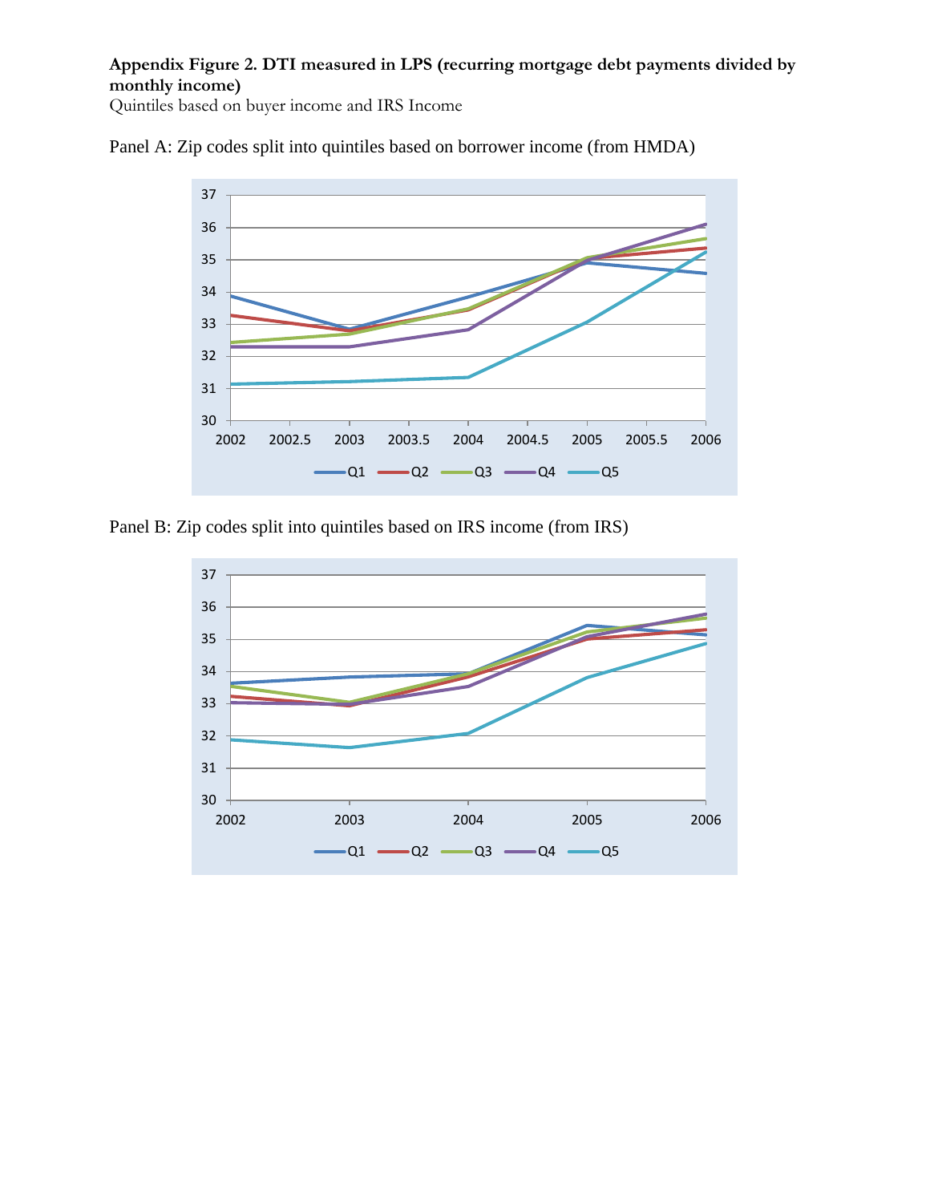**Appendix Figure 2. DTI measured in LPS (recurring mortgage debt payments divided by monthly income)**

Quintiles based on buyer income and IRS Income

Panel A: Zip codes split into quintiles based on borrower income (from HMDA)

37
36
35
34
33
32
31
30

2002 2002.5 2003 2003.5 2004 2004.5 2005 2005.5 2006

Q1 Q2 Q3 Q4 Q5

Panel B: Zip codes split into quintiles based on IRS income (from IRS)

37
36
35
34
33
32
31
30

2002 2003 2004 2005 2006

Q1 Q2 Q3 Q4 Q5